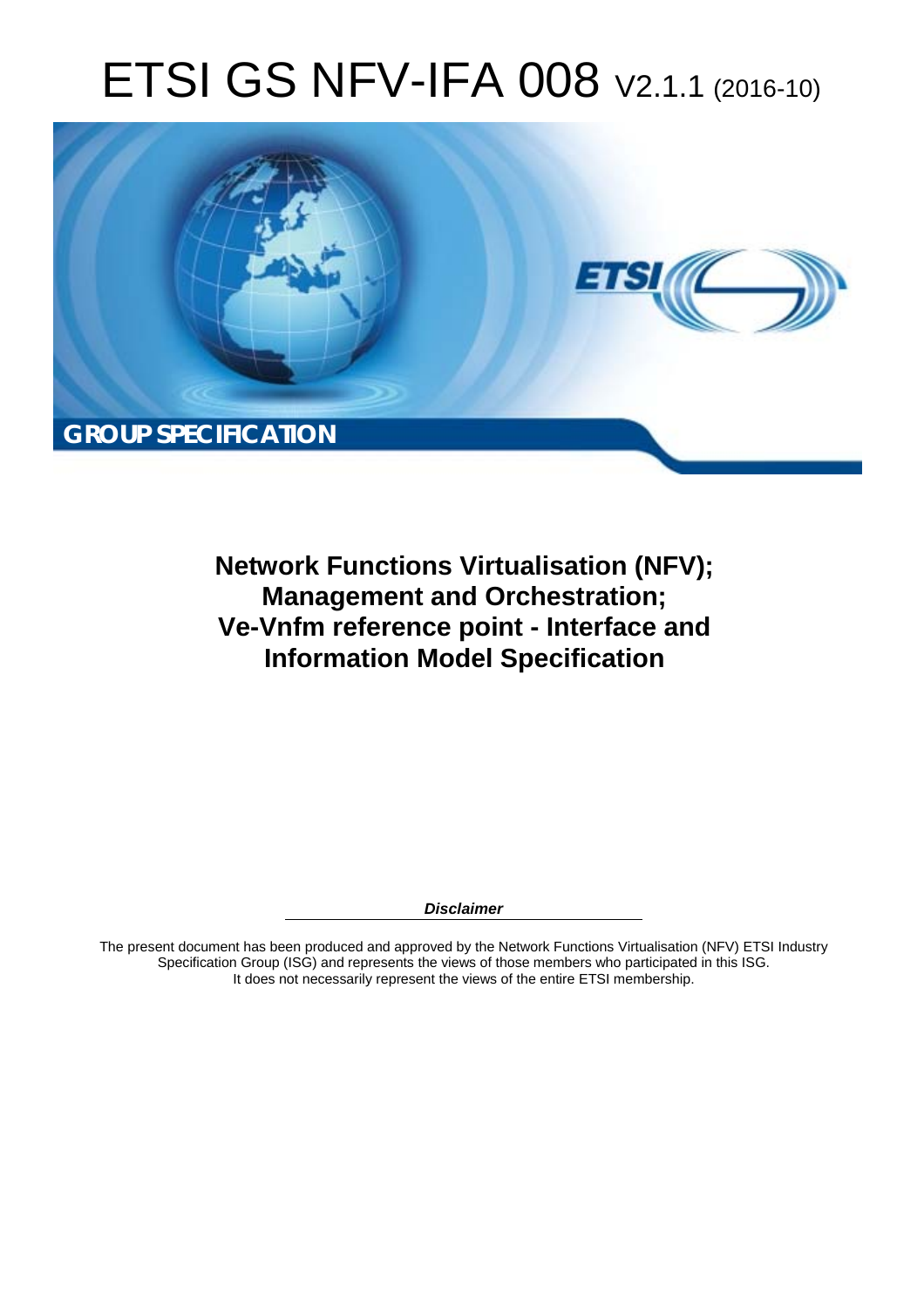# ETSI GS NFV-IFA 008 V2.1.1 (2016-10)

**GROUP SPECIFICATION**

## Network Functions Virtualisation (NFV); Management and Orchestration; Ve-Vnfm reference point - Interface and Information Model Specification

***Disclaimer***

The present document has been produced and approved by the Network Functions Virtualisation (NFV) ETSI Industry Specification Group (ISG) and represents the views of those members who participated in this ISG. It does not necessarily represent the views of the entire ETSI membership.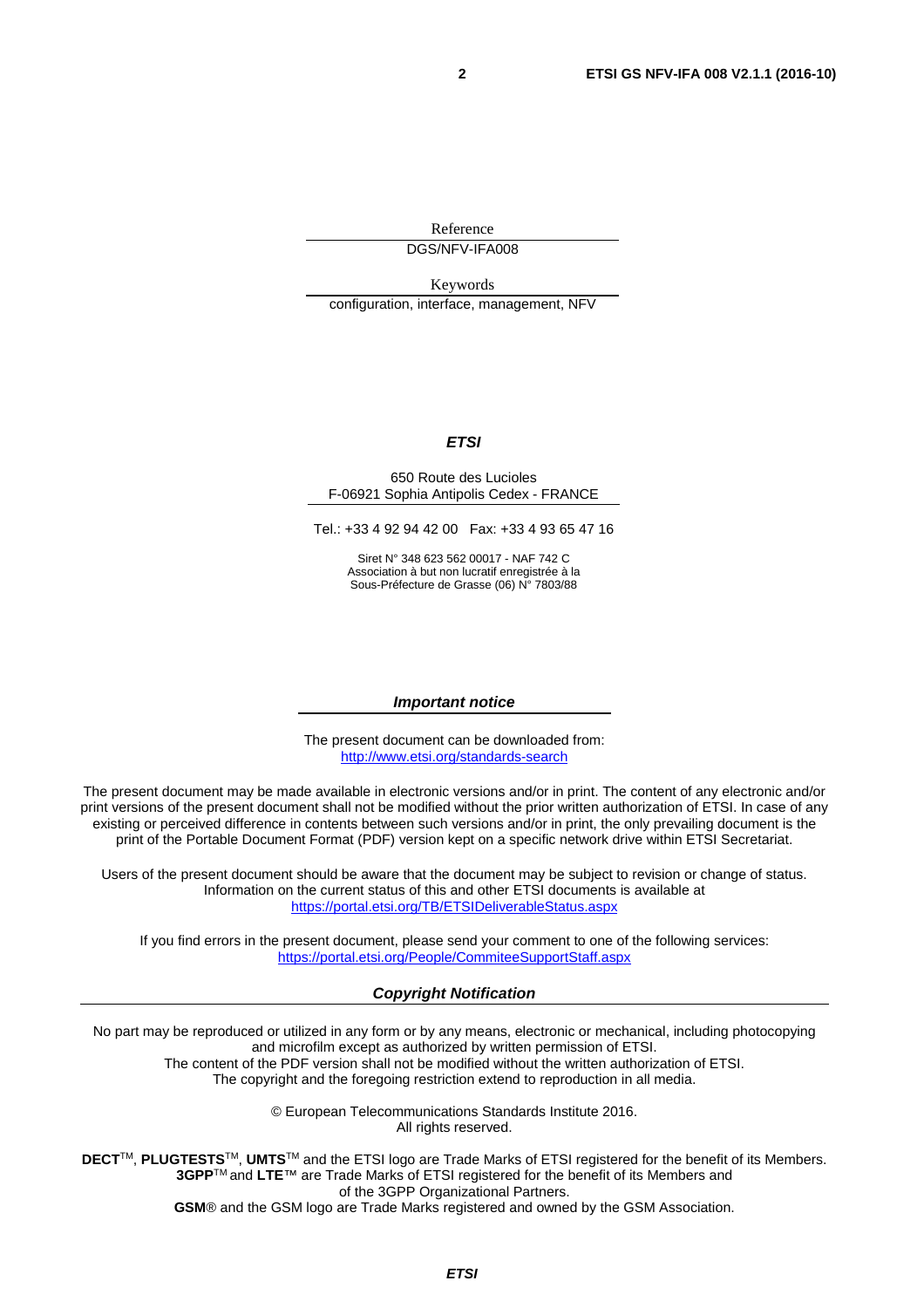Reference

DGS/NFV-IFA008

Keywords

configuration, interface, management, NFV

***ETSI***

650 Route des Lucioles
F-06921 Sophia Antipolis Cedex - FRANCE

Tel.: +33 4 92 94 42 00 Fax: +33 4 93 65 47 16

Siret N° 348 623 562 00017 - NAF 742 C
Association à but non lucratif enregistrée à la
Sous-Préfecture de Grasse (06) N° 7803/88

***Important notice***

The present document can be downloaded from:
http://www.etsi.org/standards-search

The present document may be made available in electronic versions and/or in print. The content of any electronic and/or print versions of the present document shall not be modified without the prior written authorization of ETSI. In case of any existing or perceived difference in contents between such versions and/or in print, the only prevailing document is the print of the Portable Document Format (PDF) version kept on a specific network drive within ETSI Secretariat.

Users of the present document should be aware that the document may be subject to revision or change of status. Information on the current status of this and other ETSI documents is available at
https://portal.etsi.org/TB/ETSIDeliverableStatus.aspx

If you find errors in the present document, please send your comment to one of the following services:
https://portal.etsi.org/People/CommiteeSupportStaff.aspx

***Copyright Notification***

No part may be reproduced or utilized in any form or by any means, electronic or mechanical, including photocopying and microfilm except as authorized by written permission of ETSI.
The content of the PDF version shall not be modified without the written authorization of ETSI.
The copyright and the foregoing restriction extend to reproduction in all media.

© European Telecommunications Standards Institute 2016.
All rights reserved.

**DECT**™, **PLUGTESTS**™, **UMTS**™ and the ETSI logo are Trade Marks of ETSI registered for the benefit of its Members.
**3GPP**™ and **LTE**™ are Trade Marks of ETSI registered for the benefit of its Members and of the 3GPP Organizational Partners.
**GSM**® and the GSM logo are Trade Marks registered and owned by the GSM Association.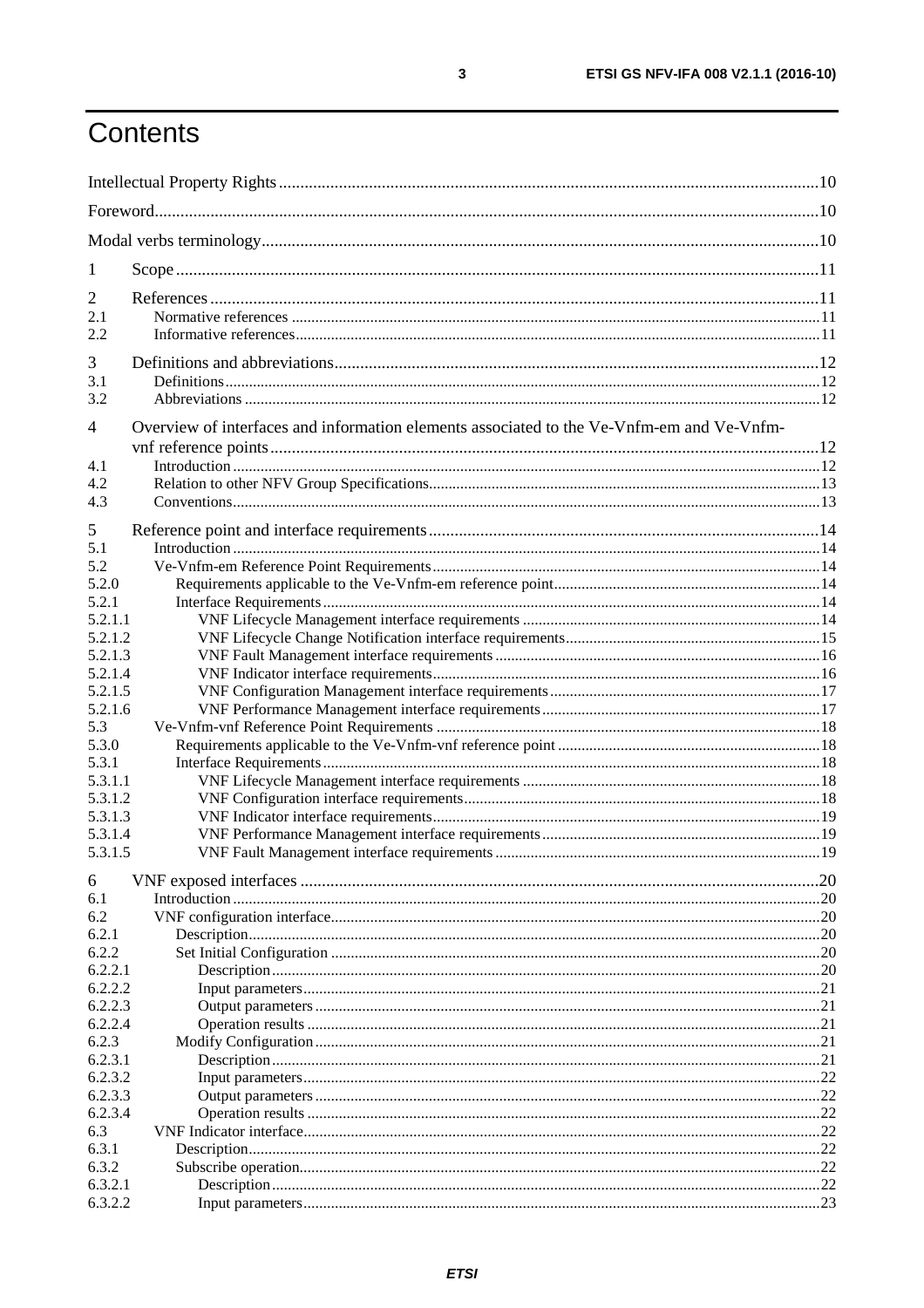# Contents

Intellectual Property Rights ............................................................ 10
Foreword ............................................................ 10
Modal verbs terminology ............................................................ 10

1 Scope ............................................................ 11

2 References ............................................................ 11
2.1 Normative references ............................................................ 11
2.2 Informative references ............................................................ 11

3 Definitions and abbreviations ............................................................ 12
3.1 Definitions ............................................................ 12
3.2 Abbreviations ............................................................ 12

4 Overview of interfaces and information elements associated to the Ve-Vnfm-em and Ve-Vnfm-vnf reference points ............................................................ 12
4.1 Introduction ............................................................ 12
4.2 Relation to other NFV Group Specifications ............................................................ 13
4.3 Conventions ............................................................ 13

5 Reference point and interface requirements ............................................................ 14
5.1 Introduction ............................................................ 14
5.2 Ve-Vnfm-em Reference Point Requirements ............................................................ 14
5.2.0 Requirements applicable to the Ve-Vnfm-em reference point ............................................................ 14
5.2.1 Interface Requirements ............................................................ 14
5.2.1.1 VNF Lifecycle Management interface requirements ............................................................ 14
5.2.1.2 VNF Lifecycle Change Notification interface requirements ............................................................ 15
5.2.1.3 VNF Fault Management interface requirements ............................................................ 16
5.2.1.4 VNF Indicator interface requirements ............................................................ 16
5.2.1.5 VNF Configuration Management interface requirements ............................................................ 17
5.2.1.6 VNF Performance Management interface requirements ............................................................ 17
5.3 Ve-Vnfm-vnf Reference Point Requirements ............................................................ 18
5.3.0 Requirements applicable to the Ve-Vnfm-vnf reference point ............................................................ 18
5.3.1 Interface Requirements ............................................................ 18
5.3.1.1 VNF Lifecycle Management interface requirements ............................................................ 18
5.3.1.2 VNF Configuration interface requirements ............................................................ 18
5.3.1.3 VNF Indicator interface requirements ............................................................ 19
5.3.1.4 VNF Performance Management interface requirements ............................................................ 19
5.3.1.5 VNF Fault Management interface requirements ............................................................ 19

6 VNF exposed interfaces ............................................................ 20
6.1 Introduction ............................................................ 20
6.2 VNF configuration interface ............................................................ 20
6.2.1 Description ............................................................ 20
6.2.2 Set Initial Configuration ............................................................ 20
6.2.2.1 Description ............................................................ 20
6.2.2.2 Input parameters ............................................................ 21
6.2.2.3 Output parameters ............................................................ 21
6.2.2.4 Operation results ............................................................ 21
6.2.3 Modify Configuration ............................................................ 21
6.2.3.1 Description ............................................................ 21
6.2.3.2 Input parameters ............................................................ 22
6.2.3.3 Output parameters ............................................................ 22
6.2.3.4 Operation results ............................................................ 22
6.3 VNF Indicator interface ............................................................ 22
6.3.1 Description ............................................................ 22
6.3.2 Subscribe operation ............................................................ 22
6.3.2.1 Description ............................................................ 22
6.3.2.2 Input parameters ............................................................ 23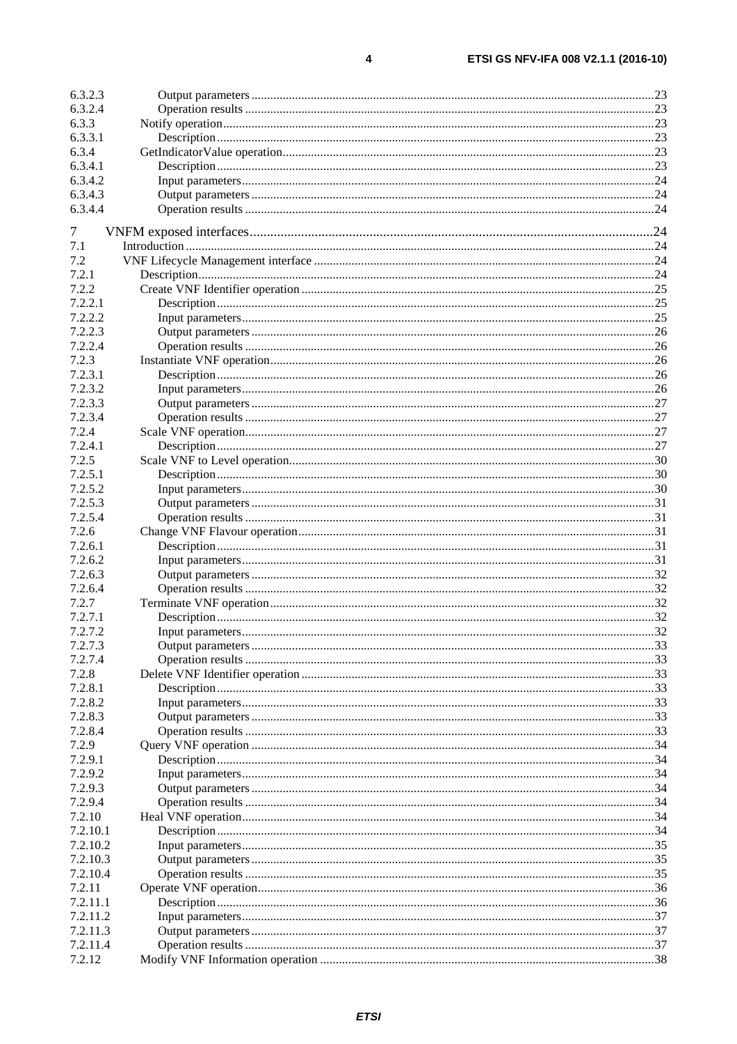6.3.2.3 Output parameters ..... 23
6.3.2.4 Operation results ..... 23
6.3.3 Notify operation ..... 23
6.3.3.1 Description ..... 23
6.3.4 GetIndicatorValue operation ..... 23
6.3.4.1 Description ..... 23
6.3.4.2 Input parameters ..... 24
6.3.4.3 Output parameters ..... 24
6.3.4.4 Operation results ..... 24

7 VNFM exposed interfaces ..... 24
7.1 Introduction ..... 24
7.2 VNF Lifecycle Management interface ..... 24
7.2.1 Description ..... 24
7.2.2 Create VNF Identifier operation ..... 25
7.2.2.1 Description ..... 25
7.2.2.2 Input parameters ..... 25
7.2.2.3 Output parameters ..... 26
7.2.2.4 Operation results ..... 26
7.2.3 Instantiate VNF operation ..... 26
7.2.3.1 Description ..... 26
7.2.3.2 Input parameters ..... 26
7.2.3.3 Output parameters ..... 27
7.2.3.4 Operation results ..... 27
7.2.4 Scale VNF operation ..... 27
7.2.4.1 Description ..... 27
7.2.5 Scale VNF to Level operation ..... 30
7.2.5.1 Description ..... 30
7.2.5.2 Input parameters ..... 30
7.2.5.3 Output parameters ..... 31
7.2.5.4 Operation results ..... 31
7.2.6 Change VNF Flavour operation ..... 31
7.2.6.1 Description ..... 31
7.2.6.2 Input parameters ..... 31
7.2.6.3 Output parameters ..... 32
7.2.6.4 Operation results ..... 32
7.2.7 Terminate VNF operation ..... 32
7.2.7.1 Description ..... 32
7.2.7.2 Input parameters ..... 32
7.2.7.3 Output parameters ..... 33
7.2.7.4 Operation results ..... 33
7.2.8 Delete VNF Identifier operation ..... 33
7.2.8.1 Description ..... 33
7.2.8.2 Input parameters ..... 33
7.2.8.3 Output parameters ..... 33
7.2.8.4 Operation results ..... 33
7.2.9 Query VNF operation ..... 34
7.2.9.1 Description ..... 34
7.2.9.2 Input parameters ..... 34
7.2.9.3 Output parameters ..... 34
7.2.9.4 Operation results ..... 34
7.2.10 Heal VNF operation ..... 34
7.2.10.1 Description ..... 34
7.2.10.2 Input parameters ..... 35
7.2.10.3 Output parameters ..... 35
7.2.10.4 Operation results ..... 35
7.2.11 Operate VNF operation ..... 36
7.2.11.1 Description ..... 36
7.2.11.2 Input parameters ..... 37
7.2.11.3 Output parameters ..... 37
7.2.11.4 Operation results ..... 37
7.2.12 Modify VNF Information operation ..... 38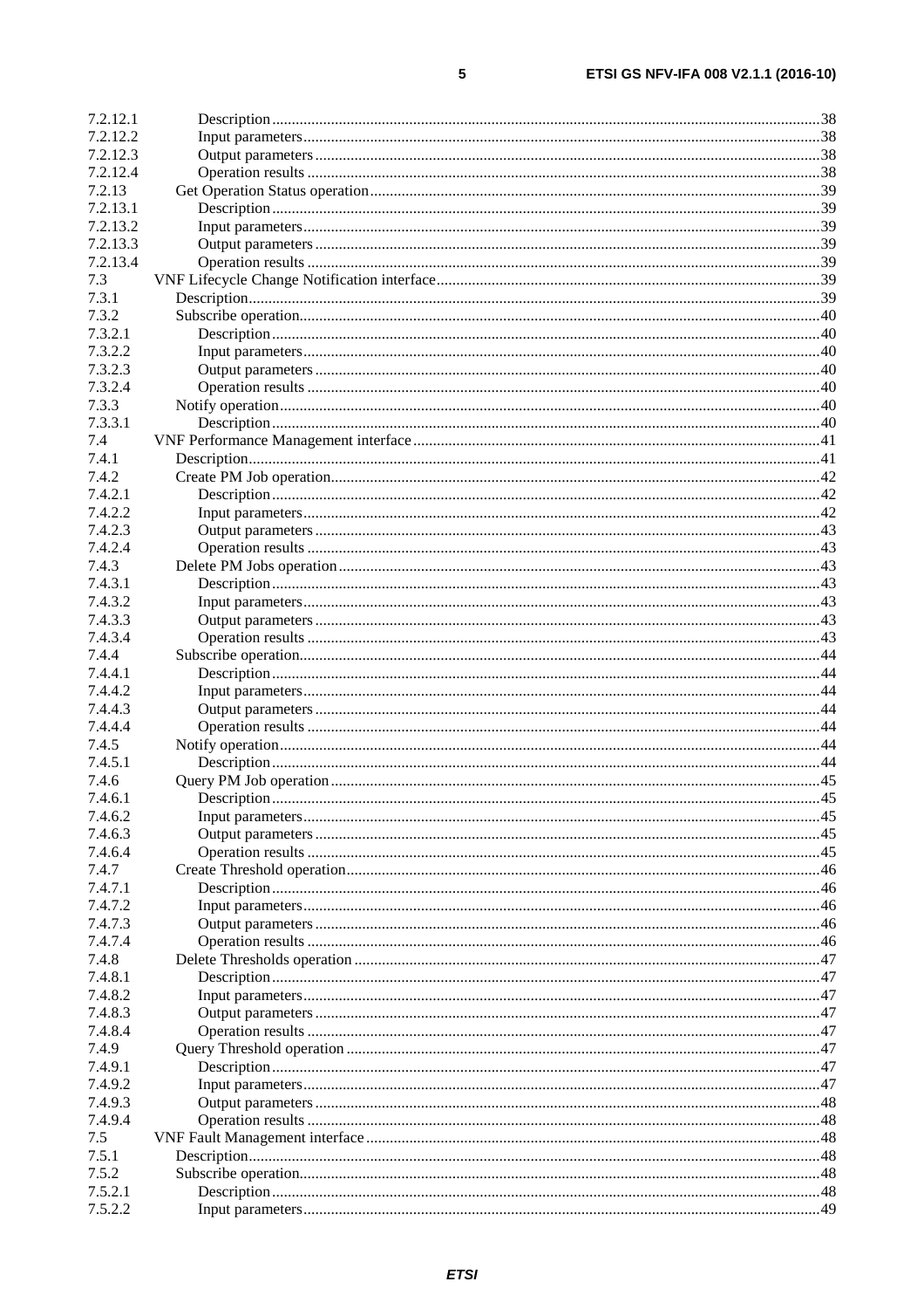7.2.12.1 Description ........................................................................................................................................38
7.2.12.2 Input parameters ................................................................................................................................38
7.2.12.3 Output parameters .............................................................................................................................38
7.2.12.4 Operation results ...............................................................................................................................38
7.2.13 Get Operation Status operation ..............................................................................................................39
7.2.13.1 Description ........................................................................................................................................39
7.2.13.2 Input parameters ................................................................................................................................39
7.2.13.3 Output parameters .............................................................................................................................39
7.2.13.4 Operation results ...............................................................................................................................39
7.3 VNF Lifecycle Change Notification interface .............................................................................................39
7.3.1 Description .............................................................................................................................................39
7.3.2 Subscribe operation ................................................................................................................................40
7.3.2.1 Description ........................................................................................................................................40
7.3.2.2 Input parameters ................................................................................................................................40
7.3.2.3 Output parameters .............................................................................................................................40
7.3.2.4 Operation results ...............................................................................................................................40
7.3.3 Notify operation ......................................................................................................................................40
7.3.3.1 Description ........................................................................................................................................40
7.4 VNF Performance Management interface ...................................................................................................41
7.4.1 Description .............................................................................................................................................41
7.4.2 Create PM Job operation .........................................................................................................................42
7.4.2.1 Description ........................................................................................................................................42
7.4.2.2 Input parameters ................................................................................................................................42
7.4.2.3 Output parameters .............................................................................................................................43
7.4.2.4 Operation results ...............................................................................................................................43
7.4.3 Delete PM Jobs operation .......................................................................................................................43
7.4.3.1 Description ........................................................................................................................................43
7.4.3.2 Input parameters ................................................................................................................................43
7.4.3.3 Output parameters .............................................................................................................................43
7.4.3.4 Operation results ...............................................................................................................................43
7.4.4 Subscribe operation ................................................................................................................................44
7.4.4.1 Description ........................................................................................................................................44
7.4.4.2 Input parameters ................................................................................................................................44
7.4.4.3 Output parameters .............................................................................................................................44
7.4.4.4 Operation results ...............................................................................................................................44
7.4.5 Notify operation ......................................................................................................................................44
7.4.5.1 Description ........................................................................................................................................44
7.4.6 Query PM Job operation .........................................................................................................................45
7.4.6.1 Description ........................................................................................................................................45
7.4.6.2 Input parameters ................................................................................................................................45
7.4.6.3 Output parameters .............................................................................................................................45
7.4.6.4 Operation results ...............................................................................................................................45
7.4.7 Create Threshold operation .....................................................................................................................46
7.4.7.1 Description ........................................................................................................................................46
7.4.7.2 Input parameters ................................................................................................................................46
7.4.7.3 Output parameters .............................................................................................................................46
7.4.7.4 Operation results ...............................................................................................................................46
7.4.8 Delete Thresholds operation ...................................................................................................................47
7.4.8.1 Description ........................................................................................................................................47
7.4.8.2 Input parameters ................................................................................................................................47
7.4.8.3 Output parameters .............................................................................................................................47
7.4.8.4 Operation results ...............................................................................................................................47
7.4.9 Query Threshold operation .....................................................................................................................47
7.4.9.1 Description ........................................................................................................................................47
7.4.9.2 Input parameters ................................................................................................................................47
7.4.9.3 Output parameters .............................................................................................................................48
7.4.9.4 Operation results ...............................................................................................................................48
7.5 VNF Fault Management interface ...............................................................................................................48
7.5.1 Description .............................................................................................................................................48
7.5.2 Subscribe operation ................................................................................................................................48
7.5.2.1 Description ........................................................................................................................................48
7.5.2.2 Input parameters ................................................................................................................................49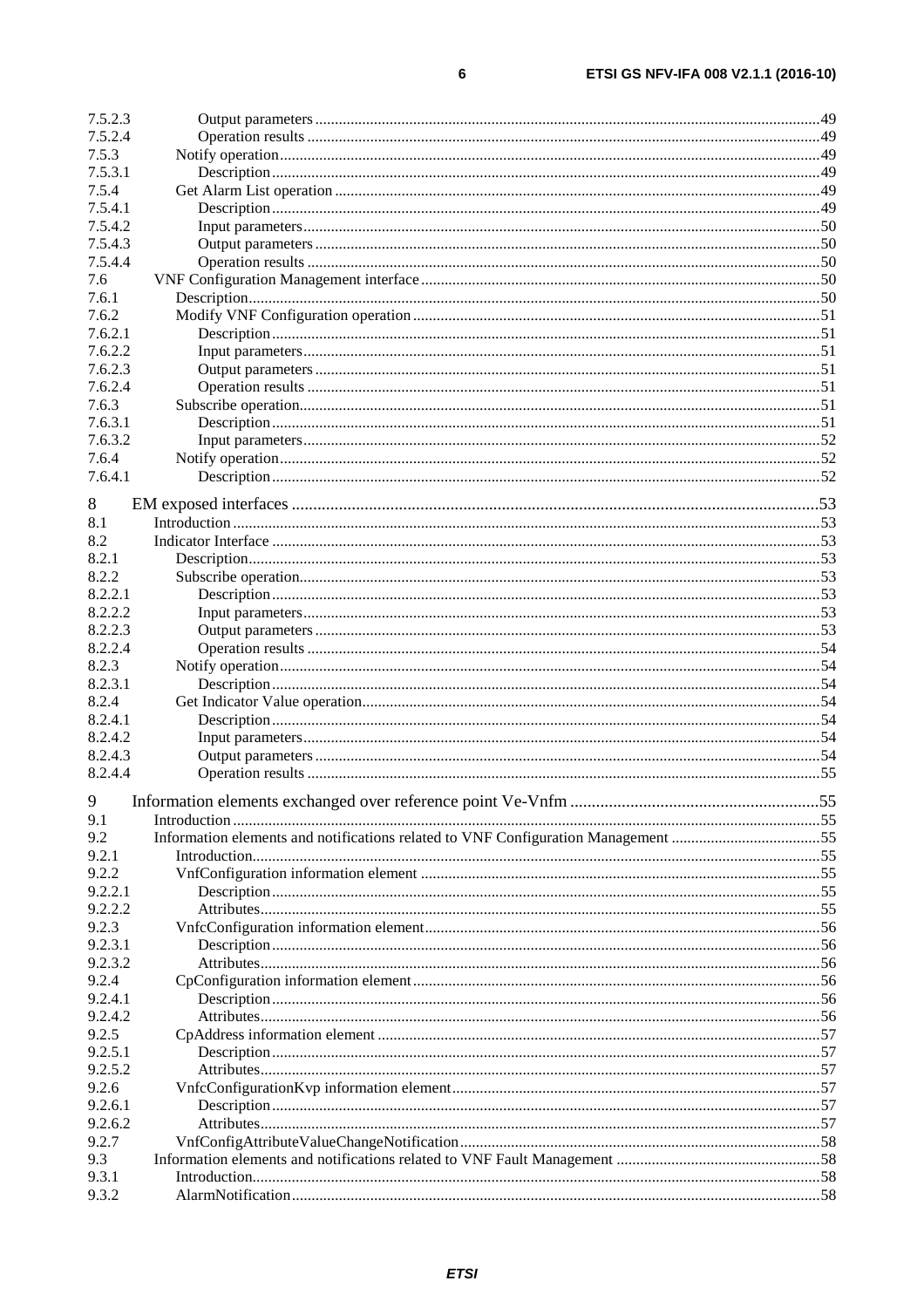7.5.2.3 Output parameters ........ 49
7.5.2.4 Operation results ........ 49
7.5.3 Notify operation ........ 49
7.5.3.1 Description ........ 49
7.5.4 Get Alarm List operation ........ 49
7.5.4.1 Description ........ 49
7.5.4.2 Input parameters ........ 50
7.5.4.3 Output parameters ........ 50
7.5.4.4 Operation results ........ 50
7.6 VNF Configuration Management interface ........ 50
7.6.1 Description ........ 50
7.6.2 Modify VNF Configuration operation ........ 51
7.6.2.1 Description ........ 51
7.6.2.2 Input parameters ........ 51
7.6.2.3 Output parameters ........ 51
7.6.2.4 Operation results ........ 51
7.6.3 Subscribe operation ........ 51
7.6.3.1 Description ........ 51
7.6.3.2 Input parameters ........ 52
7.6.4 Notify operation ........ 52
7.6.4.1 Description ........ 52

8 EM exposed interfaces ........ 53
8.1 Introduction ........ 53
8.2 Indicator Interface ........ 53
8.2.1 Description ........ 53
8.2.2 Subscribe operation ........ 53
8.2.2.1 Description ........ 53
8.2.2.2 Input parameters ........ 53
8.2.2.3 Output parameters ........ 53
8.2.2.4 Operation results ........ 54
8.2.3 Notify operation ........ 54
8.2.3.1 Description ........ 54
8.2.4 Get Indicator Value operation ........ 54
8.2.4.1 Description ........ 54
8.2.4.2 Input parameters ........ 54
8.2.4.3 Output parameters ........ 54
8.2.4.4 Operation results ........ 55

9 Information elements exchanged over reference point Ve-Vnfm ........ 55
9.1 Introduction ........ 55
9.2 Information elements and notifications related to VNF Configuration Management ........ 55
9.2.1 Introduction ........ 55
9.2.2 VnfConfiguration information element ........ 55
9.2.2.1 Description ........ 55
9.2.2.2 Attributes ........ 55
9.2.3 VnfcConfiguration information element ........ 56
9.2.3.1 Description ........ 56
9.2.3.2 Attributes ........ 56
9.2.4 CpConfiguration information element ........ 56
9.2.4.1 Description ........ 56
9.2.4.2 Attributes ........ 56
9.2.5 CpAddress information element ........ 57
9.2.5.1 Description ........ 57
9.2.5.2 Attributes ........ 57
9.2.6 VnfcConfigurationKvp information element ........ 57
9.2.6.1 Description ........ 57
9.2.6.2 Attributes ........ 57
9.2.7 VnfConfigAttributeValueChangeNotification ........ 58
9.3 Information elements and notifications related to VNF Fault Management ........ 58
9.3.1 Introduction ........ 58
9.3.2 AlarmNotification ........ 58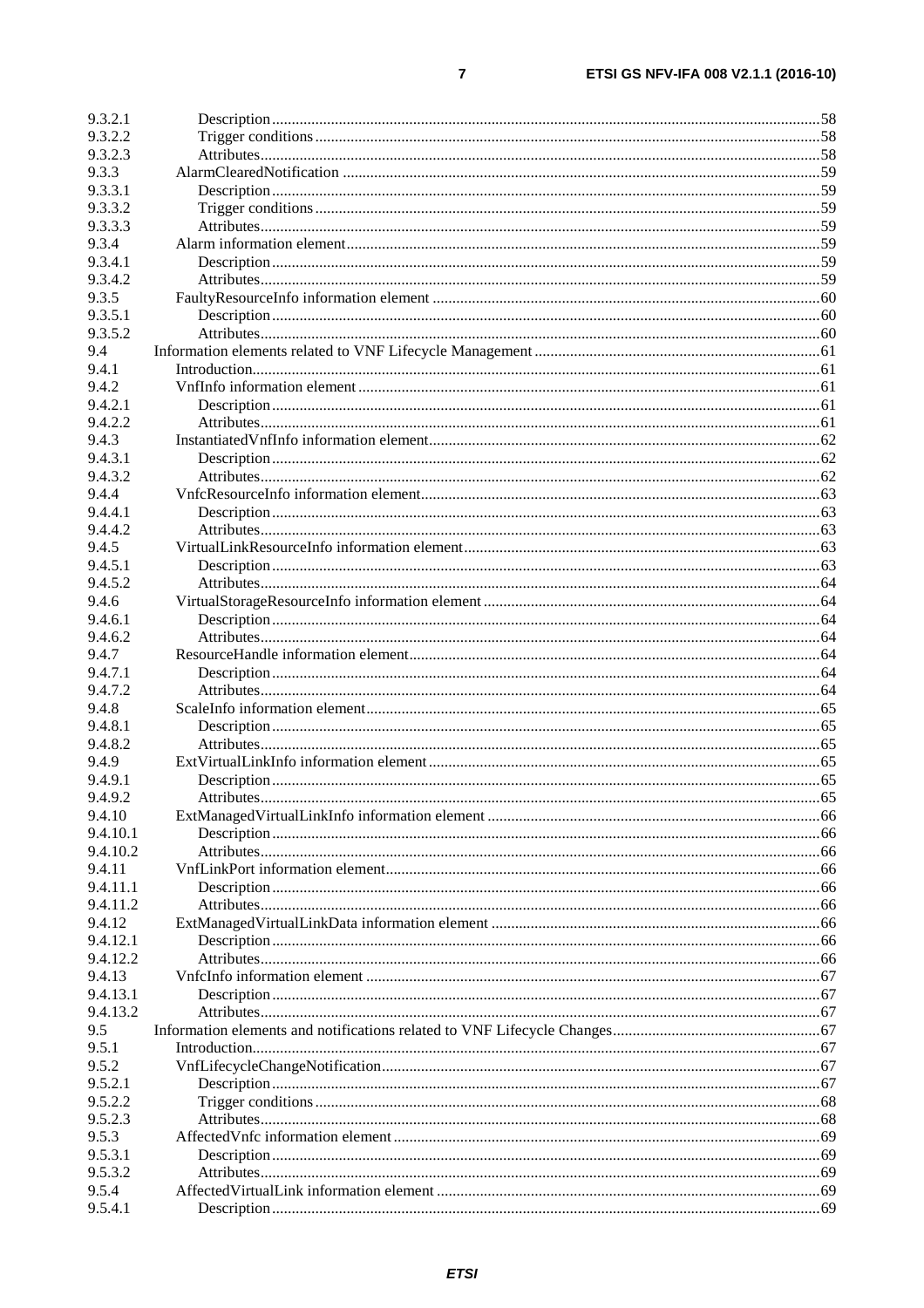9.3.2.1 Description .......................................................................................................................................58
9.3.2.2 Trigger conditions ............................................................................................................................58
9.3.2.3 Attributes...........................................................................................................................................58
9.3.3 AlarmClearedNotification ......................................................................................................................59
9.3.3.1 Description .......................................................................................................................................59
9.3.3.2 Trigger conditions ............................................................................................................................59
9.3.3.3 Attributes...........................................................................................................................................59
9.3.4 Alarm information element.....................................................................................................................59
9.3.4.1 Description .......................................................................................................................................59
9.3.4.2 Attributes...........................................................................................................................................59
9.3.5 FaultyResourceInfo information element ...............................................................................................60
9.3.5.1 Description .......................................................................................................................................60
9.3.5.2 Attributes...........................................................................................................................................60
9.4 Information elements related to VNF Lifecycle Management .....................................................................61
9.4.1 Introduction.............................................................................................................................................61
9.4.2 VnfInfo information element ..................................................................................................................61
9.4.2.1 Description .......................................................................................................................................61
9.4.2.2 Attributes...........................................................................................................................................61
9.4.3 InstantiatedVnfInfo information element.................................................................................................62
9.4.3.1 Description .......................................................................................................................................62
9.4.3.2 Attributes...........................................................................................................................................62
9.4.4 VnfcResourceInfo information element...................................................................................................63
9.4.4.1 Description .......................................................................................................................................63
9.4.4.2 Attributes...........................................................................................................................................63
9.4.5 VirtualLinkResourceInfo information element........................................................................................63
9.4.5.1 Description .......................................................................................................................................63
9.4.5.2 Attributes...........................................................................................................................................64
9.4.6 VirtualStorageResourceInfo information element ...................................................................................64
9.4.6.1 Description .......................................................................................................................................64
9.4.6.2 Attributes...........................................................................................................................................64
9.4.7 ResourceHandle information element.....................................................................................................64
9.4.7.1 Description .......................................................................................................................................64
9.4.7.2 Attributes...........................................................................................................................................64
9.4.8 ScaleInfo information element................................................................................................................65
9.4.8.1 Description .......................................................................................................................................65
9.4.8.2 Attributes...........................................................................................................................................65
9.4.9 ExtVirtualLinkInfo information element.................................................................................................65
9.4.9.1 Description .......................................................................................................................................65
9.4.9.2 Attributes...........................................................................................................................................65
9.4.10 ExtManagedVirtualLinkInfo information element ..................................................................................66
9.4.10.1 Description .......................................................................................................................................66
9.4.10.2 Attributes...........................................................................................................................................66
9.4.11 VnfLinkPort information element...........................................................................................................66
9.4.11.1 Description .......................................................................................................................................66
9.4.11.2 Attributes...........................................................................................................................................66
9.4.12 ExtManagedVirtualLinkData information element ..................................................................................66
9.4.12.1 Description .......................................................................................................................................66
9.4.12.2 Attributes...........................................................................................................................................66
9.4.13 VnfcInfo information element ................................................................................................................67
9.4.13.1 Description .......................................................................................................................................67
9.4.13.2 Attributes...........................................................................................................................................67
9.5 Information elements and notifications related to VNF Lifecycle Changes..................................................67
9.5.1 Introduction.............................................................................................................................................67
9.5.2 VnfLifecycleChangeNotification............................................................................................................67
9.5.2.1 Description .......................................................................................................................................67
9.5.2.2 Trigger conditions ............................................................................................................................68
9.5.2.3 Attributes...........................................................................................................................................68
9.5.3 AffectedVnfc information element .........................................................................................................69
9.5.3.1 Description .......................................................................................................................................69
9.5.3.2 Attributes...........................................................................................................................................69
9.5.4 AffectedVirtualLink information element ...............................................................................................69
9.5.4.1 Description .......................................................................................................................................69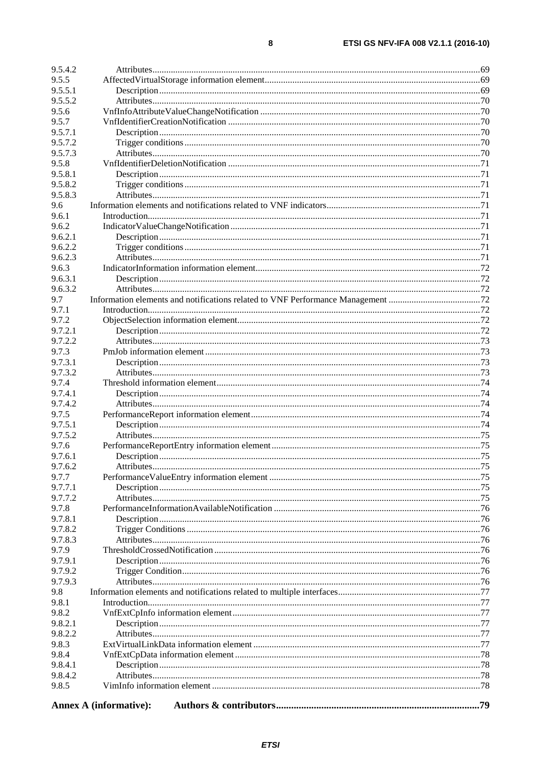9.5.4.2 Attributes ..... 69
9.5.5 AffectedVirtualStorage information element ..... 69
9.5.5.1 Description ..... 69
9.5.5.2 Attributes ..... 70
9.5.6 VnfInfoAttributeValueChangeNotification ..... 70
9.5.7 VnfIdentifierCreationNotification ..... 70
9.5.7.1 Description ..... 70
9.5.7.2 Trigger conditions ..... 70
9.5.7.3 Attributes ..... 70
9.5.8 VnfIdentifierDeletionNotification ..... 71
9.5.8.1 Description ..... 71
9.5.8.2 Trigger conditions ..... 71
9.5.8.3 Attributes ..... 71
9.6 Information elements and notifications related to VNF indicators ..... 71
9.6.1 Introduction ..... 71
9.6.2 IndicatorValueChangeNotification ..... 71
9.6.2.1 Description ..... 71
9.6.2.2 Trigger conditions ..... 71
9.6.2.3 Attributes ..... 71
9.6.3 IndicatorInformation information element ..... 72
9.6.3.1 Description ..... 72
9.6.3.2 Attributes ..... 72
9.7 Information elements and notifications related to VNF Performance Management ..... 72
9.7.1 Introduction ..... 72
9.7.2 ObjectSelection information element ..... 72
9.7.2.1 Description ..... 72
9.7.2.2 Attributes ..... 73
9.7.3 PmJob information element ..... 73
9.7.3.1 Description ..... 73
9.7.3.2 Attributes ..... 73
9.7.4 Threshold information element ..... 74
9.7.4.1 Description ..... 74
9.7.4.2 Attributes ..... 74
9.7.5 PerformanceReport information element ..... 74
9.7.5.1 Description ..... 74
9.7.5.2 Attributes ..... 75
9.7.6 PerformanceReportEntry information element ..... 75
9.7.6.1 Description ..... 75
9.7.6.2 Attributes ..... 75
9.7.7 PerformanceValueEntry information element ..... 75
9.7.7.1 Description ..... 75
9.7.7.2 Attributes ..... 75
9.7.8 PerformanceInformationAvailableNotification ..... 76
9.7.8.1 Description ..... 76
9.7.8.2 Trigger Conditions ..... 76
9.7.8.3 Attributes ..... 76
9.7.9 ThresholdCrossedNotification ..... 76
9.7.9.1 Description ..... 76
9.7.9.2 Trigger Condition ..... 76
9.7.9.3 Attributes ..... 76
9.8 Information elements and notifications related to multiple interfaces ..... 77
9.8.1 Introduction ..... 77
9.8.2 VnfExtCpInfo information element ..... 77
9.8.2.1 Description ..... 77
9.8.2.2 Attributes ..... 77
9.8.3 ExtVirtualLinkData information element ..... 77
9.8.4 VnfExtCpData information element ..... 78
9.8.4.1 Description ..... 78
9.8.4.2 Attributes ..... 78
9.8.5 VimInfo information element ..... 78

**Annex A (informative): Authors & contributors ..... 79**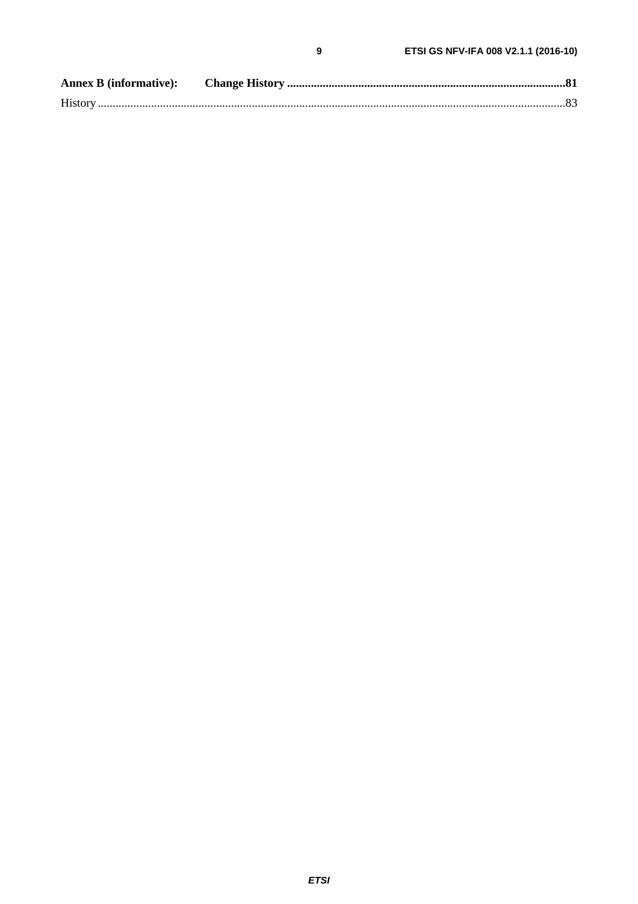**Annex B (informative): Change History** ........................................................................................81

History ........................................................................................................................................83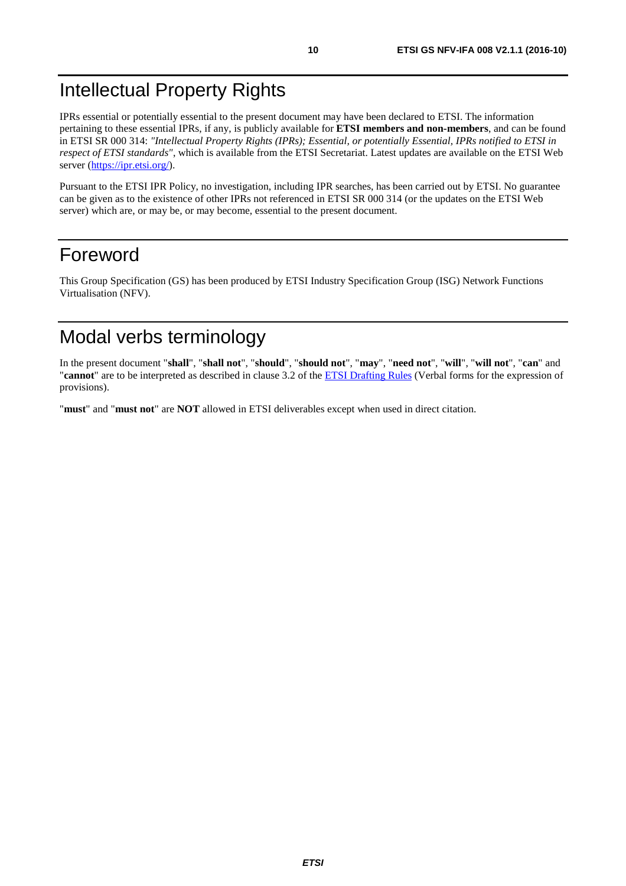# Intellectual Property Rights

IPRs essential or potentially essential to the present document may have been declared to ETSI. The information pertaining to these essential IPRs, if any, is publicly available for **ETSI members and non-members**, and can be found in ETSI SR 000 314: *"Intellectual Property Rights (IPRs); Essential, or potentially Essential, IPRs notified to ETSI in respect of ETSI standards"*, which is available from the ETSI Secretariat. Latest updates are available on the ETSI Web server (https://ipr.etsi.org/).

Pursuant to the ETSI IPR Policy, no investigation, including IPR searches, has been carried out by ETSI. No guarantee can be given as to the existence of other IPRs not referenced in ETSI SR 000 314 (or the updates on the ETSI Web server) which are, or may be, or may become, essential to the present document.

# Foreword

This Group Specification (GS) has been produced by ETSI Industry Specification Group (ISG) Network Functions Virtualisation (NFV).

# Modal verbs terminology

In the present document "**shall**", "**shall not**", "**should**", "**should not**", "**may**", "**need not**", "**will**", "**will not**", "**can**" and "**cannot**" are to be interpreted as described in clause 3.2 of the ETSI Drafting Rules (Verbal forms for the expression of provisions).

"**must**" and "**must not**" are **NOT** allowed in ETSI deliverables except when used in direct citation.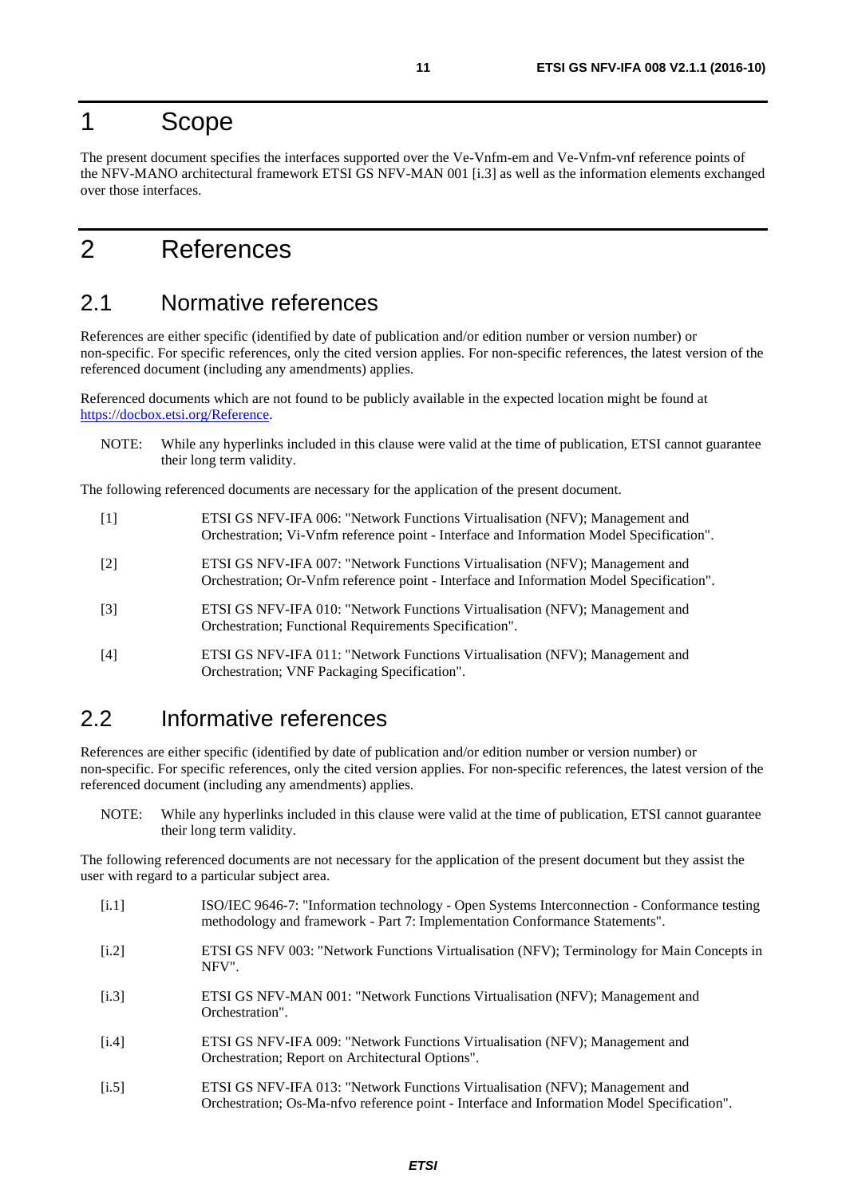# 1 Scope

The present document specifies the interfaces supported over the Ve-Vnfm-em and Ve-Vnfm-vnf reference points of the NFV-MANO architectural framework ETSI GS NFV-MAN 001 [i.3] as well as the information elements exchanged over those interfaces.

# 2 References

## 2.1 Normative references

References are either specific (identified by date of publication and/or edition number or version number) or non-specific. For specific references, only the cited version applies. For non-specific references, the latest version of the referenced document (including any amendments) applies.

Referenced documents which are not found to be publicly available in the expected location might be found at https://docbox.etsi.org/Reference.

NOTE: While any hyperlinks included in this clause were valid at the time of publication, ETSI cannot guarantee their long term validity.

The following referenced documents are necessary for the application of the present document.

[1] ETSI GS NFV-IFA 006: "Network Functions Virtualisation (NFV); Management and Orchestration; Vi-Vnfm reference point - Interface and Information Model Specification".

[2] ETSI GS NFV-IFA 007: "Network Functions Virtualisation (NFV); Management and Orchestration; Or-Vnfm reference point - Interface and Information Model Specification".

[3] ETSI GS NFV-IFA 010: "Network Functions Virtualisation (NFV); Management and Orchestration; Functional Requirements Specification".

[4] ETSI GS NFV-IFA 011: "Network Functions Virtualisation (NFV); Management and Orchestration; VNF Packaging Specification".

## 2.2 Informative references

References are either specific (identified by date of publication and/or edition number or version number) or non-specific. For specific references, only the cited version applies. For non-specific references, the latest version of the referenced document (including any amendments) applies.

NOTE: While any hyperlinks included in this clause were valid at the time of publication, ETSI cannot guarantee their long term validity.

The following referenced documents are not necessary for the application of the present document but they assist the user with regard to a particular subject area.

[i.1] ISO/IEC 9646-7: "Information technology - Open Systems Interconnection - Conformance testing methodology and framework - Part 7: Implementation Conformance Statements".

[i.2] ETSI GS NFV 003: "Network Functions Virtualisation (NFV); Terminology for Main Concepts in NFV".

[i.3] ETSI GS NFV-MAN 001: "Network Functions Virtualisation (NFV); Management and Orchestration".

[i.4] ETSI GS NFV-IFA 009: "Network Functions Virtualisation (NFV); Management and Orchestration; Report on Architectural Options".

[i.5] ETSI GS NFV-IFA 013: "Network Functions Virtualisation (NFV); Management and Orchestration; Os-Ma-nfvo reference point - Interface and Information Model Specification".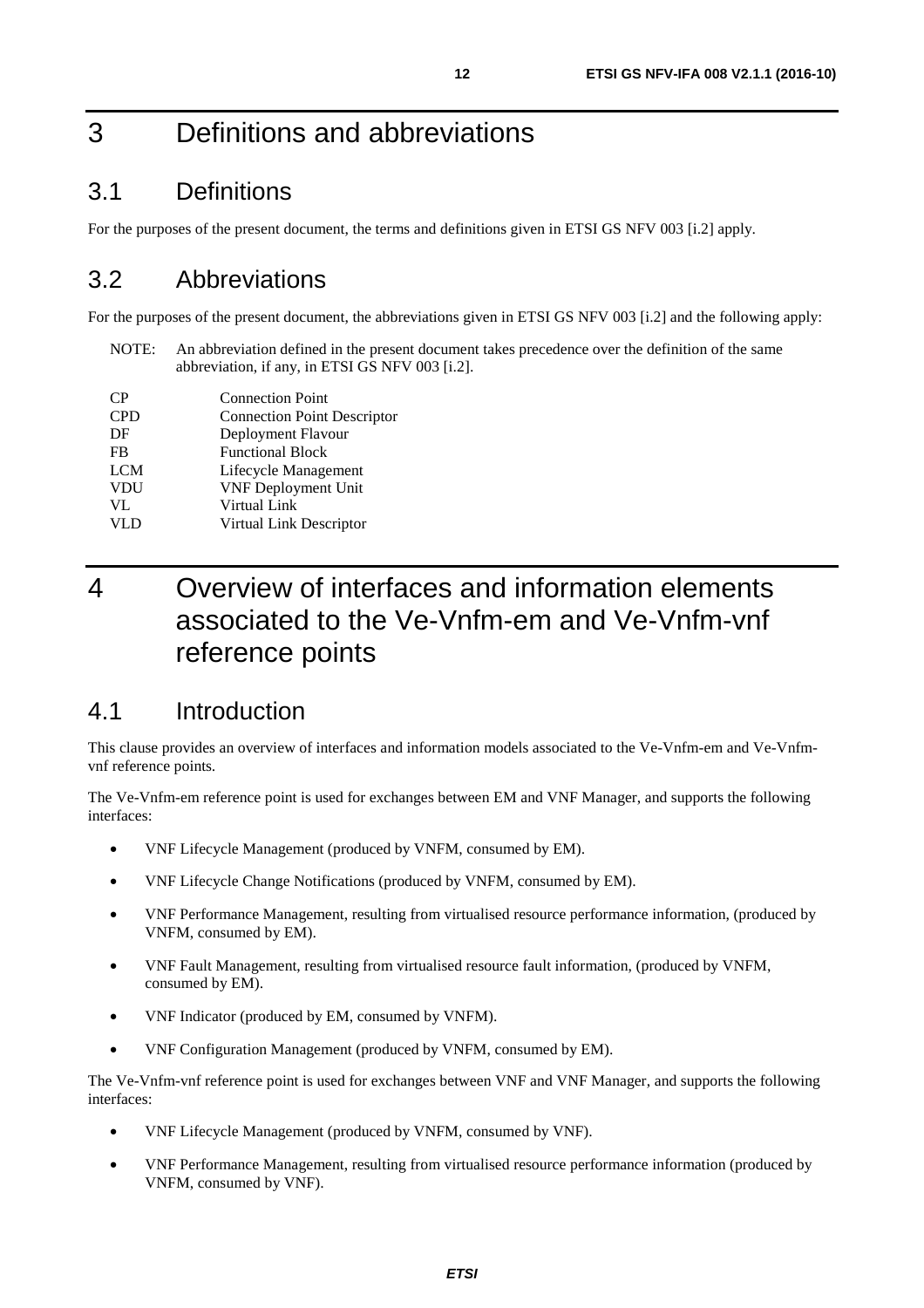# 3 Definitions and abbreviations

## 3.1 Definitions

For the purposes of the present document, the terms and definitions given in ETSI GS NFV 003 [i.2] apply.

## 3.2 Abbreviations

For the purposes of the present document, the abbreviations given in ETSI GS NFV 003 [i.2] and the following apply:

NOTE: An abbreviation defined in the present document takes precedence over the definition of the same abbreviation, if any, in ETSI GS NFV 003 [i.2].

| | |
|---|---|
| CP | Connection Point |
| CPD | Connection Point Descriptor |
| DF | Deployment Flavour |
| FB | Functional Block |
| LCM | Lifecycle Management |
| VDU | VNF Deployment Unit |
| VL | Virtual Link |
| VLD | Virtual Link Descriptor |

# 4 Overview of interfaces and information elements associated to the Ve-Vnfm-em and Ve-Vnfm-vnf reference points

## 4.1 Introduction

This clause provides an overview of interfaces and information models associated to the Ve-Vnfm-em and Ve-Vnfm-vnf reference points.

The Ve-Vnfm-em reference point is used for exchanges between EM and VNF Manager, and supports the following interfaces:

- VNF Lifecycle Management (produced by VNFM, consumed by EM).
- VNF Lifecycle Change Notifications (produced by VNFM, consumed by EM).
- VNF Performance Management, resulting from virtualised resource performance information, (produced by VNFM, consumed by EM).
- VNF Fault Management, resulting from virtualised resource fault information, (produced by VNFM, consumed by EM).
- VNF Indicator (produced by EM, consumed by VNFM).
- VNF Configuration Management (produced by VNFM, consumed by EM).

The Ve-Vnfm-vnf reference point is used for exchanges between VNF and VNF Manager, and supports the following interfaces:

- VNF Lifecycle Management (produced by VNFM, consumed by VNF).
- VNF Performance Management, resulting from virtualised resource performance information (produced by VNFM, consumed by VNF).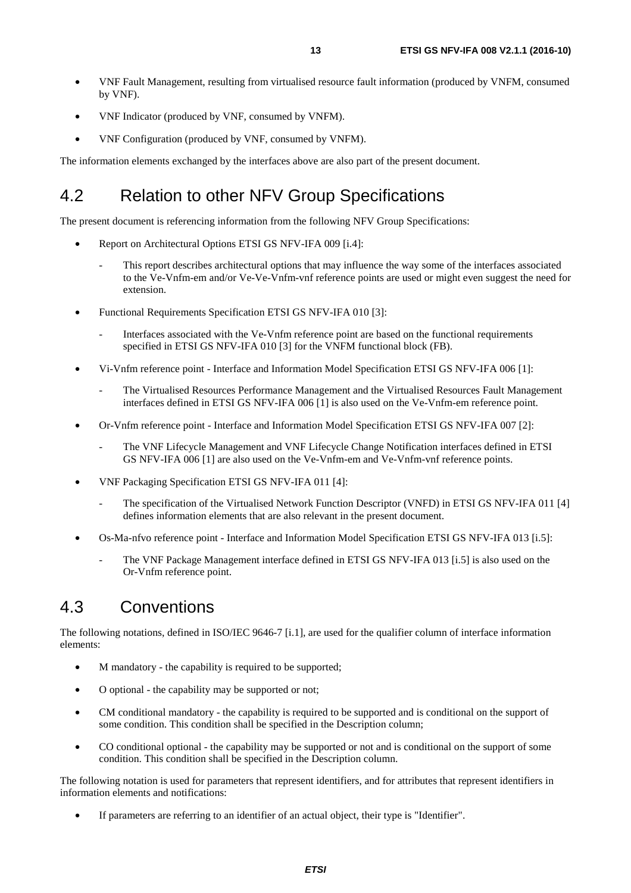- VNF Fault Management, resulting from virtualised resource fault information (produced by VNFM, consumed by VNF).
- VNF Indicator (produced by VNF, consumed by VNFM).
- VNF Configuration (produced by VNF, consumed by VNFM).

The information elements exchanged by the interfaces above are also part of the present document.

## 4.2 Relation to other NFV Group Specifications

The present document is referencing information from the following NFV Group Specifications:

- Report on Architectural Options ETSI GS NFV-IFA 009 [i.4]:
  - This report describes architectural options that may influence the way some of the interfaces associated to the Ve-Vnfm-em and/or Ve-Ve-Vnfm-vnf reference points are used or might even suggest the need for extension.
- Functional Requirements Specification ETSI GS NFV-IFA 010 [3]:
  - Interfaces associated with the Ve-Vnfm reference point are based on the functional requirements specified in ETSI GS NFV-IFA 010 [3] for the VNFM functional block (FB).
- Vi-Vnfm reference point - Interface and Information Model Specification ETSI GS NFV-IFA 006 [1]:
  - The Virtualised Resources Performance Management and the Virtualised Resources Fault Management interfaces defined in ETSI GS NFV-IFA 006 [1] is also used on the Ve-Vnfm-em reference point.
- Or-Vnfm reference point - Interface and Information Model Specification ETSI GS NFV-IFA 007 [2]:
  - The VNF Lifecycle Management and VNF Lifecycle Change Notification interfaces defined in ETSI GS NFV-IFA 006 [1] are also used on the Ve-Vnfm-em and Ve-Vnfm-vnf reference points.
- VNF Packaging Specification ETSI GS NFV-IFA 011 [4]:
  - The specification of the Virtualised Network Function Descriptor (VNFD) in ETSI GS NFV-IFA 011 [4] defines information elements that are also relevant in the present document.
- Os-Ma-nfvo reference point - Interface and Information Model Specification ETSI GS NFV-IFA 013 [i.5]:
  - The VNF Package Management interface defined in ETSI GS NFV-IFA 013 [i.5] is also used on the Or-Vnfm reference point.

## 4.3 Conventions

The following notations, defined in ISO/IEC 9646-7 [i.1], are used for the qualifier column of interface information elements:

- M mandatory - the capability is required to be supported;
- O optional - the capability may be supported or not;
- CM conditional mandatory - the capability is required to be supported and is conditional on the support of some condition. This condition shall be specified in the Description column;
- CO conditional optional - the capability may be supported or not and is conditional on the support of some condition. This condition shall be specified in the Description column.

The following notation is used for parameters that represent identifiers, and for attributes that represent identifiers in information elements and notifications:

- If parameters are referring to an identifier of an actual object, their type is "Identifier".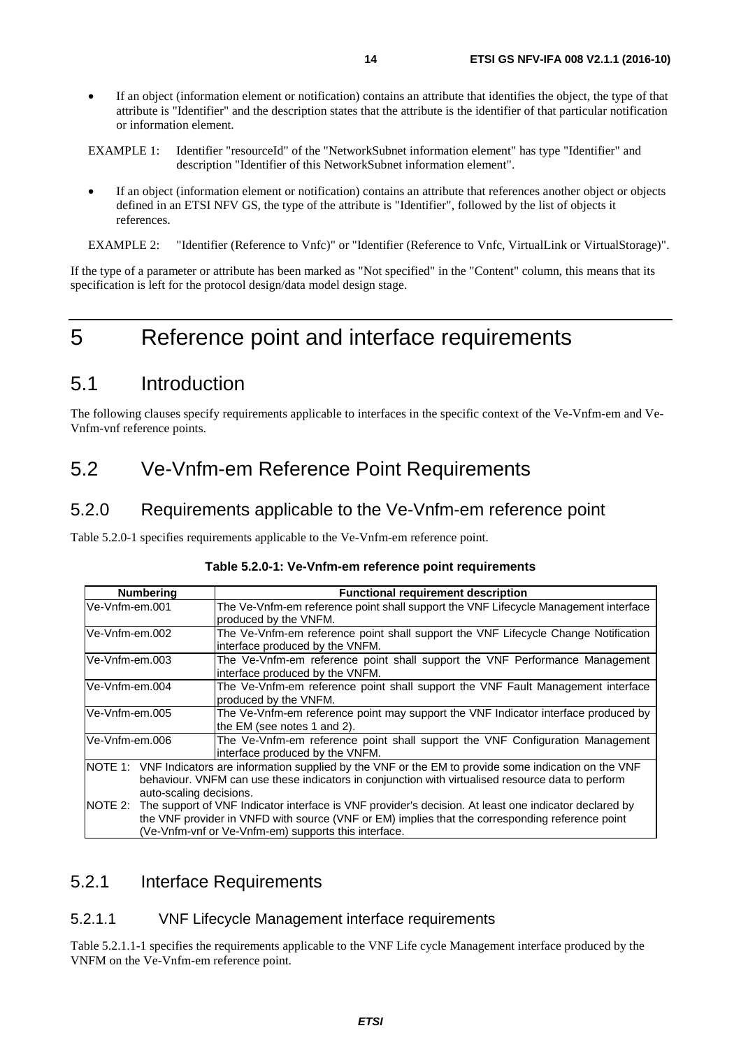- If an object (information element or notification) contains an attribute that identifies the object, the type of that attribute is "Identifier" and the description states that the attribute is the identifier of that particular notification or information element.

EXAMPLE 1: Identifier "resourceId" of the "NetworkSubnet information element" has type "Identifier" and description "Identifier of this NetworkSubnet information element".

- If an object (information element or notification) contains an attribute that references another object or objects defined in an ETSI NFV GS, the type of the attribute is "Identifier", followed by the list of objects it references.

EXAMPLE 2: "Identifier (Reference to Vnfc)" or "Identifier (Reference to Vnfc, VirtualLink or VirtualStorage)".

If the type of a parameter or attribute has been marked as "Not specified" in the "Content" column, this means that its specification is left for the protocol design/data model design stage.

# 5 Reference point and interface requirements

## 5.1 Introduction

The following clauses specify requirements applicable to interfaces in the specific context of the Ve-Vnfm-em and Ve-Vnfm-vnf reference points.

## 5.2 Ve-Vnfm-em Reference Point Requirements

### 5.2.0 Requirements applicable to the Ve-Vnfm-em reference point

Table 5.2.0-1 specifies requirements applicable to the Ve-Vnfm-em reference point.

**Table 5.2.0-1: Ve-Vnfm-em reference point requirements**

| Numbering | Functional requirement description |
|---|---|
| Ve-Vnfm-em.001 | The Ve-Vnfm-em reference point shall support the VNF Lifecycle Management interface produced by the VNFM. |
| Ve-Vnfm-em.002 | The Ve-Vnfm-em reference point shall support the VNF Lifecycle Change Notification interface produced by the VNFM. |
| Ve-Vnfm-em.003 | The Ve-Vnfm-em reference point shall support the VNF Performance Management interface produced by the VNFM. |
| Ve-Vnfm-em.004 | The Ve-Vnfm-em reference point shall support the VNF Fault Management interface produced by the VNFM. |
| Ve-Vnfm-em.005 | The Ve-Vnfm-em reference point may support the VNF Indicator interface produced by the EM (see notes 1 and 2). |
| Ve-Vnfm-em.006 | The Ve-Vnfm-em reference point shall support the VNF Configuration Management interface produced by the VNFM. |
| NOTE 1: VNF Indicators are information supplied by the VNF or the EM to provide some indication on the VNF behaviour. VNFM can use these indicators in conjunction with virtualised resource data to perform auto-scaling decisions. NOTE 2: The support of VNF Indicator interface is VNF provider's decision. At least one indicator declared by the VNF provider in VNFD with source (VNF or EM) implies that the corresponding reference point (Ve-Vnfm-vnf or Ve-Vnfm-em) supports this interface. | |

### 5.2.1 Interface Requirements

#### 5.2.1.1 VNF Lifecycle Management interface requirements

Table 5.2.1.1-1 specifies the requirements applicable to the VNF Life cycle Management interface produced by the VNFM on the Ve-Vnfm-em reference point.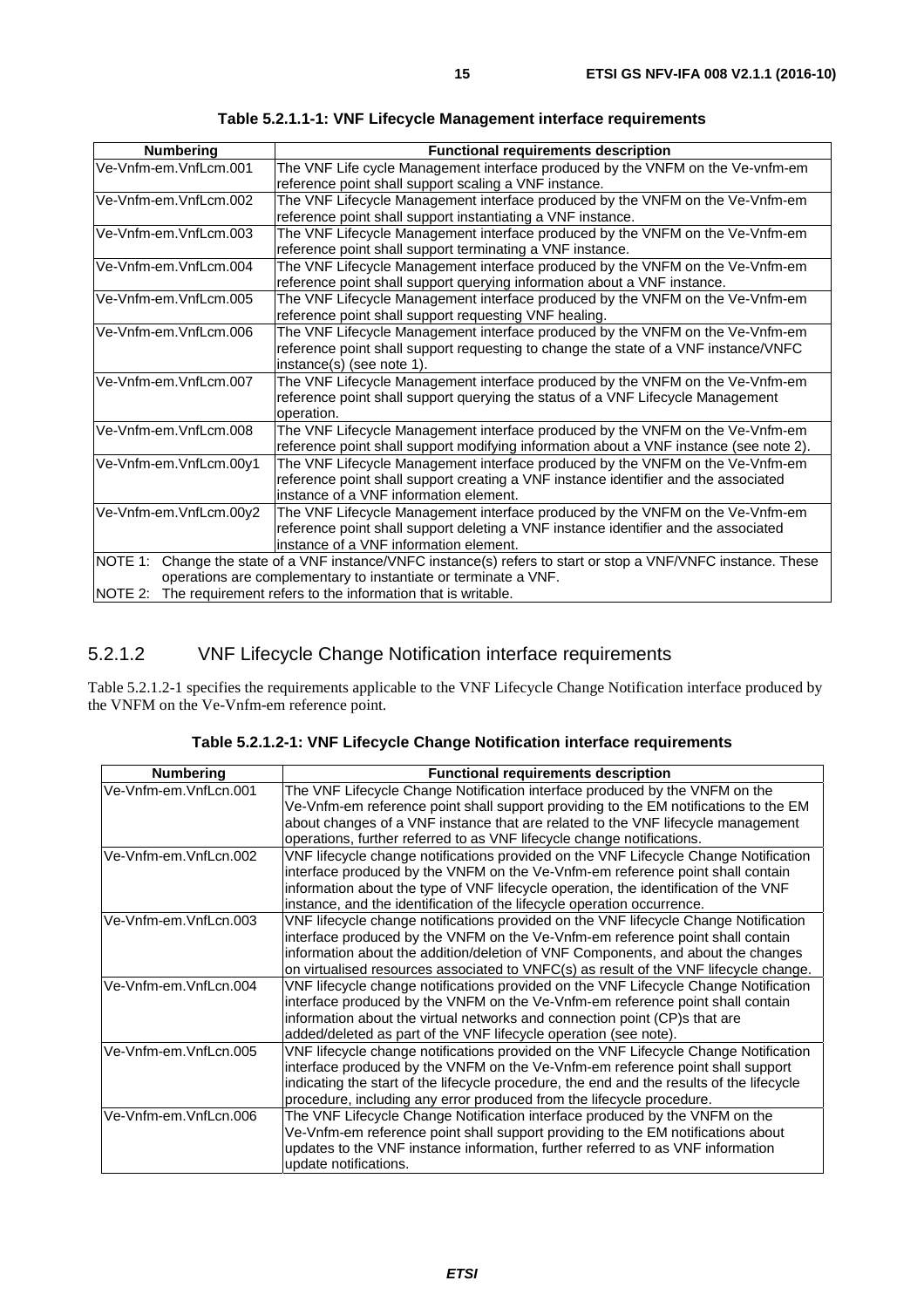**Table 5.2.1.1-1: VNF Lifecycle Management interface requirements**

| Numbering | Functional requirements description |
| --- | --- |
| Ve-Vnfm-em.VnfLcm.001 | The VNF Life cycle Management interface produced by the VNFM on the Ve-vnfm-em reference point shall support scaling a VNF instance. |
| Ve-Vnfm-em.VnfLcm.002 | The VNF Lifecycle Management interface produced by the VNFM on the Ve-Vnfm-em reference point shall support instantiating a VNF instance. |
| Ve-Vnfm-em.VnfLcm.003 | The VNF Lifecycle Management interface produced by the VNFM on the Ve-Vnfm-em reference point shall support terminating a VNF instance. |
| Ve-Vnfm-em.VnfLcm.004 | The VNF Lifecycle Management interface produced by the VNFM on the Ve-Vnfm-em reference point shall support querying information about a VNF instance. |
| Ve-Vnfm-em.VnfLcm.005 | The VNF Lifecycle Management interface produced by the VNFM on the Ve-Vnfm-em reference point shall support requesting VNF healing. |
| Ve-Vnfm-em.VnfLcm.006 | The VNF Lifecycle Management interface produced by the VNFM on the Ve-Vnfm-em reference point shall support requesting to change the state of a VNF instance/VNFC instance(s) (see note 1). |
| Ve-Vnfm-em.VnfLcm.007 | The VNF Lifecycle Management interface produced by the VNFM on the Ve-Vnfm-em reference point shall support querying the status of a VNF Lifecycle Management operation. |
| Ve-Vnfm-em.VnfLcm.008 | The VNF Lifecycle Management interface produced by the VNFM on the Ve-Vnfm-em reference point shall support modifying information about a VNF instance (see note 2). |
| Ve-Vnfm-em.VnfLcm.00y1 | The VNF Lifecycle Management interface produced by the VNFM on the Ve-Vnfm-em reference point shall support creating a VNF instance identifier and the associated instance of a VNF information element. |
| Ve-Vnfm-em.VnfLcm.00y2 | The VNF Lifecycle Management interface produced by the VNFM on the Ve-Vnfm-em reference point shall support deleting a VNF instance identifier and the associated instance of a VNF information element. |
| NOTE 1: Change the state of a VNF instance/VNFC instance(s) refers to start or stop a VNF/VNFC instance. These operations are complementary to instantiate or terminate a VNF. NOTE 2: The requirement refers to the information that is writable. | |

### 5.2.1.2 VNF Lifecycle Change Notification interface requirements

Table 5.2.1.2-1 specifies the requirements applicable to the VNF Lifecycle Change Notification interface produced by the VNFM on the Ve-Vnfm-em reference point.

**Table 5.2.1.2-1: VNF Lifecycle Change Notification interface requirements**

| Numbering | Functional requirements description |
| --- | --- |
| Ve-Vnfm-em.VnfLcn.001 | The VNF Lifecycle Change Notification interface produced by the VNFM on the Ve-Vnfm-em reference point shall support providing to the EM notifications to the EM about changes of a VNF instance that are related to the VNF lifecycle management operations, further referred to as VNF lifecycle change notifications. |
| Ve-Vnfm-em.VnfLcn.002 | VNF lifecycle change notifications provided on the VNF Lifecycle Change Notification interface produced by the VNFM on the Ve-Vnfm-em reference point shall contain information about the type of VNF lifecycle operation, the identification of the VNF instance, and the identification of the lifecycle operation occurrence. |
| Ve-Vnfm-em.VnfLcn.003 | VNF lifecycle change notifications provided on the VNF lifecycle Change Notification interface produced by the VNFM on the Ve-Vnfm-em reference point shall contain information about the addition/deletion of VNF Components, and about the changes on virtualised resources associated to VNFC(s) as result of the VNF lifecycle change. |
| Ve-Vnfm-em.VnfLcn.004 | VNF lifecycle change notifications provided on the VNF Lifecycle Change Notification interface produced by the VNFM on the Ve-Vnfm-em reference point shall contain information about the virtual networks and connection point (CP)s that are added/deleted as part of the VNF lifecycle operation (see note). |
| Ve-Vnfm-em.VnfLcn.005 | VNF lifecycle change notifications provided on the VNF Lifecycle Change Notification interface produced by the VNFM on the Ve-Vnfm-em reference point shall support indicating the start of the lifecycle procedure, the end and the results of the lifecycle procedure, including any error produced from the lifecycle procedure. |
| Ve-Vnfm-em.VnfLcn.006 | The VNF Lifecycle Change Notification interface produced by the VNFM on the Ve-Vnfm-em reference point shall support providing to the EM notifications about updates to the VNF instance information, further referred to as VNF information update notifications. |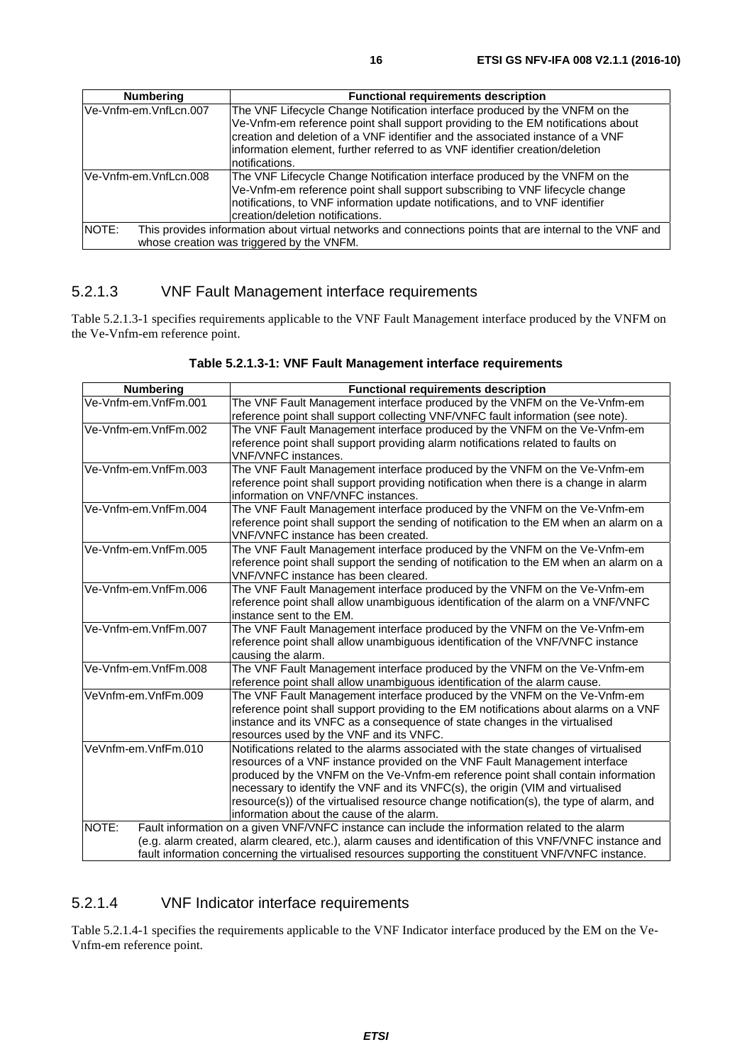| Numbering | Functional requirements description |
|---|---|
| Ve-Vnfm-em.VnfLcn.007 | The VNF Lifecycle Change Notification interface produced by the VNFM on the Ve-Vnfm-em reference point shall support providing to the EM notifications about creation and deletion of a VNF identifier and the associated instance of a VNF information element, further referred to as VNF identifier creation/deletion notifications. |
| Ve-Vnfm-em.VnfLcn.008 | The VNF Lifecycle Change Notification interface produced by the VNFM on the Ve-Vnfm-em reference point shall support subscribing to VNF lifecycle change notifications, to VNF information update notifications, and to VNF identifier creation/deletion notifications. |
| NOTE: This provides information about virtual networks and connections points that are internal to the VNF and whose creation was triggered by the VNFM. | |

### 5.2.1.3 VNF Fault Management interface requirements

Table 5.2.1.3-1 specifies requirements applicable to the VNF Fault Management interface produced by the VNFM on the Ve-Vnfm-em reference point.

**Table 5.2.1.3-1: VNF Fault Management interface requirements**

| Numbering | Functional requirements description |
|---|---|
| Ve-Vnfm-em.VnfFm.001 | The VNF Fault Management interface produced by the VNFM on the Ve-Vnfm-em reference point shall support collecting VNF/VNFC fault information (see note). |
| Ve-Vnfm-em.VnfFm.002 | The VNF Fault Management interface produced by the VNFM on the Ve-Vnfm-em reference point shall support providing alarm notifications related to faults on VNF/VNFC instances. |
| Ve-Vnfm-em.VnfFm.003 | The VNF Fault Management interface produced by the VNFM on the Ve-Vnfm-em reference point shall support providing notification when there is a change in alarm information on VNF/VNFC instances. |
| Ve-Vnfm-em.VnfFm.004 | The VNF Fault Management interface produced by the VNFM on the Ve-Vnfm-em reference point shall support the sending of notification to the EM when an alarm on a VNF/VNFC instance has been created. |
| Ve-Vnfm-em.VnfFm.005 | The VNF Fault Management interface produced by the VNFM on the Ve-Vnfm-em reference point shall support the sending of notification to the EM when an alarm on a VNF/VNFC instance has been cleared. |
| Ve-Vnfm-em.VnfFm.006 | The VNF Fault Management interface produced by the VNFM on the Ve-Vnfm-em reference point shall allow unambiguous identification of the alarm on a VNF/VNFC instance sent to the EM. |
| Ve-Vnfm-em.VnfFm.007 | The VNF Fault Management interface produced by the VNFM on the Ve-Vnfm-em reference point shall allow unambiguous identification of the VNF/VNFC instance causing the alarm. |
| Ve-Vnfm-em.VnfFm.008 | The VNF Fault Management interface produced by the VNFM on the Ve-Vnfm-em reference point shall allow unambiguous identification of the alarm cause. |
| VeVnfm-em.VnfFm.009 | The VNF Fault Management interface produced by the VNFM on the Ve-Vnfm-em reference point shall support providing to the EM notifications about alarms on a VNF instance and its VNFC as a consequence of state changes in the virtualised resources used by the VNF and its VNFC. |
| VeVnfm-em.VnfFm.010 | Notifications related to the alarms associated with the state changes of virtualised resources of a VNF instance provided on the VNF Fault Management interface produced by the VNFM on the Ve-Vnfm-em reference point shall contain information necessary to identify the VNF and its VNFC(s), the origin (VIM and virtualised resource(s)) of the virtualised resource change notification(s), the type of alarm, and information about the cause of the alarm. |
| NOTE: Fault information on a given VNF/VNFC instance can include the information related to the alarm (e.g. alarm created, alarm cleared, etc.), alarm causes and identification of this VNF/VNFC instance and fault information concerning the virtualised resources supporting the constituent VNF/VNFC instance. | |

### 5.2.1.4 VNF Indicator interface requirements

Table 5.2.1.4-1 specifies the requirements applicable to the VNF Indicator interface produced by the EM on the Ve-Vnfm-em reference point.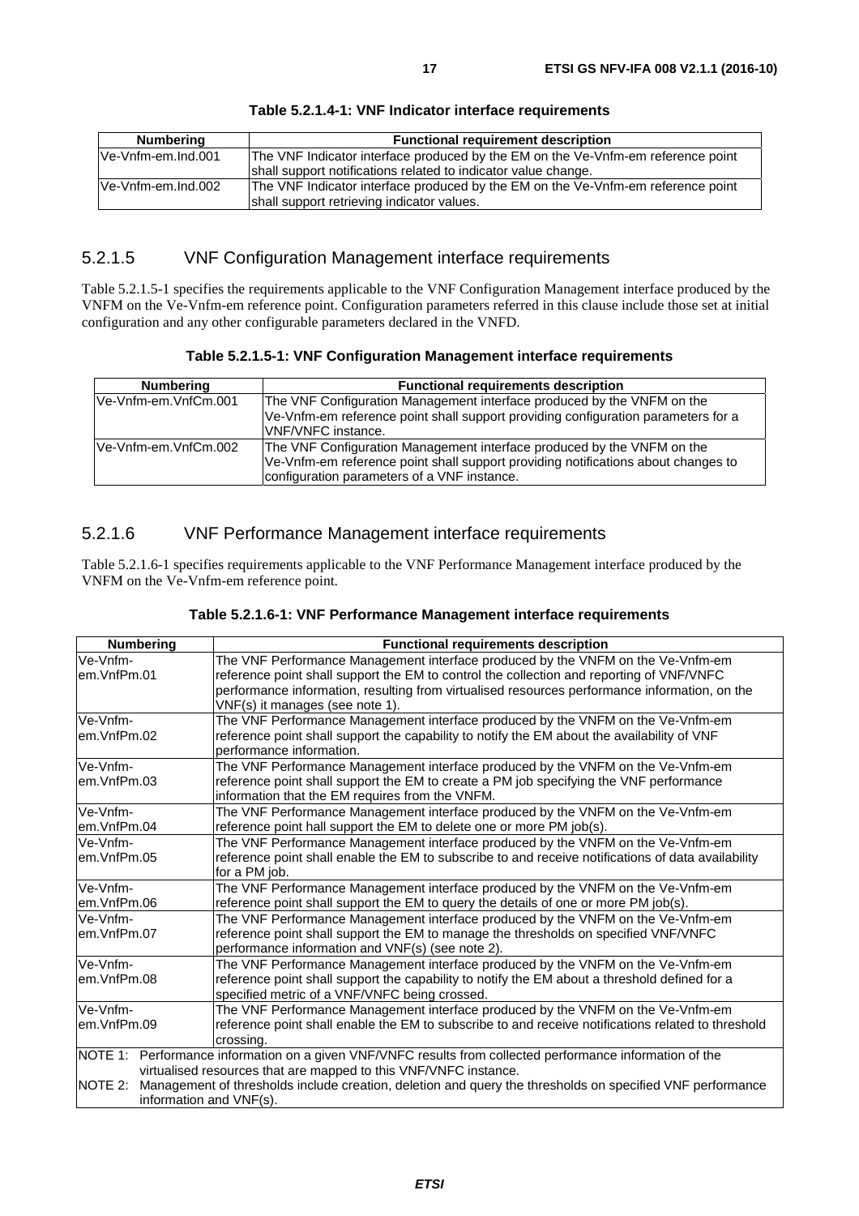**Table 5.2.1.4-1: VNF Indicator interface requirements**

| Numbering | Functional requirement description |
| --- | --- |
| Ve-Vnfm-em.Ind.001 | The VNF Indicator interface produced by the EM on the Ve-Vnfm-em reference point shall support notifications related to indicator value change. |
| Ve-Vnfm-em.Ind.002 | The VNF Indicator interface produced by the EM on the Ve-Vnfm-em reference point shall support retrieving indicator values. |

### 5.2.1.5 VNF Configuration Management interface requirements

Table 5.2.1.5-1 specifies the requirements applicable to the VNF Configuration Management interface produced by the VNFM on the Ve-Vnfm-em reference point. Configuration parameters referred in this clause include those set at initial configuration and any other configurable parameters declared in the VNFD.

**Table 5.2.1.5-1: VNF Configuration Management interface requirements**

| Numbering | Functional requirements description |
| --- | --- |
| Ve-Vnfm-em.VnfCm.001 | The VNF Configuration Management interface produced by the VNFM on the Ve-Vnfm-em reference point shall support providing configuration parameters for a VNF/VNFC instance. |
| Ve-Vnfm-em.VnfCm.002 | The VNF Configuration Management interface produced by the VNFM on the Ve-Vnfm-em reference point shall support providing notifications about changes to configuration parameters of a VNF instance. |

### 5.2.1.6 VNF Performance Management interface requirements

Table 5.2.1.6-1 specifies requirements applicable to the VNF Performance Management interface produced by the VNFM on the Ve-Vnfm-em reference point.

**Table 5.2.1.6-1: VNF Performance Management interface requirements**

| Numbering | Functional requirements description |
| --- | --- |
| Ve-Vnfm-em.VnfPm.01 | The VNF Performance Management interface produced by the VNFM on the Ve-Vnfm-em reference point shall support the EM to control the collection and reporting of VNF/VNFC performance information, resulting from virtualised resources performance information, on the VNF(s) it manages (see note 1). |
| Ve-Vnfm-em.VnfPm.02 | The VNF Performance Management interface produced by the VNFM on the Ve-Vnfm-em reference point shall support the capability to notify the EM about the availability of VNF performance information. |
| Ve-Vnfm-em.VnfPm.03 | The VNF Performance Management interface produced by the VNFM on the Ve-Vnfm-em reference point shall support the EM to create a PM job specifying the VNF performance information that the EM requires from the VNFM. |
| Ve-Vnfm-em.VnfPm.04 | The VNF Performance Management interface produced by the VNFM on the Ve-Vnfm-em reference point hall support the EM to delete one or more PM job(s). |
| Ve-Vnfm-em.VnfPm.05 | The VNF Performance Management interface produced by the VNFM on the Ve-Vnfm-em reference point shall enable the EM to subscribe to and receive notifications of data availability for a PM job. |
| Ve-Vnfm-em.VnfPm.06 | The VNF Performance Management interface produced by the VNFM on the Ve-Vnfm-em reference point shall support the EM to query the details of one or more PM job(s). |
| Ve-Vnfm-em.VnfPm.07 | The VNF Performance Management interface produced by the VNFM on the Ve-Vnfm-em reference point shall support the EM to manage the thresholds on specified VNF/VNFC performance information and VNF(s) (see note 2). |
| Ve-Vnfm-em.VnfPm.08 | The VNF Performance Management interface produced by the VNFM on the Ve-Vnfm-em reference point shall support the capability to notify the EM about a threshold defined for a specified metric of a VNF/VNFC being crossed. |
| Ve-Vnfm-em.VnfPm.09 | The VNF Performance Management interface produced by the VNFM on the Ve-Vnfm-em reference point shall enable the EM to subscribe to and receive notifications related to threshold crossing. |
| NOTE 1: Performance information on a given VNF/VNFC results from collected performance information of the virtualised resources that are mapped to this VNF/VNFC instance. NOTE 2: Management of thresholds include creation, deletion and query the thresholds on specified VNF performance information and VNF(s). | |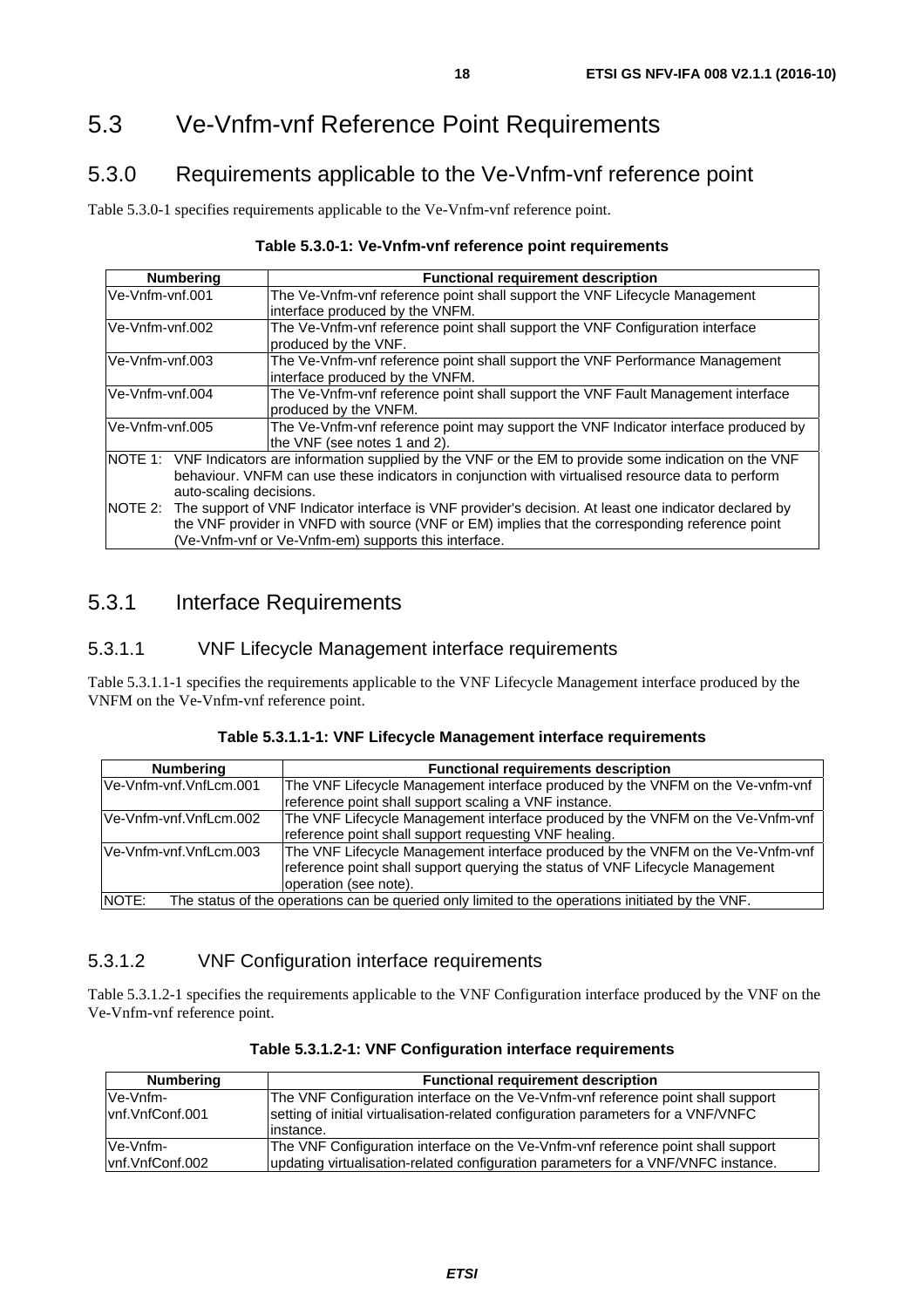## 5.3 Ve-Vnfm-vnf Reference Point Requirements

### 5.3.0 Requirements applicable to the Ve-Vnfm-vnf reference point

Table 5.3.0-1 specifies requirements applicable to the Ve-Vnfm-vnf reference point.

**Table 5.3.0-1: Ve-Vnfm-vnf reference point requirements**

| Numbering | Functional requirement description |
| --- | --- |
| Ve-Vnfm-vnf.001 | The Ve-Vnfm-vnf reference point shall support the VNF Lifecycle Management interface produced by the VNFM. |
| Ve-Vnfm-vnf.002 | The Ve-Vnfm-vnf reference point shall support the VNF Configuration interface produced by the VNF. |
| Ve-Vnfm-vnf.003 | The Ve-Vnfm-vnf reference point shall support the VNF Performance Management interface produced by the VNFM. |
| Ve-Vnfm-vnf.004 | The Ve-Vnfm-vnf reference point shall support the VNF Fault Management interface produced by the VNFM. |
| Ve-Vnfm-vnf.005 | The Ve-Vnfm-vnf reference point may support the VNF Indicator interface produced by the VNF (see notes 1 and 2). |
| NOTE 1: VNF Indicators are information supplied by the VNF or the EM to provide some indication on the VNF behaviour. VNFM can use these indicators in conjunction with virtualised resource data to perform auto-scaling decisions.<br>NOTE 2: The support of VNF Indicator interface is VNF provider's decision. At least one indicator declared by the VNF provider in VNFD with source (VNF or EM) implies that the corresponding reference point (Ve-Vnfm-vnf or Ve-Vnfm-em) supports this interface. | |

### 5.3.1 Interface Requirements

#### 5.3.1.1 VNF Lifecycle Management interface requirements

Table 5.3.1.1-1 specifies the requirements applicable to the VNF Lifecycle Management interface produced by the VNFM on the Ve-Vnfm-vnf reference point.

**Table 5.3.1.1-1: VNF Lifecycle Management interface requirements**

| Numbering | Functional requirements description |
| --- | --- |
| Ve-Vnfm-vnf.VnfLcm.001 | The VNF Lifecycle Management interface produced by the VNFM on the Ve-vnfm-vnf reference point shall support scaling a VNF instance. |
| Ve-Vnfm-vnf.VnfLcm.002 | The VNF Lifecycle Management interface produced by the VNFM on the Ve-Vnfm-vnf reference point shall support requesting VNF healing. |
| Ve-Vnfm-vnf.VnfLcm.003 | The VNF Lifecycle Management interface produced by the VNFM on the Ve-Vnfm-vnf reference point shall support querying the status of VNF Lifecycle Management operation (see note). |
| NOTE: The status of the operations can be queried only limited to the operations initiated by the VNF. | |

#### 5.3.1.2 VNF Configuration interface requirements

Table 5.3.1.2-1 specifies the requirements applicable to the VNF Configuration interface produced by the VNF on the Ve-Vnfm-vnf reference point.

**Table 5.3.1.2-1: VNF Configuration interface requirements**

| Numbering | Functional requirement description |
| --- | --- |
| Ve-Vnfm-vnf.VnfConf.001 | The VNF Configuration interface on the Ve-Vnfm-vnf reference point shall support setting of initial virtualisation-related configuration parameters for a VNF/VNFC instance. |
| Ve-Vnfm-vnf.VnfConf.002 | The VNF Configuration interface on the Ve-Vnfm-vnf reference point shall support updating virtualisation-related configuration parameters for a VNF/VNFC instance. |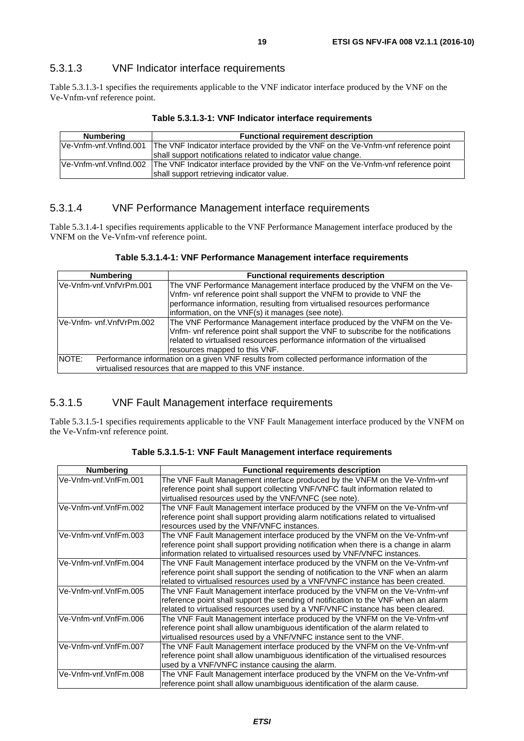### 5.3.1.3 VNF Indicator interface requirements

Table 5.3.1.3-1 specifies the requirements applicable to the VNF indicator interface produced by the VNF on the Ve-Vnfm-vnf reference point.

**Table 5.3.1.3-1: VNF Indicator interface requirements**

| Numbering | Functional requirement description |
| --- | --- |
| Ve-Vnfm-vnf.VnfInd.001 | The VNF Indicator interface provided by the VNF on the Ve-Vnfm-vnf reference point shall support notifications related to indicator value change. |
| Ve-Vnfm-vnf.VnfInd.002 | The VNF Indicator interface provided by the VNF on the Ve-Vnfm-vnf reference point shall support retrieving indicator value. |

### 5.3.1.4 VNF Performance Management interface requirements

Table 5.3.1.4-1 specifies requirements applicable to the VNF Performance Management interface produced by the VNFM on the Ve-Vnfm-vnf reference point.

**Table 5.3.1.4-1: VNF Performance Management interface requirements**

| Numbering | Functional requirements description |
| --- | --- |
| Ve-Vnfm-vnf.VnfVrPm.001 | The VNF Performance Management interface produced by the VNFM on the Ve-Vnfm- vnf reference point shall support the VNFM to provide to VNF the performance information, resulting from virtualised resources performance information, on the VNF(s) it manages (see note). |
| Ve-Vnfm- vnf.VnfVrPm.002 | The VNF Performance Management interface produced by the VNFM on the Ve-Vnfm- vnf reference point shall support the VNF to subscribe for the notifications related to virtualised resources performance information of the virtualised resources mapped to this VNF. |
| NOTE: Performance information on a given VNF results from collected performance information of the virtualised resources that are mapped to this VNF instance. | |

### 5.3.1.5 VNF Fault Management interface requirements

Table 5.3.1.5-1 specifies requirements applicable to the VNF Fault Management interface produced by the VNFM on the Ve-Vnfm-vnf reference point.

**Table 5.3.1.5-1: VNF Fault Management interface requirements**

| Numbering | Functional requirements description |
| --- | --- |
| Ve-Vnfm-vnf.VnfFm.001 | The VNF Fault Management interface produced by the VNFM on the Ve-Vnfm-vnf reference point shall support collecting VNF/VNFC fault information related to virtualised resources used by the VNF/VNFC (see note). |
| Ve-Vnfm-vnf.VnfFm.002 | The VNF Fault Management interface produced by the VNFM on the Ve-Vnfm-vnf reference point shall support providing alarm notifications related to virtualised resources used by the VNF/VNFC instances. |
| Ve-Vnfm-vnf.VnfFm.003 | The VNF Fault Management interface produced by the VNFM on the Ve-Vnfm-vnf reference point shall support providing notification when there is a change in alarm information related to virtualised resources used by VNF/VNFC instances. |
| Ve-Vnfm-vnf.VnfFm.004 | The VNF Fault Management interface produced by the VNFM on the Ve-Vnfm-vnf reference point shall support the sending of notification to the VNF when an alarm related to virtualised resources used by a VNF/VNFC instance has been created. |
| Ve-Vnfm-vnf.VnfFm.005 | The VNF Fault Management interface produced by the VNFM on the Ve-Vnfm-vnf reference point shall support the sending of notification to the VNF when an alarm related to virtualised resources used by a VNF/VNFC instance has been cleared. |
| Ve-Vnfm-vnf.VnfFm.006 | The VNF Fault Management interface produced by the VNFM on the Ve-Vnfm-vnf reference point shall allow unambiguous identification of the alarm related to virtualised resources used by a VNF/VNFC instance sent to the VNF. |
| Ve-Vnfm-vnf.VnfFm.007 | The VNF Fault Management interface produced by the VNFM on the Ve-Vnfm-vnf reference point shall allow unambiguous identification of the virtualised resources used by a VNF/VNFC instance causing the alarm. |
| Ve-Vnfm-vnf.VnfFm.008 | The VNF Fault Management interface produced by the VNFM on the Ve-Vnfm-vnf reference point shall allow unambiguous identification of the alarm cause. |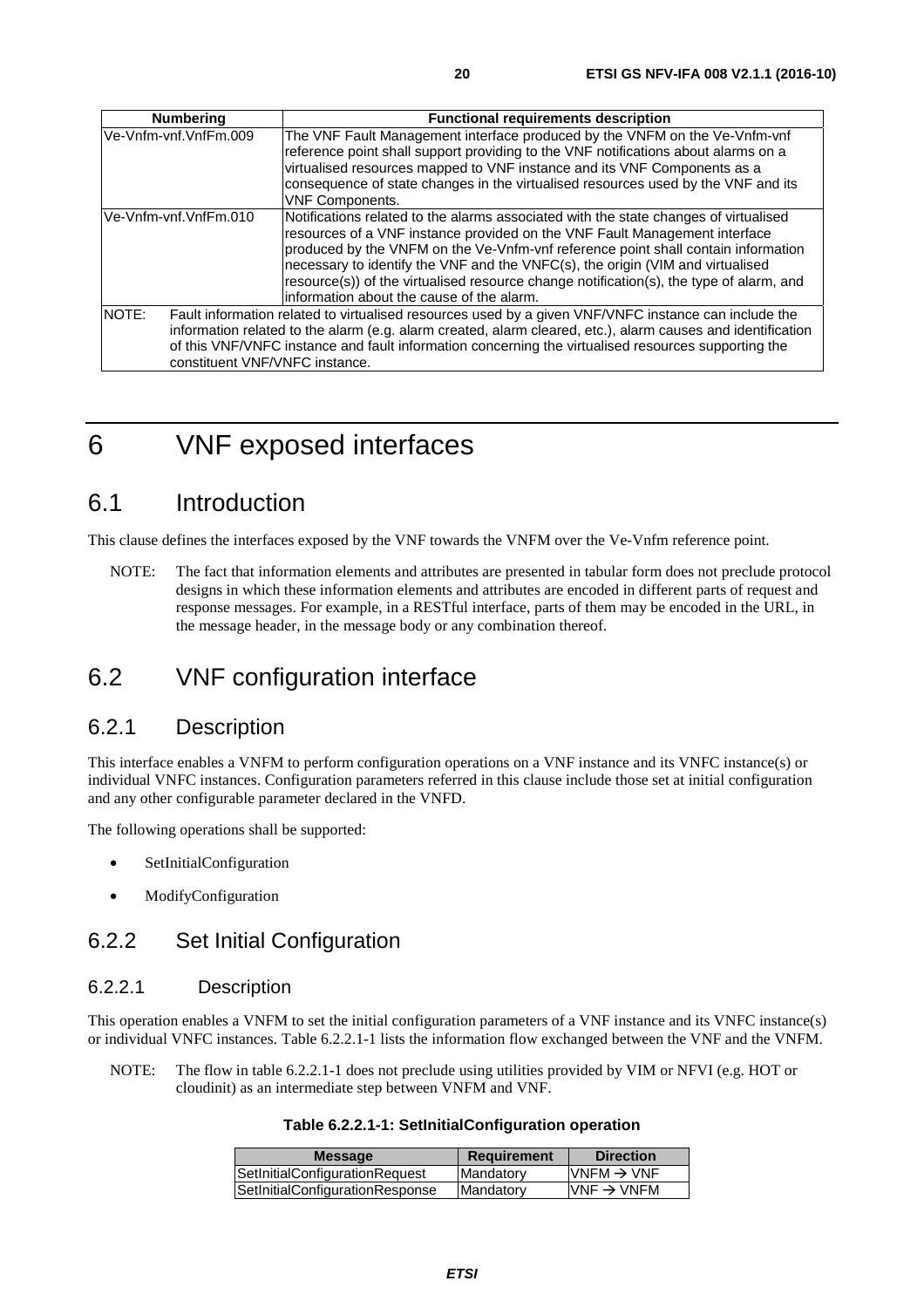| Numbering | Functional requirements description |
|---|---|
| Ve-Vnfm-vnf.VnfFm.009 | The VNF Fault Management interface produced by the VNFM on the Ve-Vnfm-vnf reference point shall support providing to the VNF notifications about alarms on a virtualised resources mapped to VNF instance and its VNF Components as a consequence of state changes in the virtualised resources used by the VNF and its VNF Components. |
| Ve-Vnfm-vnf.VnfFm.010 | Notifications related to the alarms associated with the state changes of virtualised resources of a VNF instance provided on the VNF Fault Management interface produced by the VNFM on the Ve-Vnfm-vnf reference point shall contain information necessary to identify the VNF and the VNFC(s), the origin (VIM and virtualised resource(s)) of the virtualised resource change notification(s), the type of alarm, and information about the cause of the alarm. |
| NOTE: Fault information related to virtualised resources used by a given VNF/VNFC instance can include the information related to the alarm (e.g. alarm created, alarm cleared, etc.), alarm causes and identification of this VNF/VNFC instance and fault information concerning the virtualised resources supporting the constituent VNF/VNFC instance. | |

# 6 VNF exposed interfaces

## 6.1 Introduction

This clause defines the interfaces exposed by the VNF towards the VNFM over the Ve-Vnfm reference point.

NOTE: The fact that information elements and attributes are presented in tabular form does not preclude protocol designs in which these information elements and attributes are encoded in different parts of request and response messages. For example, in a RESTful interface, parts of them may be encoded in the URL, in the message header, in the message body or any combination thereof.

## 6.2 VNF configuration interface

### 6.2.1 Description

This interface enables a VNFM to perform configuration operations on a VNF instance and its VNFC instance(s) or individual VNFC instances. Configuration parameters referred in this clause include those set at initial configuration and any other configurable parameter declared in the VNFD.

The following operations shall be supported:

- SetInitialConfiguration
- ModifyConfiguration

### 6.2.2 Set Initial Configuration

#### 6.2.2.1 Description

This operation enables a VNFM to set the initial configuration parameters of a VNF instance and its VNFC instance(s) or individual VNFC instances. Table 6.2.2.1-1 lists the information flow exchanged between the VNF and the VNFM.

NOTE: The flow in table 6.2.2.1-1 does not preclude using utilities provided by VIM or NFVI (e.g. HOT or cloudinit) as an intermediate step between VNFM and VNF.

**Table 6.2.2.1-1: SetInitialConfiguration operation**

| Message | Requirement | Direction |
|---|---|---|
| SetInitialConfigurationRequest | Mandatory | VNFM → VNF |
| SetInitialConfigurationResponse | Mandatory | VNF → VNFM |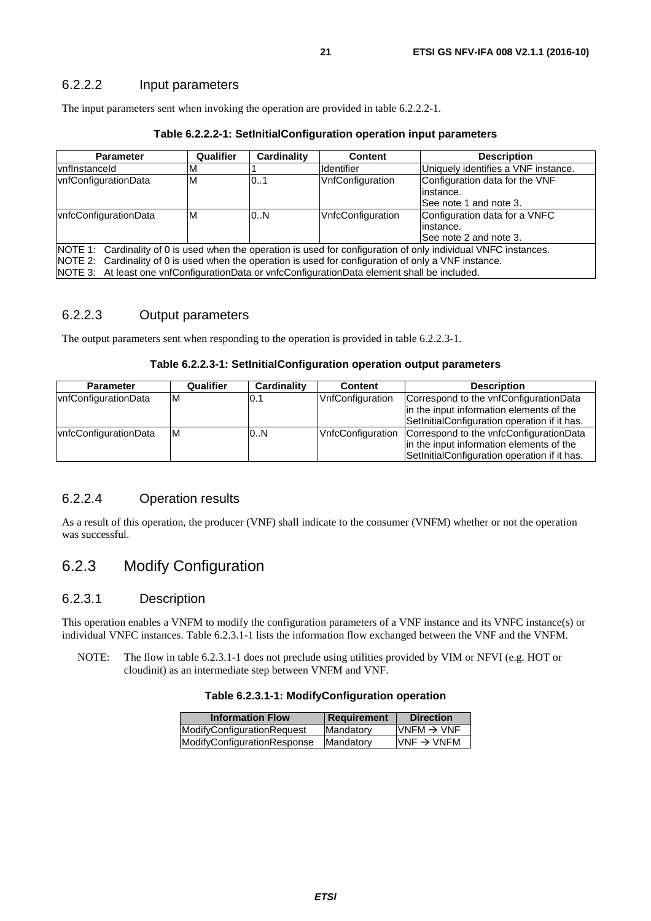### 6.2.2.2 Input parameters

The input parameters sent when invoking the operation are provided in table 6.2.2.2-1.

**Table 6.2.2.2-1: SetInitialConfiguration operation input parameters**

| Parameter | Qualifier | Cardinality | Content | Description |
|---|---|---|---|---|
| vnfInstanceId | M | 1 | Identifier | Uniquely identifies a VNF instance. |
| vnfConfigurationData | M | 0..1 | VnfConfiguration | Configuration data for the VNF instance. See note 1 and note 3. |
| vnfcConfigurationData | M | 0..N | VnfcConfiguration | Configuration data for a VNFC instance. See note 2 and note 3. |
| NOTE 1: Cardinality of 0 is used when the operation is used for configuration of only individual VNFC instances.<br>NOTE 2: Cardinality of 0 is used when the operation is used for configuration of only a VNF instance.<br>NOTE 3: At least one vnfConfigurationData or vnfcConfigurationData element shall be included. | | | | |

### 6.2.2.3 Output parameters

The output parameters sent when responding to the operation is provided in table 6.2.2.3-1.

**Table 6.2.2.3-1: SetInitialConfiguration operation output parameters**

| Parameter | Qualifier | Cardinality | Content | Description |
|---|---|---|---|---|
| vnfConfigurationData | M | 0.1 | VnfConfiguration | Correspond to the vnfConfigurationData in the input information elements of the SetInitialConfiguration operation if it has. |
| vnfcConfigurationData | M | 0..N | VnfcConfiguration | Correspond to the vnfcConfigurationData in the input information elements of the SetInitialConfiguration operation if it has. |

### 6.2.2.4 Operation results

As a result of this operation, the producer (VNF) shall indicate to the consumer (VNFM) whether or not the operation was successful.

## 6.2.3 Modify Configuration

### 6.2.3.1 Description

This operation enables a VNFM to modify the configuration parameters of a VNF instance and its VNFC instance(s) or individual VNFC instances. Table 6.2.3.1-1 lists the information flow exchanged between the VNF and the VNFM.

NOTE: The flow in table 6.2.3.1-1 does not preclude using utilities provided by VIM or NFVI (e.g. HOT or cloudinit) as an intermediate step between VNFM and VNF.

**Table 6.2.3.1-1: ModifyConfiguration operation**

| Information Flow | Requirement | Direction |
|---|---|---|
| ModifyConfigurationRequest | Mandatory | VNFM → VNF |
| ModifyConfigurationResponse | Mandatory | VNF → VNFM |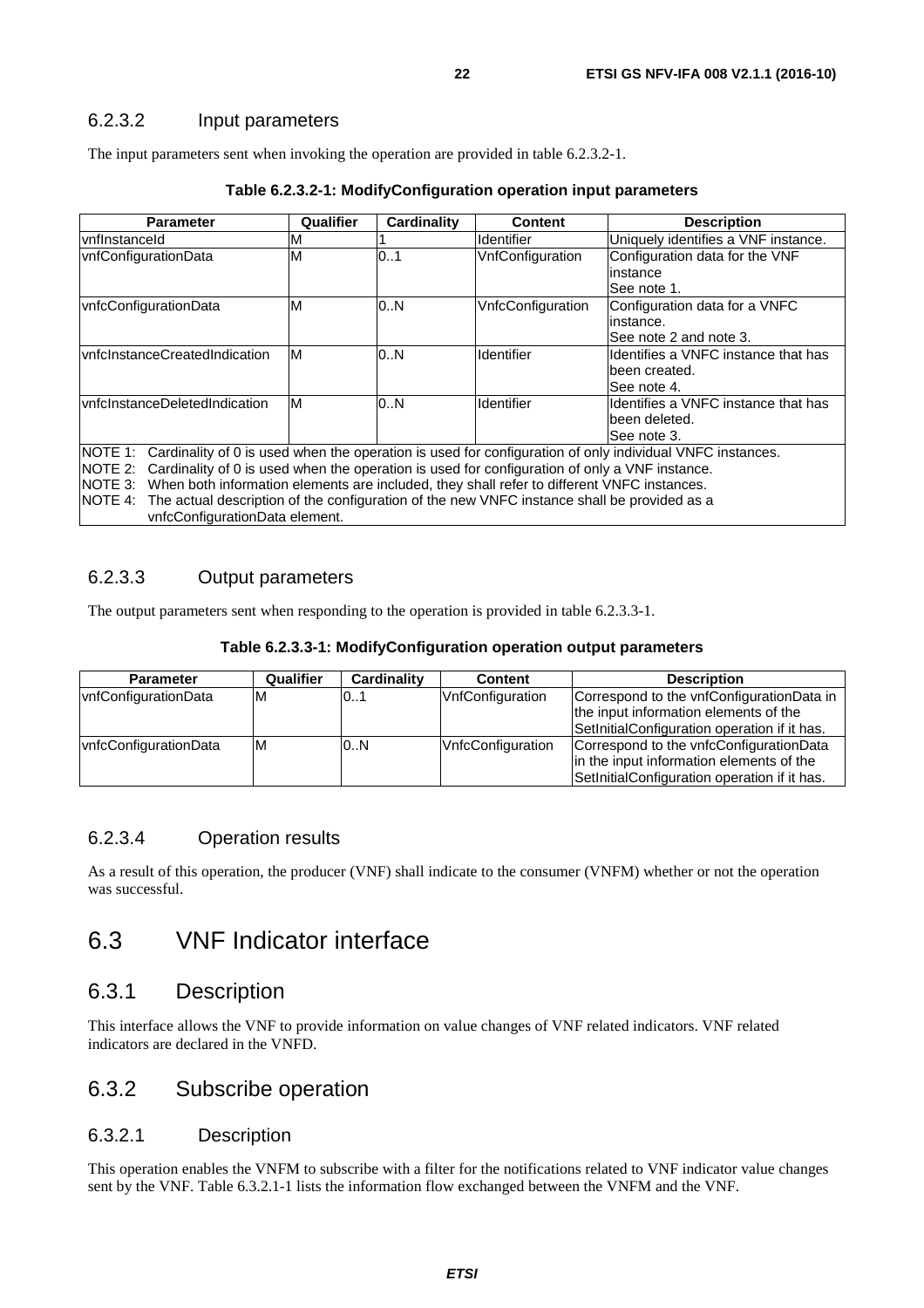### 6.2.3.2 Input parameters

The input parameters sent when invoking the operation are provided in table 6.2.3.2-1.

**Table 6.2.3.2-1: ModifyConfiguration operation input parameters**

| Parameter | Qualifier | Cardinality | Content | Description |
|---|---|---|---|---|
| vnfInstanceId | M | 1 | Identifier | Uniquely identifies a VNF instance. |
| vnfConfigurationData | M | 0..1 | VnfConfiguration | Configuration data for the VNF instance<br>See note 1. |
| vnfcConfigurationData | M | 0..N | VnfcConfiguration | Configuration data for a VNFC instance.<br>See note 2 and note 3. |
| vnfcInstanceCreatedIndication | M | 0..N | Identifier | Identifies a VNFC instance that has been created.<br>See note 4. |
| vnfcInstanceDeletedIndication | M | 0..N | Identifier | Identifies a VNFC instance that has been deleted.<br>See note 3. |
| NOTE 1: Cardinality of 0 is used when the operation is used for configuration of only individual VNFC instances.<br>NOTE 2: Cardinality of 0 is used when the operation is used for configuration of only a VNF instance.<br>NOTE 3: When both information elements are included, they shall refer to different VNFC instances.<br>NOTE 4: The actual description of the configuration of the new VNFC instance shall be provided as a vnfcConfigurationData element. | | | | |

### 6.2.3.3 Output parameters

The output parameters sent when responding to the operation is provided in table 6.2.3.3-1.

**Table 6.2.3.3-1: ModifyConfiguration operation output parameters**

| Parameter | Qualifier | Cardinality | Content | Description |
|---|---|---|---|---|
| vnfConfigurationData | M | 0..1 | VnfConfiguration | Correspond to the vnfConfigurationData in the input information elements of the SetInitialConfiguration operation if it has. |
| vnfcConfigurationData | M | 0..N | VnfcConfiguration | Correspond to the vnfcConfigurationData in the input information elements of the SetInitialConfiguration operation if it has. |

### 6.2.3.4 Operation results

As a result of this operation, the producer (VNF) shall indicate to the consumer (VNFM) whether or not the operation was successful.

# 6.3 VNF Indicator interface

## 6.3.1 Description

This interface allows the VNF to provide information on value changes of VNF related indicators. VNF related indicators are declared in the VNFD.

## 6.3.2 Subscribe operation

### 6.3.2.1 Description

This operation enables the VNFM to subscribe with a filter for the notifications related to VNF indicator value changes sent by the VNF. Table 6.3.2.1-1 lists the information flow exchanged between the VNFM and the VNF.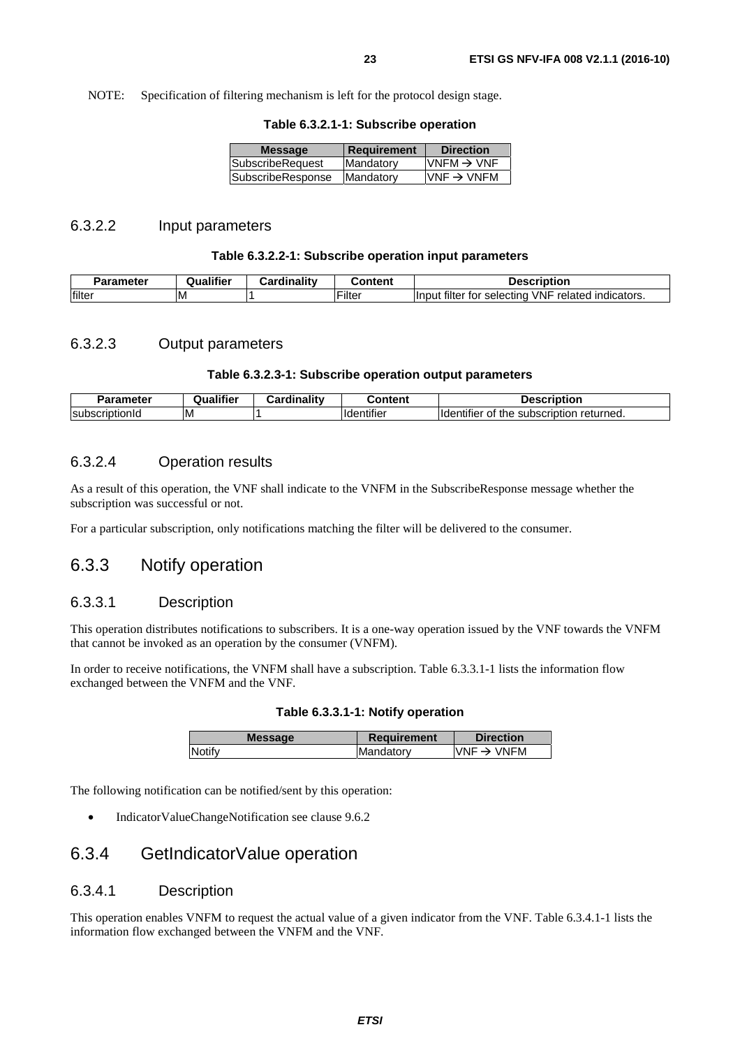NOTE: Specification of filtering mechanism is left for the protocol design stage.

**Table 6.3.2.1-1: Subscribe operation**

| Message | Requirement | Direction |
|---|---|---|
| SubscribeRequest | Mandatory | VNFM → VNF |
| SubscribeResponse | Mandatory | VNF → VNFM |

#### 6.3.2.2 Input parameters

**Table 6.3.2.2-1: Subscribe operation input parameters**

| Parameter | Qualifier | Cardinality | Content | Description |
|---|---|---|---|---|
| filter | M | 1 | Filter | Input filter for selecting VNF related indicators. |

#### 6.3.2.3 Output parameters

**Table 6.3.2.3-1: Subscribe operation output parameters**

| Parameter | Qualifier | Cardinality | Content | Description |
|---|---|---|---|---|
| subscriptionId | M | 1 | Identifier | Identifier of the subscription returned. |

#### 6.3.2.4 Operation results

As a result of this operation, the VNF shall indicate to the VNFM in the SubscribeResponse message whether the subscription was successful or not.

For a particular subscription, only notifications matching the filter will be delivered to the consumer.

### 6.3.3 Notify operation

#### 6.3.3.1 Description

This operation distributes notifications to subscribers. It is a one-way operation issued by the VNF towards the VNFM that cannot be invoked as an operation by the consumer (VNFM).

In order to receive notifications, the VNFM shall have a subscription. Table 6.3.3.1-1 lists the information flow exchanged between the VNFM and the VNF.

**Table 6.3.3.1-1: Notify operation**

| Message | Requirement | Direction |
|---|---|---|
| Notify | Mandatory | VNF → VNFM |

The following notification can be notified/sent by this operation:

- IndicatorValueChangeNotification see clause 9.6.2

### 6.3.4 GetIndicatorValue operation

#### 6.3.4.1 Description

This operation enables VNFM to request the actual value of a given indicator from the VNF. Table 6.3.4.1-1 lists the information flow exchanged between the VNFM and the VNF.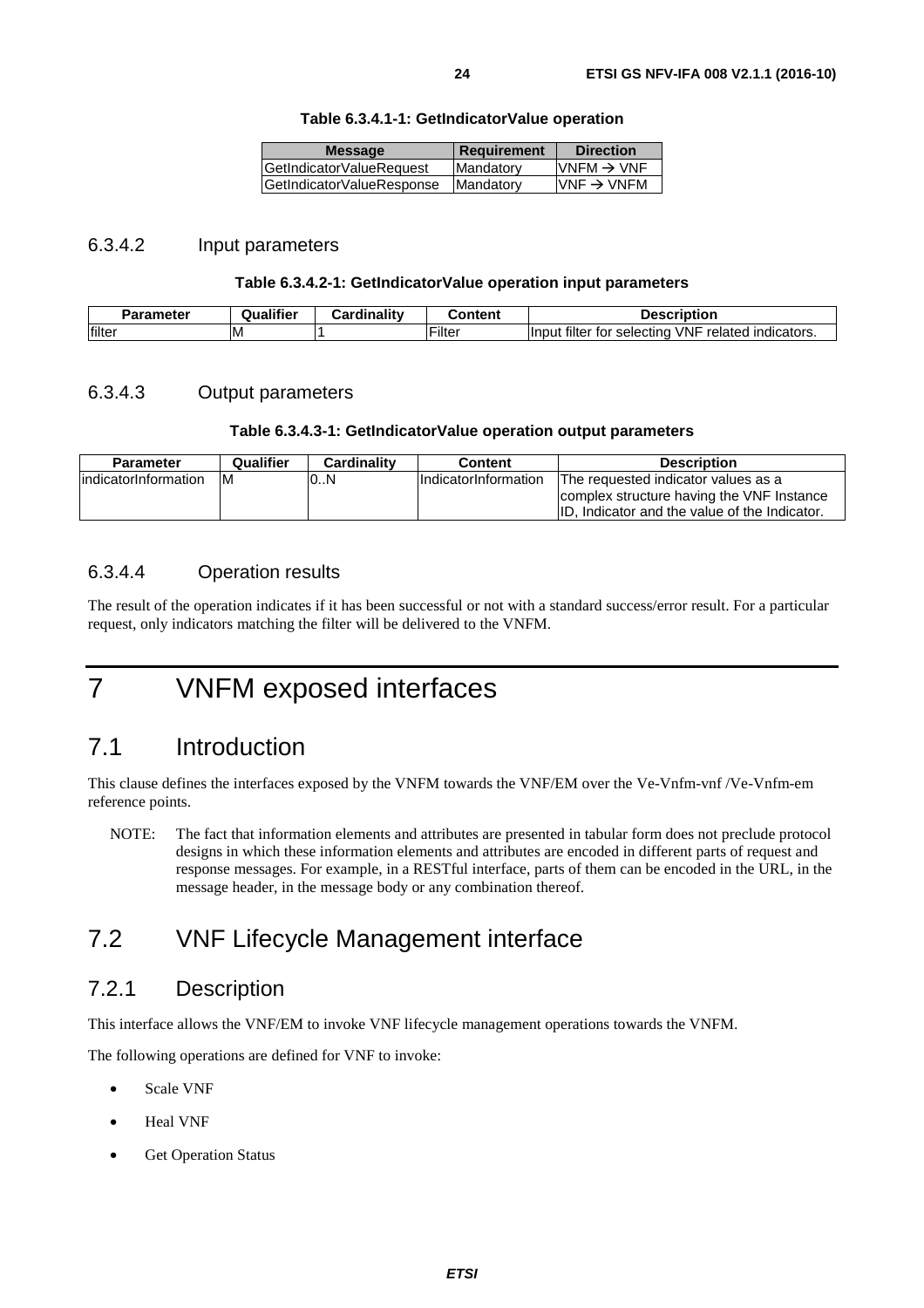**Table 6.3.4.1-1: GetIndicatorValue operation**

| Message | Requirement | Direction |
| --- | --- | --- |
| GetIndicatorValueRequest | Mandatory | VNFM → VNF |
| GetIndicatorValueResponse | Mandatory | VNF → VNFM |

### 6.3.4.2 Input parameters

**Table 6.3.4.2-1: GetIndicatorValue operation input parameters**

| Parameter | Qualifier | Cardinality | Content | Description |
| --- | --- | --- | --- | --- |
| filter | M | 1 | Filter | Input filter for selecting VNF related indicators. |

### 6.3.4.3 Output parameters

**Table 6.3.4.3-1: GetIndicatorValue operation output parameters**

| Parameter | Qualifier | Cardinality | Content | Description |
| --- | --- | --- | --- | --- |
| indicatorInformation | M | 0..N | IndicatorInformation | The requested indicator values as a complex structure having the VNF Instance ID, Indicator and the value of the Indicator. |

### 6.3.4.4 Operation results

The result of the operation indicates if it has been successful or not with a standard success/error result. For a particular request, only indicators matching the filter will be delivered to the VNFM.

# 7 VNFM exposed interfaces

## 7.1 Introduction

This clause defines the interfaces exposed by the VNFM towards the VNF/EM over the Ve-Vnfm-vnf /Ve-Vnfm-em reference points.

NOTE: The fact that information elements and attributes are presented in tabular form does not preclude protocol designs in which these information elements and attributes are encoded in different parts of request and response messages. For example, in a RESTful interface, parts of them can be encoded in the URL, in the message header, in the message body or any combination thereof.

## 7.2 VNF Lifecycle Management interface

### 7.2.1 Description

This interface allows the VNF/EM to invoke VNF lifecycle management operations towards the VNFM.

The following operations are defined for VNF to invoke:

- Scale VNF
- Heal VNF
- Get Operation Status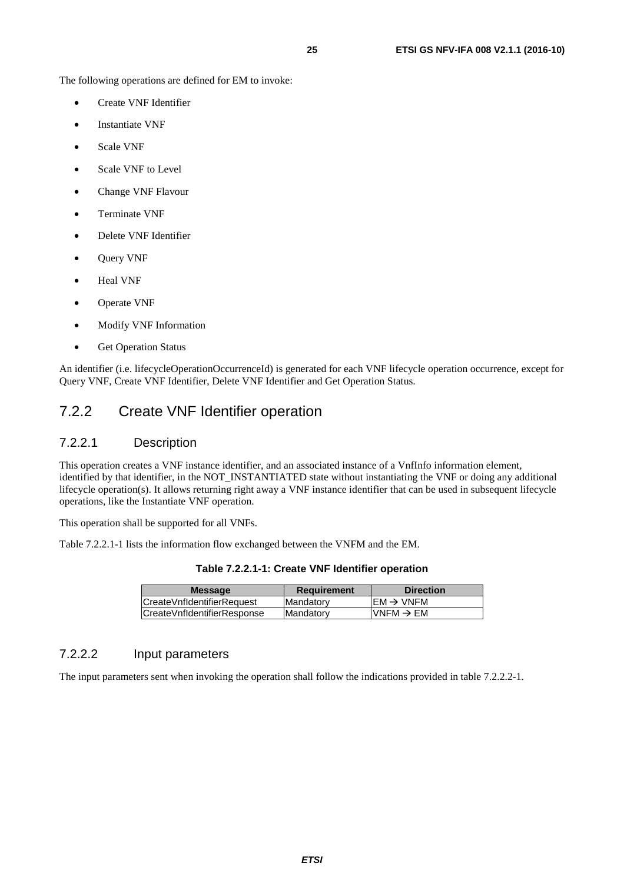The following operations are defined for EM to invoke:

- Create VNF Identifier
- Instantiate VNF
- Scale VNF
- Scale VNF to Level
- Change VNF Flavour
- Terminate VNF
- Delete VNF Identifier
- Query VNF
- Heal VNF
- Operate VNF
- Modify VNF Information
- Get Operation Status

An identifier (i.e. lifecycleOperationOccurrenceId) is generated for each VNF lifecycle operation occurrence, except for Query VNF, Create VNF Identifier, Delete VNF Identifier and Get Operation Status.

## 7.2.2 Create VNF Identifier operation

### 7.2.2.1 Description

This operation creates a VNF instance identifier, and an associated instance of a VnfInfo information element, identified by that identifier, in the NOT_INSTANTIATED state without instantiating the VNF or doing any additional lifecycle operation(s). It allows returning right away a VNF instance identifier that can be used in subsequent lifecycle operations, like the Instantiate VNF operation.

This operation shall be supported for all VNFs.

Table 7.2.2.1-1 lists the information flow exchanged between the VNFM and the EM.

**Table 7.2.2.1-1: Create VNF Identifier operation**

| Message | Requirement | Direction |
| --- | --- | --- |
| CreateVnfIdentifierRequest | Mandatory | EM → VNFM |
| CreateVnfIdentifierResponse | Mandatory | VNFM → EM |

### 7.2.2.2 Input parameters

The input parameters sent when invoking the operation shall follow the indications provided in table 7.2.2.2-1.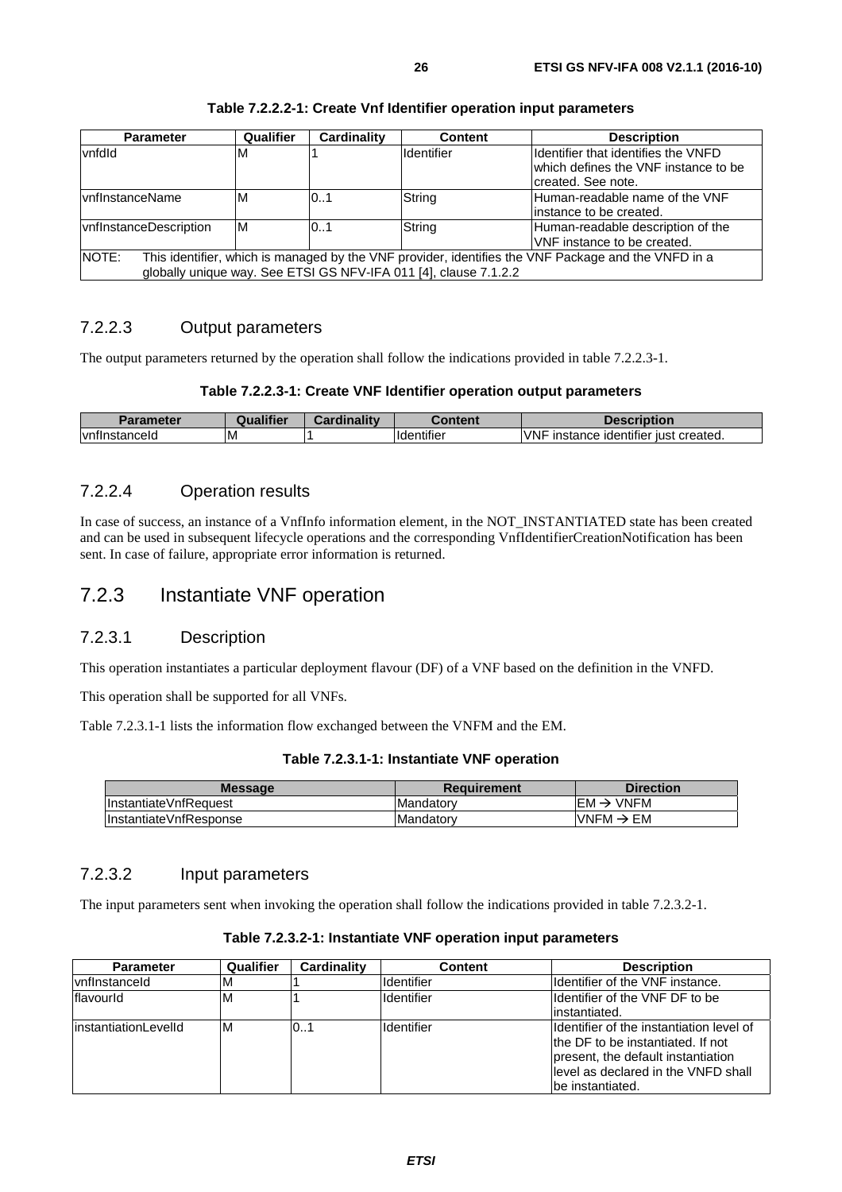**Table 7.2.2.2-1: Create Vnf Identifier operation input parameters**

| Parameter | Qualifier | Cardinality | Content | Description |
|---|---|---|---|---|
| vnfdId | M | 1 | Identifier | Identifier that identifies the VNFD which defines the VNF instance to be created. See note. |
| vnfInstanceName | M | 0..1 | String | Human-readable name of the VNF instance to be created. |
| vnfInstanceDescription | M | 0..1 | String | Human-readable description of the VNF instance to be created. |
| NOTE: This identifier, which is managed by the VNF provider, identifies the VNF Package and the VNFD in a globally unique way. See ETSI GS NFV-IFA 011 [4], clause 7.1.2.2 | | | | |

### 7.2.2.3 Output parameters

The output parameters returned by the operation shall follow the indications provided in table 7.2.2.3-1.

**Table 7.2.2.3-1: Create VNF Identifier operation output parameters**

| Parameter | Qualifier | Cardinality | Content | Description |
|---|---|---|---|---|
| vnfInstanceId | M | 1 | Identifier | VNF instance identifier just created. |

### 7.2.2.4 Operation results

In case of success, an instance of a VnfInfo information element, in the NOT_INSTANTIATED state has been created and can be used in subsequent lifecycle operations and the corresponding VnfIdentifierCreationNotification has been sent. In case of failure, appropriate error information is returned.

## 7.2.3 Instantiate VNF operation

### 7.2.3.1 Description

This operation instantiates a particular deployment flavour (DF) of a VNF based on the definition in the VNFD.

This operation shall be supported for all VNFs.

Table 7.2.3.1-1 lists the information flow exchanged between the VNFM and the EM.

**Table 7.2.3.1-1: Instantiate VNF operation**

| Message | Requirement | Direction |
|---|---|---|
| InstantiateVnfRequest | Mandatory | EM → VNFM |
| InstantiateVnfResponse | Mandatory | VNFM → EM |

### 7.2.3.2 Input parameters

The input parameters sent when invoking the operation shall follow the indications provided in table 7.2.3.2-1.

**Table 7.2.3.2-1: Instantiate VNF operation input parameters**

| Parameter | Qualifier | Cardinality | Content | Description |
|---|---|---|---|---|
| vnfInstanceId | M | 1 | Identifier | Identifier of the VNF instance. |
| flavourId | M | 1 | Identifier | Identifier of the VNF DF to be instantiated. |
| instantiationLevelId | M | 0..1 | Identifier | Identifier of the instantiation level of the DF to be instantiated. If not present, the default instantiation level as declared in the VNFD shall be instantiated. |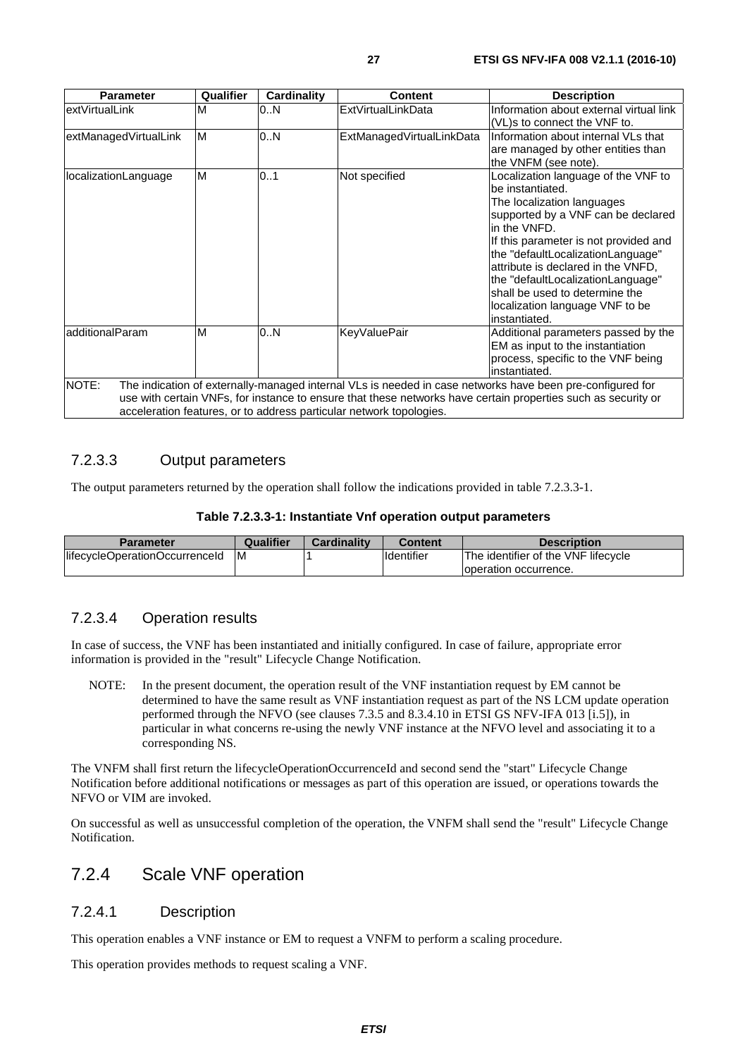| Parameter | Qualifier | Cardinality | Content | Description |
|---|---|---|---|---|
| extVirtualLink | M | 0..N | ExtVirtualLinkData | Information about external virtual link (VL)s to connect the VNF to. |
| extManagedVirtualLink | M | 0..N | ExtManagedVirtualLinkData | Information about internal VLs that are managed by other entities than the VNFM (see note). |
| localizationLanguage | M | 0..1 | Not specified | Localization language of the VNF to be instantiated. The localization languages supported by a VNF can be declared in the VNFD. If this parameter is not provided and the "defaultLocalizationLanguage" attribute is declared in the VNFD, the "defaultLocalizationLanguage" shall be used to determine the localization language VNF to be instantiated. |
| additionalParam | M | 0..N | KeyValuePair | Additional parameters passed by the EM as input to the instantiation process, specific to the VNF being instantiated. |
| NOTE: The indication of externally-managed internal VLs is needed in case networks have been pre-configured for use with certain VNFs, for instance to ensure that these networks have certain properties such as security or acceleration features, or to address particular network topologies. | | | | |

### 7.2.3.3 Output parameters

The output parameters returned by the operation shall follow the indications provided in table 7.2.3.3-1.

**Table 7.2.3.3-1: Instantiate Vnf operation output parameters**

| Parameter | Qualifier | Cardinality | Content | Description |
|---|---|---|---|---|
| lifecycleOperationOccurrenceId | M | 1 | Identifier | The identifier of the VNF lifecycle operation occurrence. |

### 7.2.3.4 Operation results

In case of success, the VNF has been instantiated and initially configured. In case of failure, appropriate error information is provided in the "result" Lifecycle Change Notification.

NOTE: In the present document, the operation result of the VNF instantiation request by EM cannot be determined to have the same result as VNF instantiation request as part of the NS LCM update operation performed through the NFVO (see clauses 7.3.5 and 8.3.4.10 in ETSI GS NFV-IFA 013 [i.5]), in particular in what concerns re-using the newly VNF instance at the NFVO level and associating it to a corresponding NS.

The VNFM shall first return the lifecycleOperationOccurrenceId and second send the "start" Lifecycle Change Notification before additional notifications or messages as part of this operation are issued, or operations towards the NFVO or VIM are invoked.

On successful as well as unsuccessful completion of the operation, the VNFM shall send the "result" Lifecycle Change Notification.

## 7.2.4 Scale VNF operation

### 7.2.4.1 Description

This operation enables a VNF instance or EM to request a VNFM to perform a scaling procedure.

This operation provides methods to request scaling a VNF.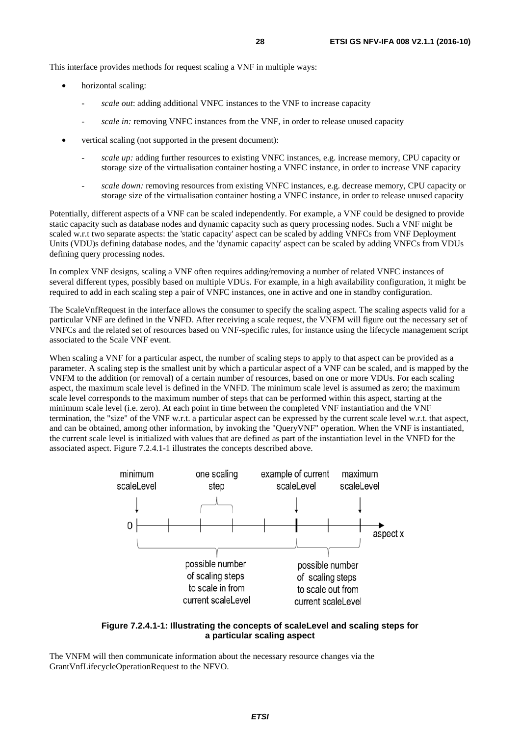This interface provides methods for request scaling a VNF in multiple ways:

- horizontal scaling:
    - *scale out*: adding additional VNFC instances to the VNF to increase capacity
    - *scale in:* removing VNFC instances from the VNF, in order to release unused capacity
- vertical scaling (not supported in the present document):
    - *scale up:* adding further resources to existing VNFC instances, e.g. increase memory, CPU capacity or storage size of the virtualisation container hosting a VNFC instance, in order to increase VNF capacity
    - *scale down:* removing resources from existing VNFC instances, e.g. decrease memory, CPU capacity or storage size of the virtualisation container hosting a VNFC instance, in order to release unused capacity

Potentially, different aspects of a VNF can be scaled independently. For example, a VNF could be designed to provide static capacity such as database nodes and dynamic capacity such as query processing nodes. Such a VNF might be scaled w.r.t two separate aspects: the 'static capacity' aspect can be scaled by adding VNFCs from VNF Deployment Units (VDU)s defining database nodes, and the 'dynamic capacity' aspect can be scaled by adding VNFCs from VDUs defining query processing nodes.

In complex VNF designs, scaling a VNF often requires adding/removing a number of related VNFC instances of several different types, possibly based on multiple VDUs. For example, in a high availability configuration, it might be required to add in each scaling step a pair of VNFC instances, one in active and one in standby configuration.

The ScaleVnfRequest in the interface allows the consumer to specify the scaling aspect. The scaling aspects valid for a particular VNF are defined in the VNFD. After receiving a scale request, the VNFM will figure out the necessary set of VNFCs and the related set of resources based on VNF-specific rules, for instance using the lifecycle management script associated to the Scale VNF event.

When scaling a VNF for a particular aspect, the number of scaling steps to apply to that aspect can be provided as a parameter. A scaling step is the smallest unit by which a particular aspect of a VNF can be scaled, and is mapped by the VNFM to the addition (or removal) of a certain number of resources, based on one or more VDUs. For each scaling aspect, the maximum scale level is defined in the VNFD. The minimum scale level is assumed as zero; the maximum scale level corresponds to the maximum number of steps that can be performed within this aspect, starting at the minimum scale level (i.e. zero). At each point in time between the completed VNF instantiation and the VNF termination, the "size" of the VNF w.r.t. a particular aspect can be expressed by the current scale level w.r.t. that aspect, and can be obtained, among other information, by invoking the "QueryVNF" operation. When the VNF is instantiated, the current scale level is initialized with values that are defined as part of the instantiation level in the VNFD for the associated aspect. Figure 7.2.4.1-1 illustrates the concepts described above.

**Figure 7.2.4.1-1: Illustrating the concepts of scaleLevel and scaling steps for a particular scaling aspect**

The VNFM will then communicate information about the necessary resource changes via the GrantVnfLifecycleOperationRequest to the NFVO.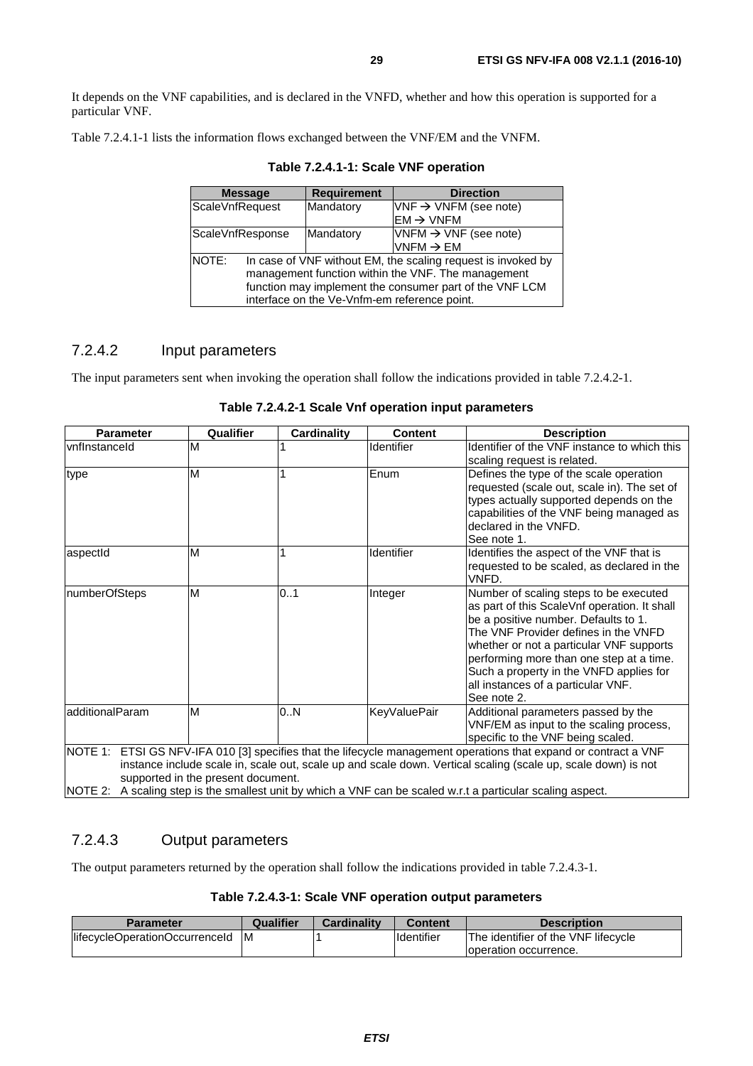It depends on the VNF capabilities, and is declared in the VNFD, whether and how this operation is supported for a particular VNF.

Table 7.2.4.1-1 lists the information flows exchanged between the VNF/EM and the VNFM.

**Table 7.2.4.1-1: Scale VNF operation**

| Message | Requirement | Direction |
|---|---|---|
| ScaleVnfRequest | Mandatory | VNF → VNFM (see note)<br>EM → VNFM |
| ScaleVnfResponse | Mandatory | VNFM → VNF (see note)<br>VNFM → EM |
| NOTE: In case of VNF without EM, the scaling request is invoked by management function within the VNF. The management function may implement the consumer part of the VNF LCM interface on the Ve-Vnfm-em reference point. | | |

### 7.2.4.2 Input parameters

The input parameters sent when invoking the operation shall follow the indications provided in table 7.2.4.2-1.

**Table 7.2.4.2-1 Scale Vnf operation input parameters**

| Parameter | Qualifier | Cardinality | Content | Description |
|---|---|---|---|---|
| vnfInstanceId | M | 1 | Identifier | Identifier of the VNF instance to which this scaling request is related. |
| type | M | 1 | Enum | Defines the type of the scale operation requested (scale out, scale in). The set of types actually supported depends on the capabilities of the VNF being managed as declared in the VNFD.<br>See note 1. |
| aspectId | M | 1 | Identifier | Identifies the aspect of the VNF that is requested to be scaled, as declared in the VNFD. |
| numberOfSteps | M | 0..1 | Integer | Number of scaling steps to be executed as part of this ScaleVnf operation. It shall be a positive number. Defaults to 1.<br>The VNF Provider defines in the VNFD whether or not a particular VNF supports performing more than one step at a time. Such a property in the VNFD applies for all instances of a particular VNF.<br>See note 2. |
| additionalParam | M | 0..N | KeyValuePair | Additional parameters passed by the VNF/EM as input to the scaling process, specific to the VNF being scaled. |
| NOTE 1: ETSI GS NFV-IFA 010 [3] specifies that the lifecycle management operations that expand or contract a VNF instance include scale in, scale out, scale up and scale down. Vertical scaling (scale up, scale down) is not supported in the present document.<br>NOTE 2: A scaling step is the smallest unit by which a VNF can be scaled w.r.t a particular scaling aspect. | | | | |

### 7.2.4.3 Output parameters

The output parameters returned by the operation shall follow the indications provided in table 7.2.4.3-1.

**Table 7.2.4.3-1: Scale VNF operation output parameters**

| Parameter | Qualifier | Cardinality | Content | Description |
|---|---|---|---|---|
| lifecycleOperationOccurrenceId | M | 1 | Identifier | The identifier of the VNF lifecycle operation occurrence. |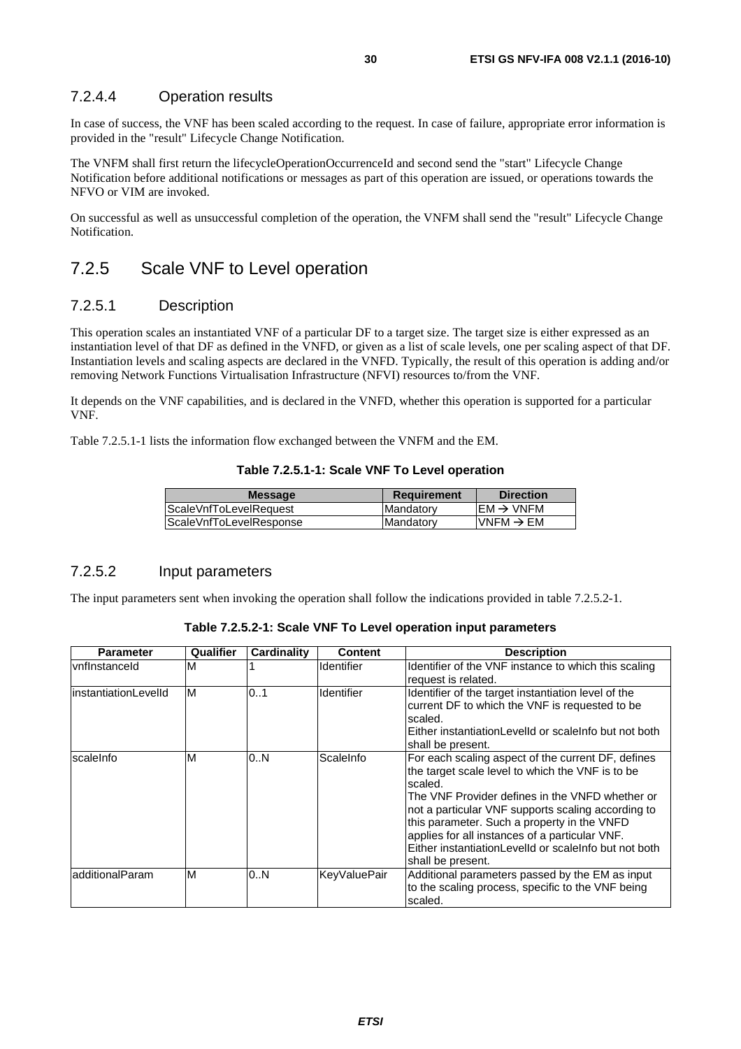#### 7.2.4.4 Operation results

In case of success, the VNF has been scaled according to the request. In case of failure, appropriate error information is provided in the "result" Lifecycle Change Notification.

The VNFM shall first return the lifecycleOperationOccurrenceId and second send the "start" Lifecycle Change Notification before additional notifications or messages as part of this operation are issued, or operations towards the NFVO or VIM are invoked.

On successful as well as unsuccessful completion of the operation, the VNFM shall send the "result" Lifecycle Change Notification.

### 7.2.5 Scale VNF to Level operation

#### 7.2.5.1 Description

This operation scales an instantiated VNF of a particular DF to a target size. The target size is either expressed as an instantiation level of that DF as defined in the VNFD, or given as a list of scale levels, one per scaling aspect of that DF. Instantiation levels and scaling aspects are declared in the VNFD. Typically, the result of this operation is adding and/or removing Network Functions Virtualisation Infrastructure (NFVI) resources to/from the VNF.

It depends on the VNF capabilities, and is declared in the VNFD, whether this operation is supported for a particular VNF.

Table 7.2.5.1-1 lists the information flow exchanged between the VNFM and the EM.

**Table 7.2.5.1-1: Scale VNF To Level operation**

| Message | Requirement | Direction |
|---|---|---|
| ScaleVnfToLevelRequest | Mandatory | EM → VNFM |
| ScaleVnfToLevelResponse | Mandatory | VNFM → EM |

#### 7.2.5.2 Input parameters

The input parameters sent when invoking the operation shall follow the indications provided in table 7.2.5.2-1.

**Table 7.2.5.2-1: Scale VNF To Level operation input parameters**

| Parameter | Qualifier | Cardinality | Content | Description |
|---|---|---|---|---|
| vnfInstanceId | M | 1 | Identifier | Identifier of the VNF instance to which this scaling request is related. |
| instantiationLevelId | M | 0..1 | Identifier | Identifier of the target instantiation level of the current DF to which the VNF is requested to be scaled.<br>Either instantiationLevelId or scaleInfo but not both shall be present. |
| scaleInfo | M | 0..N | ScaleInfo | For each scaling aspect of the current DF, defines the target scale level to which the VNF is to be scaled.<br>The VNF Provider defines in the VNFD whether or not a particular VNF supports scaling according to this parameter. Such a property in the VNFD applies for all instances of a particular VNF.<br>Either instantiationLevelId or scaleInfo but not both shall be present. |
| additionalParam | M | 0..N | KeyValuePair | Additional parameters passed by the EM as input to the scaling process, specific to the VNF being scaled. |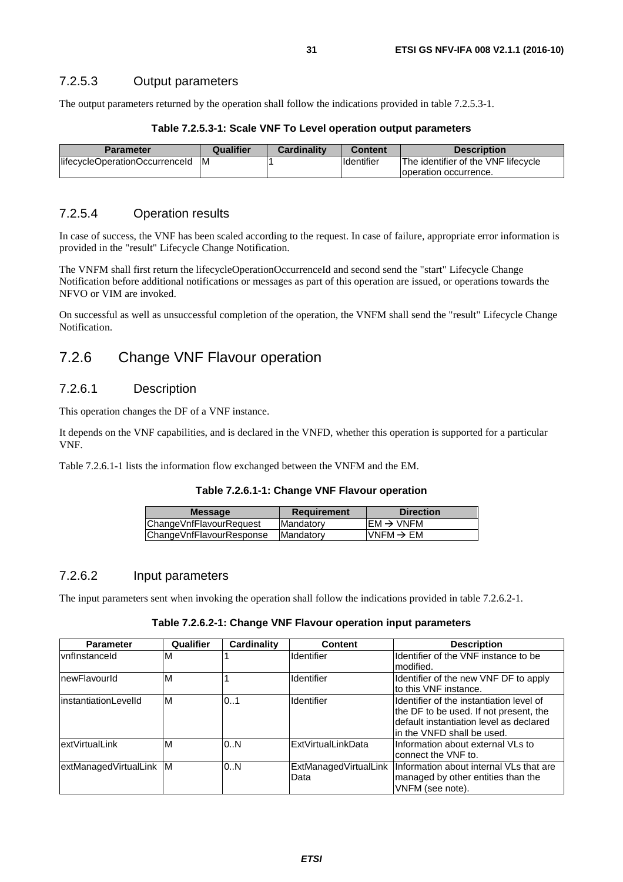### 7.2.5.3 Output parameters

The output parameters returned by the operation shall follow the indications provided in table 7.2.5.3-1.

**Table 7.2.5.3-1: Scale VNF To Level operation output parameters**

| Parameter | Qualifier | Cardinality | Content | Description |
|---|---|---|---|---|
| lifecycleOperationOccurrenceId | M | 1 | Identifier | The identifier of the VNF lifecycle operation occurrence. |

### 7.2.5.4 Operation results

In case of success, the VNF has been scaled according to the request. In case of failure, appropriate error information is provided in the "result" Lifecycle Change Notification.

The VNFM shall first return the lifecycleOperationOccurrenceId and second send the "start" Lifecycle Change Notification before additional notifications or messages as part of this operation are issued, or operations towards the NFVO or VIM are invoked.

On successful as well as unsuccessful completion of the operation, the VNFM shall send the "result" Lifecycle Change Notification.

## 7.2.6 Change VNF Flavour operation

### 7.2.6.1 Description

This operation changes the DF of a VNF instance.

It depends on the VNF capabilities, and is declared in the VNFD, whether this operation is supported for a particular VNF.

Table 7.2.6.1-1 lists the information flow exchanged between the VNFM and the EM.

**Table 7.2.6.1-1: Change VNF Flavour operation**

| Message | Requirement | Direction |
|---|---|---|
| ChangeVnfFlavourRequest | Mandatory | EM → VNFM |
| ChangeVnfFlavourResponse | Mandatory | VNFM → EM |

### 7.2.6.2 Input parameters

The input parameters sent when invoking the operation shall follow the indications provided in table 7.2.6.2-1.

**Table 7.2.6.2-1: Change VNF Flavour operation input parameters**

| Parameter | Qualifier | Cardinality | Content | Description |
|---|---|---|---|---|
| vnfInstanceId | M | 1 | Identifier | Identifier of the VNF instance to be modified. |
| newFlavourId | M | 1 | Identifier | Identifier of the new VNF DF to apply to this VNF instance. |
| instantiationLevelId | M | 0..1 | Identifier | Identifier of the instantiation level of the DF to be used. If not present, the default instantiation level as declared in the VNFD shall be used. |
| extVirtualLink | M | 0..N | ExtVirtualLinkData | Information about external VLs to connect the VNF to. |
| extManagedVirtualLink | M | 0..N | ExtManagedVirtualLinkData | Information about internal VLs that are managed by other entities than the VNFM (see note). |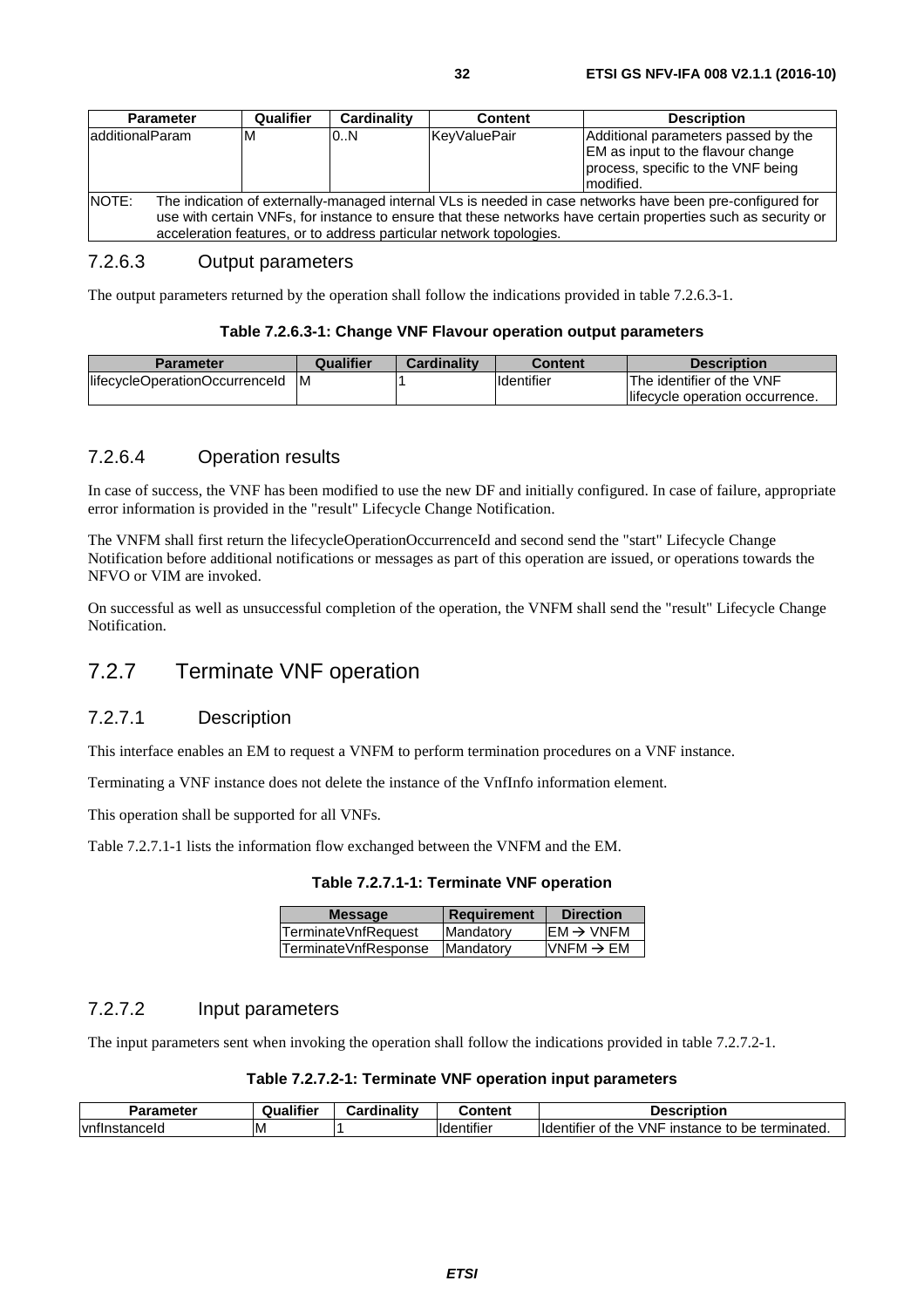| Parameter | Qualifier | Cardinality | Content | Description |
| --- | --- | --- | --- | --- |
| additionalParam | M | 0..N | KeyValuePair | Additional parameters passed by the EM as input to the flavour change process, specific to the VNF being modified. |
| NOTE: The indication of externally-managed internal VLs is needed in case networks have been pre-configured for use with certain VNFs, for instance to ensure that these networks have certain properties such as security or acceleration features, or to address particular network topologies. | | | | |

### 7.2.6.3 Output parameters

The output parameters returned by the operation shall follow the indications provided in table 7.2.6.3-1.

**Table 7.2.6.3-1: Change VNF Flavour operation output parameters**

| Parameter | Qualifier | Cardinality | Content | Description |
| --- | --- | --- | --- | --- |
| lifecycleOperationOccurrenceId | M | 1 | Identifier | The identifier of the VNF lifecycle operation occurrence. |

### 7.2.6.4 Operation results

In case of success, the VNF has been modified to use the new DF and initially configured. In case of failure, appropriate error information is provided in the "result" Lifecycle Change Notification.

The VNFM shall first return the lifecycleOperationOccurrenceId and second send the "start" Lifecycle Change Notification before additional notifications or messages as part of this operation are issued, or operations towards the NFVO or VIM are invoked.

On successful as well as unsuccessful completion of the operation, the VNFM shall send the "result" Lifecycle Change Notification.

## 7.2.7 Terminate VNF operation

### 7.2.7.1 Description

This interface enables an EM to request a VNFM to perform termination procedures on a VNF instance.

Terminating a VNF instance does not delete the instance of the VnfInfo information element.

This operation shall be supported for all VNFs.

Table 7.2.7.1-1 lists the information flow exchanged between the VNFM and the EM.

**Table 7.2.7.1-1: Terminate VNF operation**

| Message | Requirement | Direction |
| --- | --- | --- |
| TerminateVnfRequest | Mandatory | EM → VNFM |
| TerminateVnfResponse | Mandatory | VNFM → EM |

### 7.2.7.2 Input parameters

The input parameters sent when invoking the operation shall follow the indications provided in table 7.2.7.2-1.

**Table 7.2.7.2-1: Terminate VNF operation input parameters**

| Parameter | Qualifier | Cardinality | Content | Description |
| --- | --- | --- | --- | --- |
| vnfInstanceId | M | 1 | Identifier | Identifier of the VNF instance to be terminated. |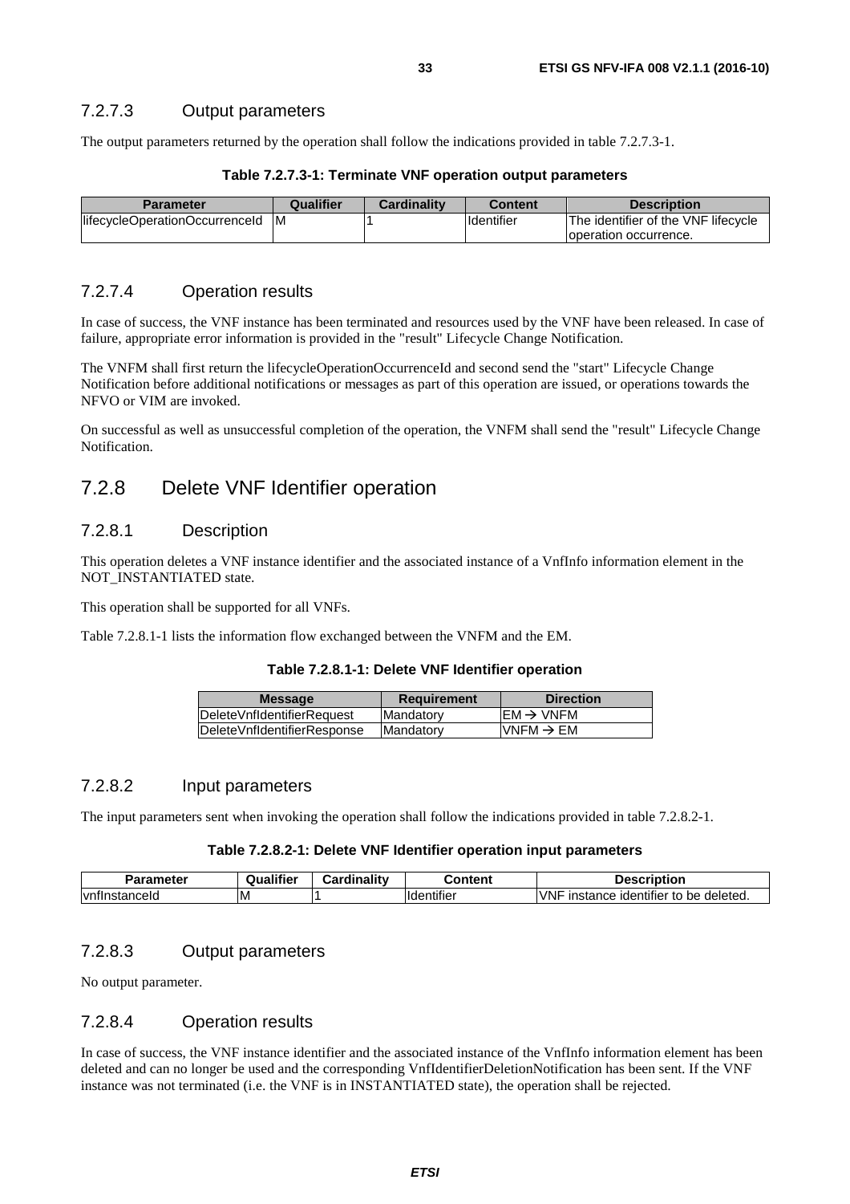### 7.2.7.3 Output parameters

The output parameters returned by the operation shall follow the indications provided in table 7.2.7.3-1.

**Table 7.2.7.3-1: Terminate VNF operation output parameters**

| Parameter | Qualifier | Cardinality | Content | Description |
|---|---|---|---|---|
| lifecycleOperationOccurrenceId | M | 1 | Identifier | The identifier of the VNF lifecycle operation occurrence. |

### 7.2.7.4 Operation results

In case of success, the VNF instance has been terminated and resources used by the VNF have been released. In case of failure, appropriate error information is provided in the "result" Lifecycle Change Notification.

The VNFM shall first return the lifecycleOperationOccurrenceId and second send the "start" Lifecycle Change Notification before additional notifications or messages as part of this operation are issued, or operations towards the NFVO or VIM are invoked.

On successful as well as unsuccessful completion of the operation, the VNFM shall send the "result" Lifecycle Change Notification.

## 7.2.8 Delete VNF Identifier operation

### 7.2.8.1 Description

This operation deletes a VNF instance identifier and the associated instance of a VnfInfo information element in the NOT_INSTANTIATED state.

This operation shall be supported for all VNFs.

Table 7.2.8.1-1 lists the information flow exchanged between the VNFM and the EM.

**Table 7.2.8.1-1: Delete VNF Identifier operation**

| Message | Requirement | Direction |
|---|---|---|
| DeleteVnfIdentifierRequest | Mandatory | EM → VNFM |
| DeleteVnfIdentifierResponse | Mandatory | VNFM → EM |

### 7.2.8.2 Input parameters

The input parameters sent when invoking the operation shall follow the indications provided in table 7.2.8.2-1.

**Table 7.2.8.2-1: Delete VNF Identifier operation input parameters**

| Parameter | Qualifier | Cardinality | Content | Description |
|---|---|---|---|---|
| vnfInstanceId | M | 1 | Identifier | VNF instance identifier to be deleted. |

### 7.2.8.3 Output parameters

No output parameter.

### 7.2.8.4 Operation results

In case of success, the VNF instance identifier and the associated instance of the VnfInfo information element has been deleted and can no longer be used and the corresponding VnfIdentifierDeletionNotification has been sent. If the VNF instance was not terminated (i.e. the VNF is in INSTANTIATED state), the operation shall be rejected.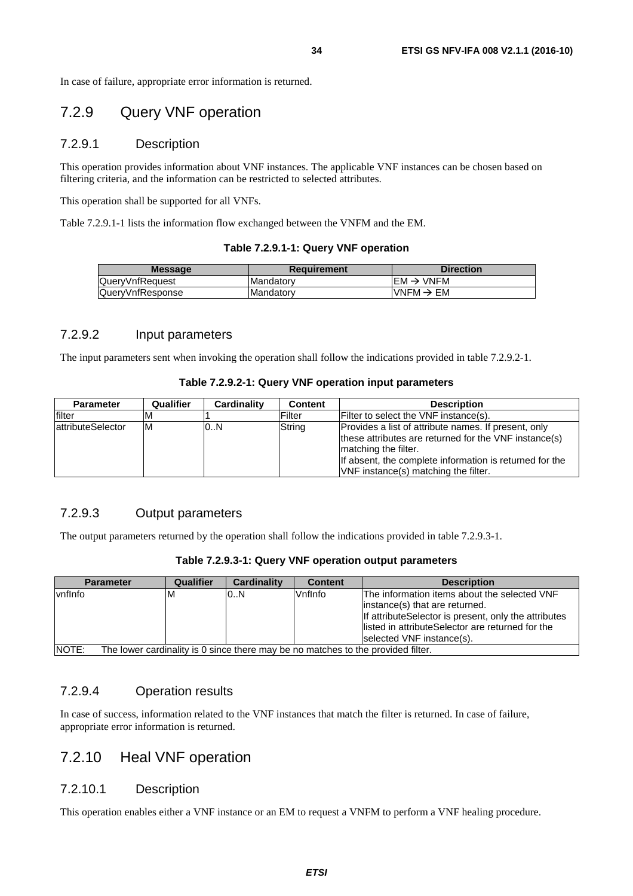In case of failure, appropriate error information is returned.

## 7.2.9 Query VNF operation

### 7.2.9.1 Description

This operation provides information about VNF instances. The applicable VNF instances can be chosen based on filtering criteria, and the information can be restricted to selected attributes.

This operation shall be supported for all VNFs.

Table 7.2.9.1-1 lists the information flow exchanged between the VNFM and the EM.

**Table 7.2.9.1-1: Query VNF operation**

| Message | Requirement | Direction |
|---|---|---|
| QueryVnfRequest | Mandatory | EM → VNFM |
| QueryVnfResponse | Mandatory | VNFM → EM |

### 7.2.9.2 Input parameters

The input parameters sent when invoking the operation shall follow the indications provided in table 7.2.9.2-1.

**Table 7.2.9.2-1: Query VNF operation input parameters**

| Parameter | Qualifier | Cardinality | Content | Description |
|---|---|---|---|---|
| filter | M | 1 | Filter | Filter to select the VNF instance(s). |
| attributeSelector | M | 0..N | String | Provides a list of attribute names. If present, only these attributes are returned for the VNF instance(s) matching the filter.<br>If absent, the complete information is returned for the VNF instance(s) matching the filter. |

### 7.2.9.3 Output parameters

The output parameters returned by the operation shall follow the indications provided in table 7.2.9.3-1.

**Table 7.2.9.3-1: Query VNF operation output parameters**

| Parameter | Qualifier | Cardinality | Content | Description |
|---|---|---|---|---|
| vnfInfo | M | 0..N | VnfInfo | The information items about the selected VNF instance(s) that are returned.<br>If attributeSelector is present, only the attributes listed in attributeSelector are returned for the selected VNF instance(s). |
| NOTE: The lower cardinality is 0 since there may be no matches to the provided filter. | | | | |

### 7.2.9.4 Operation results

In case of success, information related to the VNF instances that match the filter is returned. In case of failure, appropriate error information is returned.

## 7.2.10 Heal VNF operation

### 7.2.10.1 Description

This operation enables either a VNF instance or an EM to request a VNFM to perform a VNF healing procedure.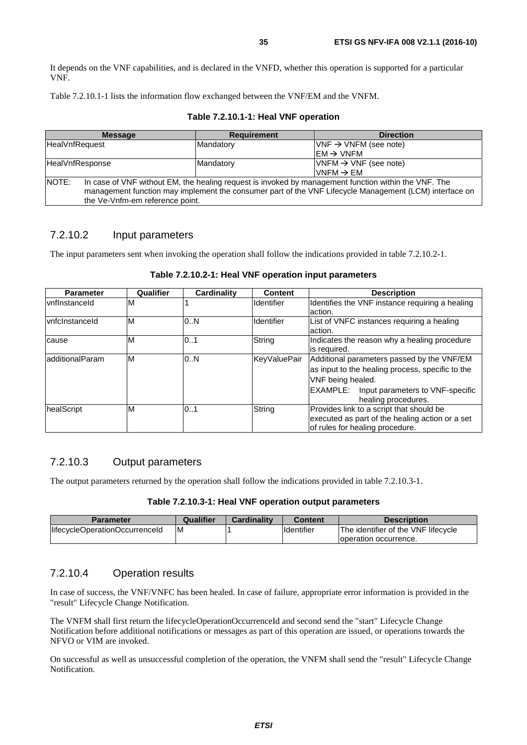It depends on the VNF capabilities, and is declared in the VNFD, whether this operation is supported for a particular VNF.

Table 7.2.10.1-1 lists the information flow exchanged between the VNF/EM and the VNFM.

**Table 7.2.10.1-1: Heal VNF operation**

| Message | Requirement | Direction |
|---|---|---|
| HealVnfRequest | Mandatory | VNF → VNFM (see note)<br>EM → VNFM |
| HealVnfResponse | Mandatory | VNFM → VNF (see note)<br>VNFM → EM |
| NOTE: In case of VNF without EM, the healing request is invoked by management function within the VNF. The management function may implement the consumer part of the VNF Lifecycle Management (LCM) interface on the Ve-Vnfm-em reference point. | | |

### 7.2.10.2 Input parameters

The input parameters sent when invoking the operation shall follow the indications provided in table 7.2.10.2-1.

**Table 7.2.10.2-1: Heal VNF operation input parameters**

| Parameter | Qualifier | Cardinality | Content | Description |
|---|---|---|---|---|
| vnfInstanceId | M | 1 | Identifier | Identifies the VNF instance requiring a healing action. |
| vnfcInstanceId | M | 0..N | Identifier | List of VNFC instances requiring a healing action. |
| cause | M | 0..1 | String | Indicates the reason why a healing procedure is required. |
| additionalParam | M | 0..N | KeyValuePair | Additional parameters passed by the VNF/EM as input to the healing process, specific to the VNF being healed.<br>EXAMPLE: Input parameters to VNF-specific healing procedures. |
| healScript | M | 0..1 | String | Provides link to a script that should be executed as part of the healing action or a set of rules for healing procedure. |

### 7.2.10.3 Output parameters

The output parameters returned by the operation shall follow the indications provided in table 7.2.10.3-1.

**Table 7.2.10.3-1: Heal VNF operation output parameters**

| Parameter | Qualifier | Cardinality | Content | Description |
|---|---|---|---|---|
| lifecycleOperationOccurrenceId | M | 1 | Identifier | The identifier of the VNF lifecycle operation occurrence. |

### 7.2.10.4 Operation results

In case of success, the VNF/VNFC has been healed. In case of failure, appropriate error information is provided in the "result" Lifecycle Change Notification.

The VNFM shall first return the lifecycleOperationOccurrenceId and second send the "start" Lifecycle Change Notification before additional notifications or messages as part of this operation are issued, or operations towards the NFVO or VIM are invoked.

On successful as well as unsuccessful completion of the operation, the VNFM shall send the "result" Lifecycle Change Notification.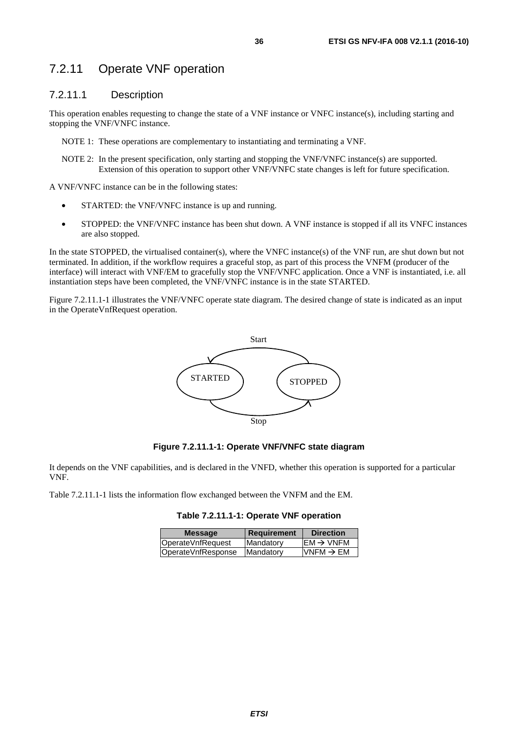## 7.2.11 Operate VNF operation

### 7.2.11.1 Description

This operation enables requesting to change the state of a VNF instance or VNFC instance(s), including starting and stopping the VNF/VNFC instance.

NOTE 1: These operations are complementary to instantiating and terminating a VNF.

NOTE 2: In the present specification, only starting and stopping the VNF/VNFC instance(s) are supported. Extension of this operation to support other VNF/VNFC state changes is left for future specification.

A VNF/VNFC instance can be in the following states:

- STARTED: the VNF/VNFC instance is up and running.
- STOPPED: the VNF/VNFC instance has been shut down. A VNF instance is stopped if all its VNFC instances are also stopped.

In the state STOPPED, the virtualised container(s), where the VNFC instance(s) of the VNF run, are shut down but not terminated. In addition, if the workflow requires a graceful stop, as part of this process the VNFM (producer of the interface) will interact with VNF/EM to gracefully stop the VNF/VNFC application. Once a VNF is instantiated, i.e. all instantiation steps have been completed, the VNF/VNFC instance is in the state STARTED.

Figure 7.2.11.1-1 illustrates the VNF/VNFC operate state diagram. The desired change of state is indicated as an input in the OperateVnfRequest operation.

Start

STARTED STOPPED

Stop

**Figure 7.2.11.1-1: Operate VNF/VNFC state diagram**

It depends on the VNF capabilities, and is declared in the VNFD, whether this operation is supported for a particular VNF.

Table 7.2.11.1-1 lists the information flow exchanged between the VNFM and the EM.

**Table 7.2.11.1-1: Operate VNF operation**

| Message | Requirement | Direction |
|---|---|---|
| OperateVnfRequest | Mandatory | EM → VNFM |
| OperateVnfResponse | Mandatory | VNFM → EM |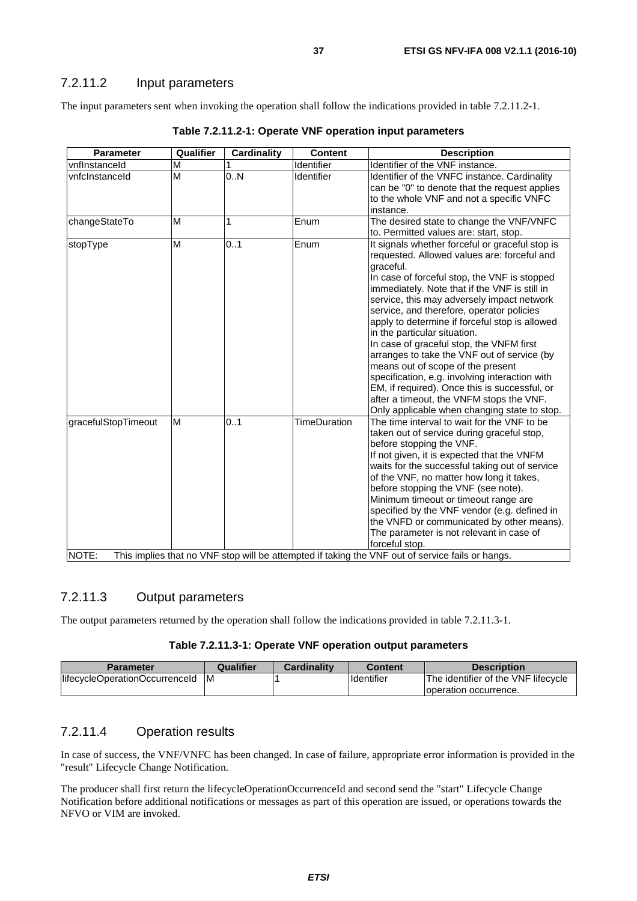### 7.2.11.2 Input parameters

The input parameters sent when invoking the operation shall follow the indications provided in table 7.2.11.2-1.

**Table 7.2.11.2-1: Operate VNF operation input parameters**

| Parameter | Qualifier | Cardinality | Content | Description |
|---|---|---|---|---|
| vnfInstanceId | M | 1 | Identifier | Identifier of the VNF instance. |
| vnfcInstanceId | M | 0..N | Identifier | Identifier of the VNFC instance. Cardinality can be "0" to denote that the request applies to the whole VNF and not a specific VNFC instance. |
| changeStateTo | M | 1 | Enum | The desired state to change the VNF/VNFC to. Permitted values are: start, stop. |
| stopType | M | 0..1 | Enum | It signals whether forceful or graceful stop is requested. Allowed values are: forceful and graceful.<br>In case of forceful stop, the VNF is stopped immediately. Note that if the VNF is still in service, this may adversely impact network service, and therefore, operator policies apply to determine if forceful stop is allowed in the particular situation.<br>In case of graceful stop, the VNFM first arranges to take the VNF out of service (by means out of scope of the present specification, e.g. involving interaction with EM, if required). Once this is successful, or after a timeout, the VNFM stops the VNF.<br>Only applicable when changing state to stop. |
| gracefulStopTimeout | M | 0..1 | TimeDuration | The time interval to wait for the VNF to be taken out of service during graceful stop, before stopping the VNF.<br>If not given, it is expected that the VNFM waits for the successful taking out of service of the VNF, no matter how long it takes, before stopping the VNF (see note).<br>Minimum timeout or timeout range are specified by the VNF vendor (e.g. defined in the VNFD or communicated by other means).<br>The parameter is not relevant in case of forceful stop. |
| NOTE: This implies that no VNF stop will be attempted if taking the VNF out of service fails or hangs. | | | | |

### 7.2.11.3 Output parameters

The output parameters returned by the operation shall follow the indications provided in table 7.2.11.3-1.

**Table 7.2.11.3-1: Operate VNF operation output parameters**

| Parameter | Qualifier | Cardinality | Content | Description |
|---|---|---|---|---|
| lifecycleOperationOccurrenceId | M | 1 | Identifier | The identifier of the VNF lifecycle operation occurrence. |

### 7.2.11.4 Operation results

In case of success, the VNF/VNFC has been changed. In case of failure, appropriate error information is provided in the "result" Lifecycle Change Notification.

The producer shall first return the lifecycleOperationOccurrenceId and second send the "start" Lifecycle Change Notification before additional notifications or messages as part of this operation are issued, or operations towards the NFVO or VIM are invoked.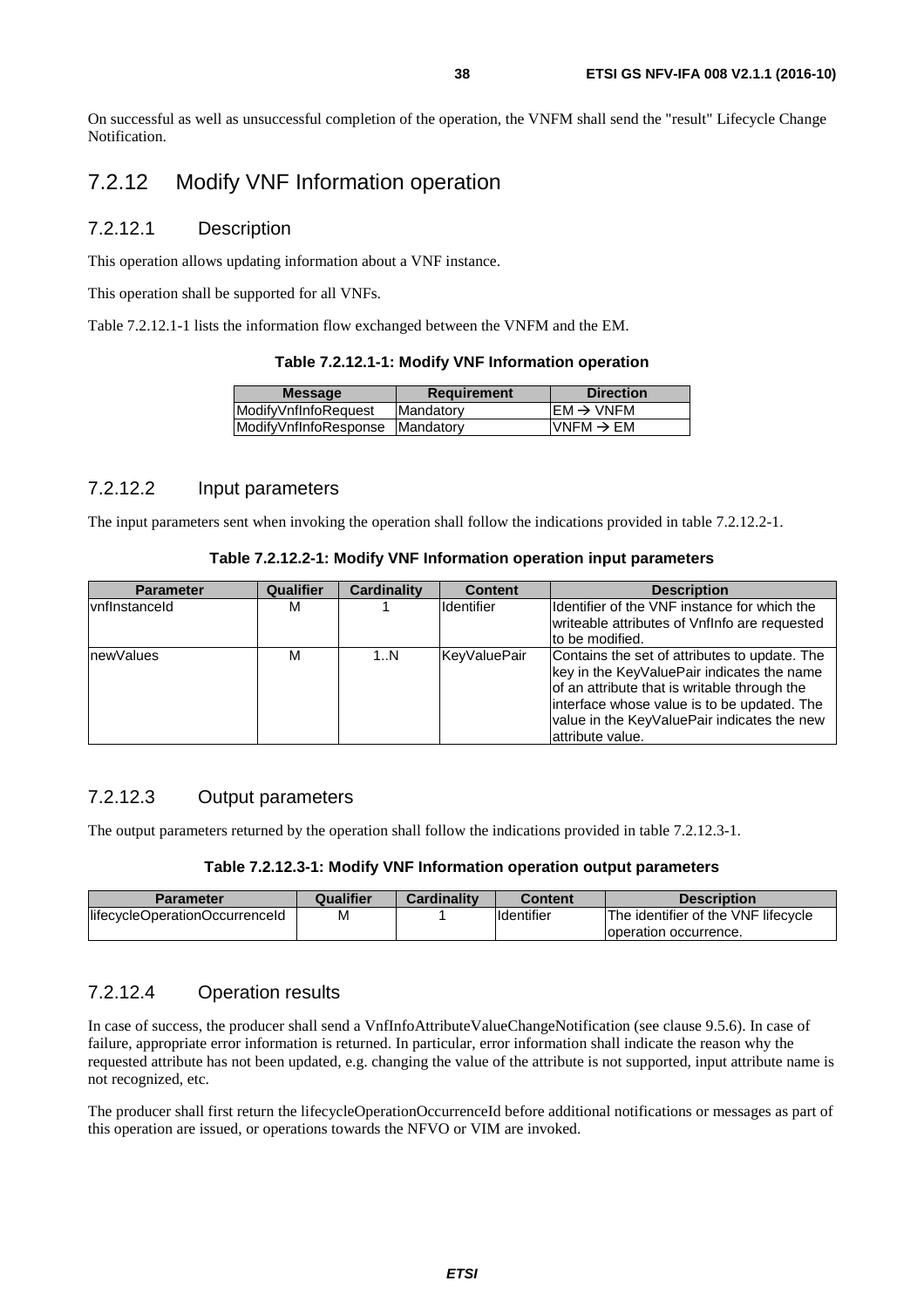On successful as well as unsuccessful completion of the operation, the VNFM shall send the "result" Lifecycle Change Notification.

## 7.2.12 Modify VNF Information operation

### 7.2.12.1 Description

This operation allows updating information about a VNF instance.

This operation shall be supported for all VNFs.

Table 7.2.12.1-1 lists the information flow exchanged between the VNFM and the EM.

**Table 7.2.12.1-1: Modify VNF Information operation**

| Message | Requirement | Direction |
|---|---|---|
| ModifyVnfInfoRequest | Mandatory | EM → VNFM |
| ModifyVnfInfoResponse | Mandatory | VNFM → EM |

### 7.2.12.2 Input parameters

The input parameters sent when invoking the operation shall follow the indications provided in table 7.2.12.2-1.

**Table 7.2.12.2-1: Modify VNF Information operation input parameters**

| Parameter | Qualifier | Cardinality | Content | Description |
|---|---|---|---|---|
| vnfInstanceId | M | 1 | Identifier | Identifier of the VNF instance for which the writeable attributes of VnfInfo are requested to be modified. |
| newValues | M | 1..N | KeyValuePair | Contains the set of attributes to update. The key in the KeyValuePair indicates the name of an attribute that is writable through the interface whose value is to be updated. The value in the KeyValuePair indicates the new attribute value. |

### 7.2.12.3 Output parameters

The output parameters returned by the operation shall follow the indications provided in table 7.2.12.3-1.

**Table 7.2.12.3-1: Modify VNF Information operation output parameters**

| Parameter | Qualifier | Cardinality | Content | Description |
|---|---|---|---|---|
| lifecycleOperationOccurrenceId | M | 1 | Identifier | The identifier of the VNF lifecycle operation occurrence. |

### 7.2.12.4 Operation results

In case of success, the producer shall send a VnfInfoAttributeValueChangeNotification (see clause 9.5.6). In case of failure, appropriate error information is returned. In particular, error information shall indicate the reason why the requested attribute has not been updated, e.g. changing the value of the attribute is not supported, input attribute name is not recognized, etc.

The producer shall first return the lifecycleOperationOccurrenceId before additional notifications or messages as part of this operation are issued, or operations towards the NFVO or VIM are invoked.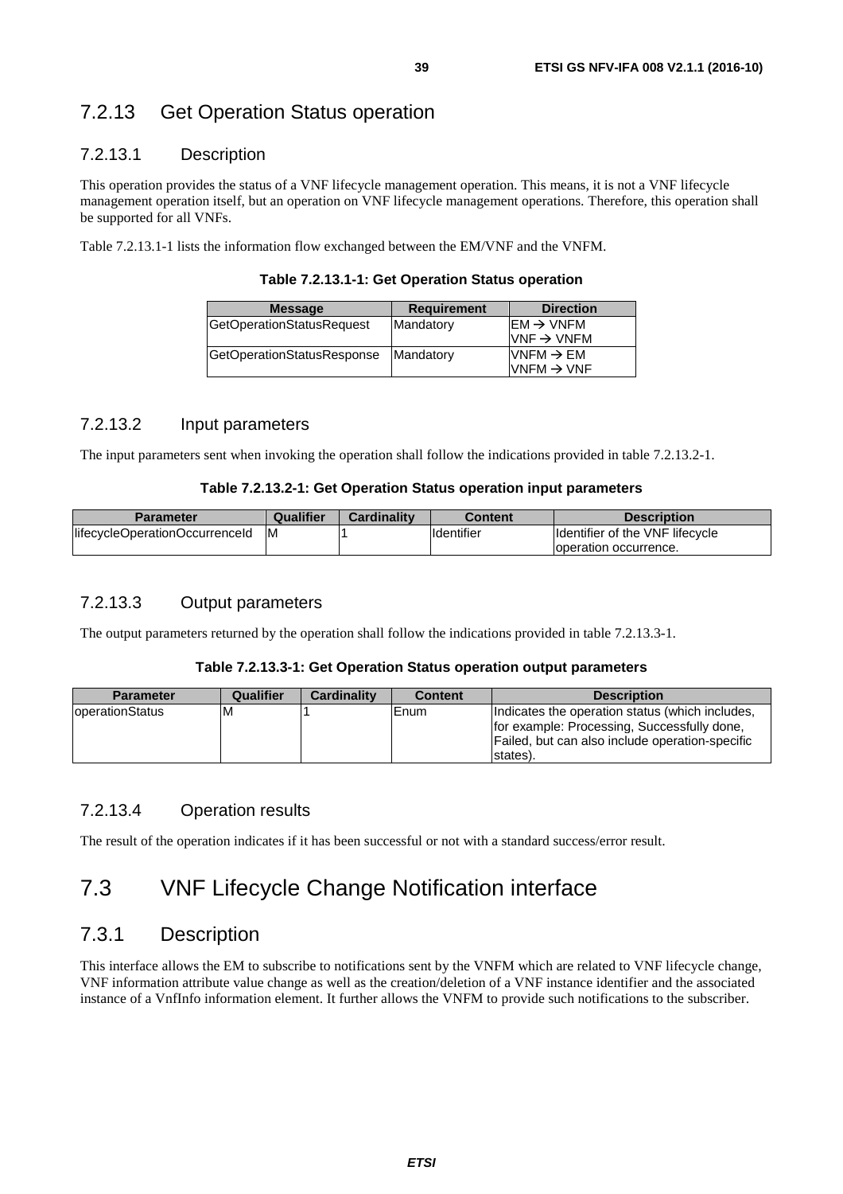### 7.2.13 Get Operation Status operation

#### 7.2.13.1 Description

This operation provides the status of a VNF lifecycle management operation. This means, it is not a VNF lifecycle management operation itself, but an operation on VNF lifecycle management operations. Therefore, this operation shall be supported for all VNFs.

Table 7.2.13.1-1 lists the information flow exchanged between the EM/VNF and the VNFM.

**Table 7.2.13.1-1: Get Operation Status operation**

| Message | Requirement | Direction |
|---|---|---|
| GetOperationStatusRequest | Mandatory | EM → VNFM<br>VNF → VNFM |
| GetOperationStatusResponse | Mandatory | VNFM → EM<br>VNFM → VNF |

#### 7.2.13.2 Input parameters

The input parameters sent when invoking the operation shall follow the indications provided in table 7.2.13.2-1.

**Table 7.2.13.2-1: Get Operation Status operation input parameters**

| Parameter | Qualifier | Cardinality | Content | Description |
|---|---|---|---|---|
| lifecycleOperationOccurrenceId | M | 1 | Identifier | Identifier of the VNF lifecycle operation occurrence. |

#### 7.2.13.3 Output parameters

The output parameters returned by the operation shall follow the indications provided in table 7.2.13.3-1.

**Table 7.2.13.3-1: Get Operation Status operation output parameters**

| Parameter | Qualifier | Cardinality | Content | Description |
|---|---|---|---|---|
| operationStatus | M | 1 | Enum | Indicates the operation status (which includes, for example: Processing, Successfully done, Failed, but can also include operation-specific states). |

#### 7.2.13.4 Operation results

The result of the operation indicates if it has been successful or not with a standard success/error result.

## 7.3 VNF Lifecycle Change Notification interface

### 7.3.1 Description

This interface allows the EM to subscribe to notifications sent by the VNFM which are related to VNF lifecycle change, VNF information attribute value change as well as the creation/deletion of a VNF instance identifier and the associated instance of a VnfInfo information element. It further allows the VNFM to provide such notifications to the subscriber.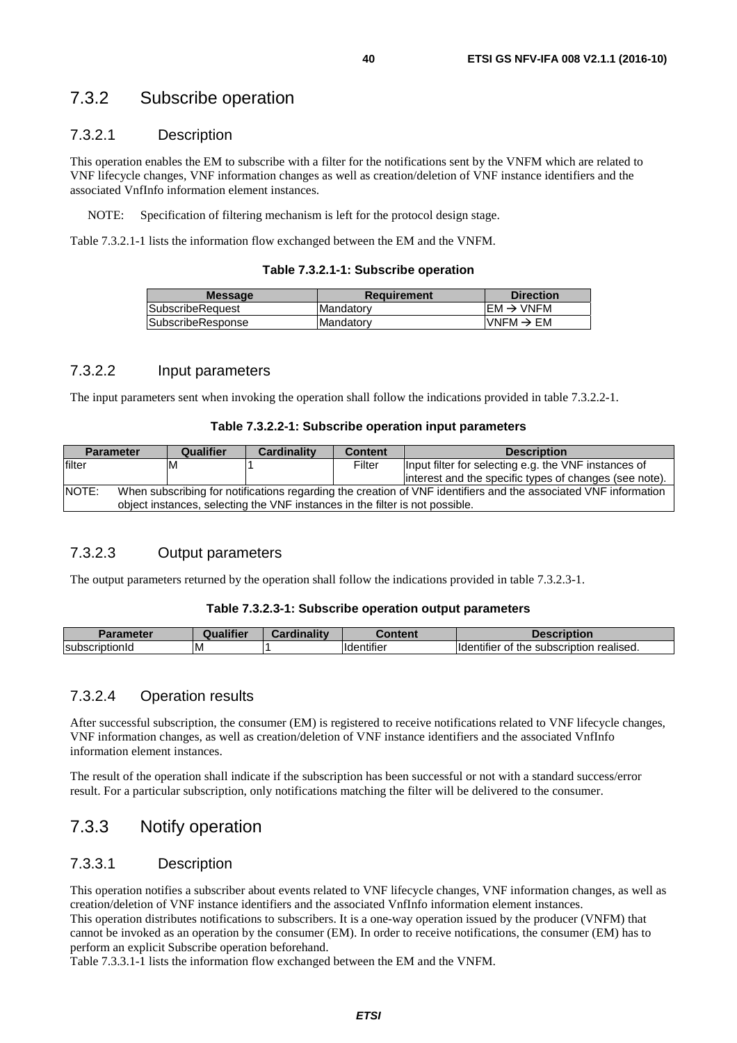### 7.3.2 Subscribe operation

#### 7.3.2.1 Description

This operation enables the EM to subscribe with a filter for the notifications sent by the VNFM which are related to VNF lifecycle changes, VNF information changes as well as creation/deletion of VNF instance identifiers and the associated VnfInfo information element instances.

NOTE: Specification of filtering mechanism is left for the protocol design stage.

Table 7.3.2.1-1 lists the information flow exchanged between the EM and the VNFM.

**Table 7.3.2.1-1: Subscribe operation**

| Message | Requirement | Direction |
|---|---|---|
| SubscribeRequest | Mandatory | EM → VNFM |
| SubscribeResponse | Mandatory | VNFM → EM |

#### 7.3.2.2 Input parameters

The input parameters sent when invoking the operation shall follow the indications provided in table 7.3.2.2-1.

**Table 7.3.2.2-1: Subscribe operation input parameters**

| Parameter | Qualifier | Cardinality | Content | Description |
|---|---|---|---|---|
| filter | M | 1 | Filter | Input filter for selecting e.g. the VNF instances of interest and the specific types of changes (see note). |
| NOTE: When subscribing for notifications regarding the creation of VNF identifiers and the associated VNF information object instances, selecting the VNF instances in the filter is not possible. | | | | |

#### 7.3.2.3 Output parameters

The output parameters returned by the operation shall follow the indications provided in table 7.3.2.3-1.

**Table 7.3.2.3-1: Subscribe operation output parameters**

| Parameter | Qualifier | Cardinality | Content | Description |
|---|---|---|---|---|
| subscriptionId | M | 1 | Identifier | Identifier of the subscription realised. |

#### 7.3.2.4 Operation results

After successful subscription, the consumer (EM) is registered to receive notifications related to VNF lifecycle changes, VNF information changes, as well as creation/deletion of VNF instance identifiers and the associated VnfInfo information element instances.

The result of the operation shall indicate if the subscription has been successful or not with a standard success/error result. For a particular subscription, only notifications matching the filter will be delivered to the consumer.

### 7.3.3 Notify operation

#### 7.3.3.1 Description

This operation notifies a subscriber about events related to VNF lifecycle changes, VNF information changes, as well as creation/deletion of VNF instance identifiers and the associated VnfInfo information element instances.
This operation distributes notifications to subscribers. It is a one-way operation issued by the producer (VNFM) that cannot be invoked as an operation by the consumer (EM). In order to receive notifications, the consumer (EM) has to perform an explicit Subscribe operation beforehand.
Table 7.3.3.1-1 lists the information flow exchanged between the EM and the VNFM.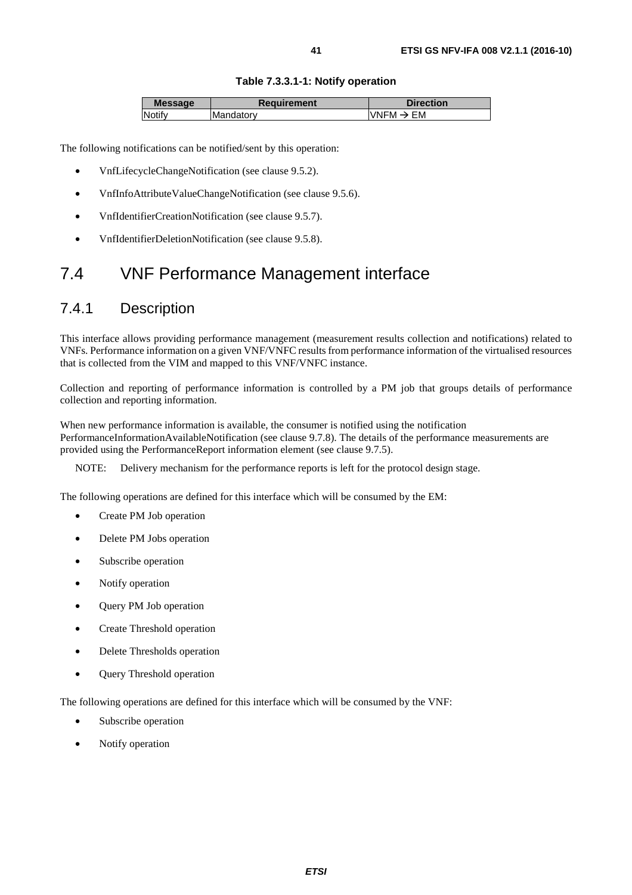**Table 7.3.3.1-1: Notify operation**

| Message | Requirement | Direction |
| --- | --- | --- |
| Notify | Mandatory | VNFM → EM |

The following notifications can be notified/sent by this operation:

- VnfLifecycleChangeNotification (see clause 9.5.2).
- VnfInfoAttributeValueChangeNotification (see clause 9.5.6).
- VnfIdentifierCreationNotification (see clause 9.5.7).
- VnfIdentifierDeletionNotification (see clause 9.5.8).

# 7.4 VNF Performance Management interface

## 7.4.1 Description

This interface allows providing performance management (measurement results collection and notifications) related to VNFs. Performance information on a given VNF/VNFC results from performance information of the virtualised resources that is collected from the VIM and mapped to this VNF/VNFC instance.

Collection and reporting of performance information is controlled by a PM job that groups details of performance collection and reporting information.

When new performance information is available, the consumer is notified using the notification PerformanceInformationAvailableNotification (see clause 9.7.8). The details of the performance measurements are provided using the PerformanceReport information element (see clause 9.7.5).

NOTE: Delivery mechanism for the performance reports is left for the protocol design stage.

The following operations are defined for this interface which will be consumed by the EM:

- Create PM Job operation
- Delete PM Jobs operation
- Subscribe operation
- Notify operation
- Query PM Job operation
- Create Threshold operation
- Delete Thresholds operation
- Query Threshold operation

The following operations are defined for this interface which will be consumed by the VNF:

- Subscribe operation
- Notify operation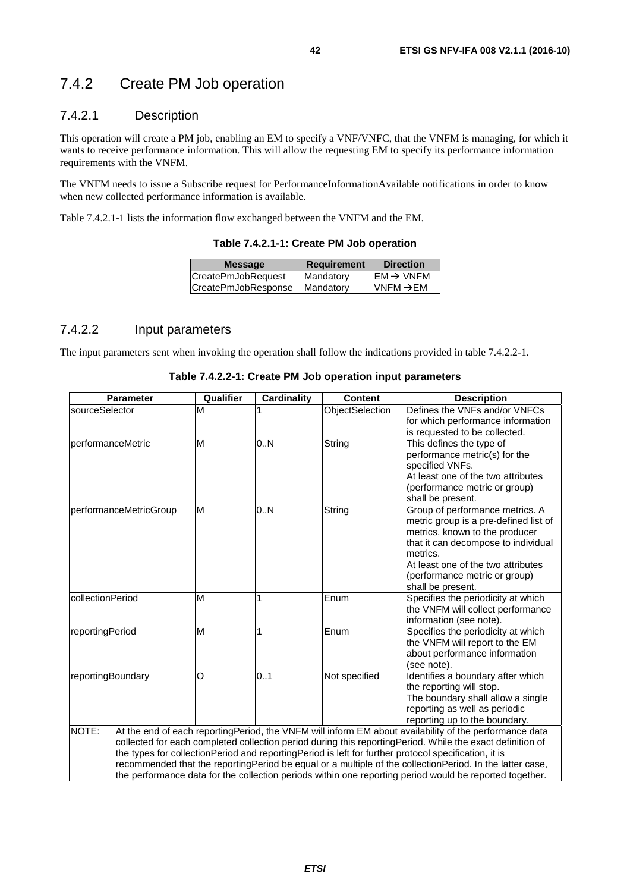### 7.4.2 Create PM Job operation

#### 7.4.2.1 Description

This operation will create a PM job, enabling an EM to specify a VNF/VNFC, that the VNFM is managing, for which it wants to receive performance information. This will allow the requesting EM to specify its performance information requirements with the VNFM.

The VNFM needs to issue a Subscribe request for PerformanceInformationAvailable notifications in order to know when new collected performance information is available.

Table 7.4.2.1-1 lists the information flow exchanged between the VNFM and the EM.

**Table 7.4.2.1-1: Create PM Job operation**

| Message | Requirement | Direction |
|---|---|---|
| CreatePmJobRequest | Mandatory | EM → VNFM |
| CreatePmJobResponse | Mandatory | VNFM →EM |

#### 7.4.2.2 Input parameters

The input parameters sent when invoking the operation shall follow the indications provided in table 7.4.2.2-1.

**Table 7.4.2.2-1: Create PM Job operation input parameters**

| Parameter | Qualifier | Cardinality | Content | Description |
|---|---|---|---|---|
| sourceSelector | M | 1 | ObjectSelection | Defines the VNFs and/or VNFCs for which performance information is requested to be collected. |
| performanceMetric | M | 0..N | String | This defines the type of performance metric(s) for the specified VNFs.<br>At least one of the two attributes (performance metric or group) shall be present. |
| performanceMetricGroup | M | 0..N | String | Group of performance metrics. A metric group is a pre-defined list of metrics, known to the producer that it can decompose to individual metrics.<br>At least one of the two attributes (performance metric or group) shall be present. |
| collectionPeriod | M | 1 | Enum | Specifies the periodicity at which the VNFM will collect performance information (see note). |
| reportingPeriod | M | 1 | Enum | Specifies the periodicity at which the VNFM will report to the EM about performance information (see note). |
| reportingBoundary | O | 0..1 | Not specified | Identifies a boundary after which the reporting will stop.<br>The boundary shall allow a single reporting as well as periodic reporting up to the boundary. |
| NOTE: At the end of each reportingPeriod, the VNFM will inform EM about availability of the performance data collected for each completed collection period during this reportingPeriod. While the exact definition of the types for collectionPeriod and reportingPeriod is left for further protocol specification, it is recommended that the reportingPeriod be equal or a multiple of the collectionPeriod. In the latter case, the performance data for the collection periods within one reporting period would be reported together. | | | | |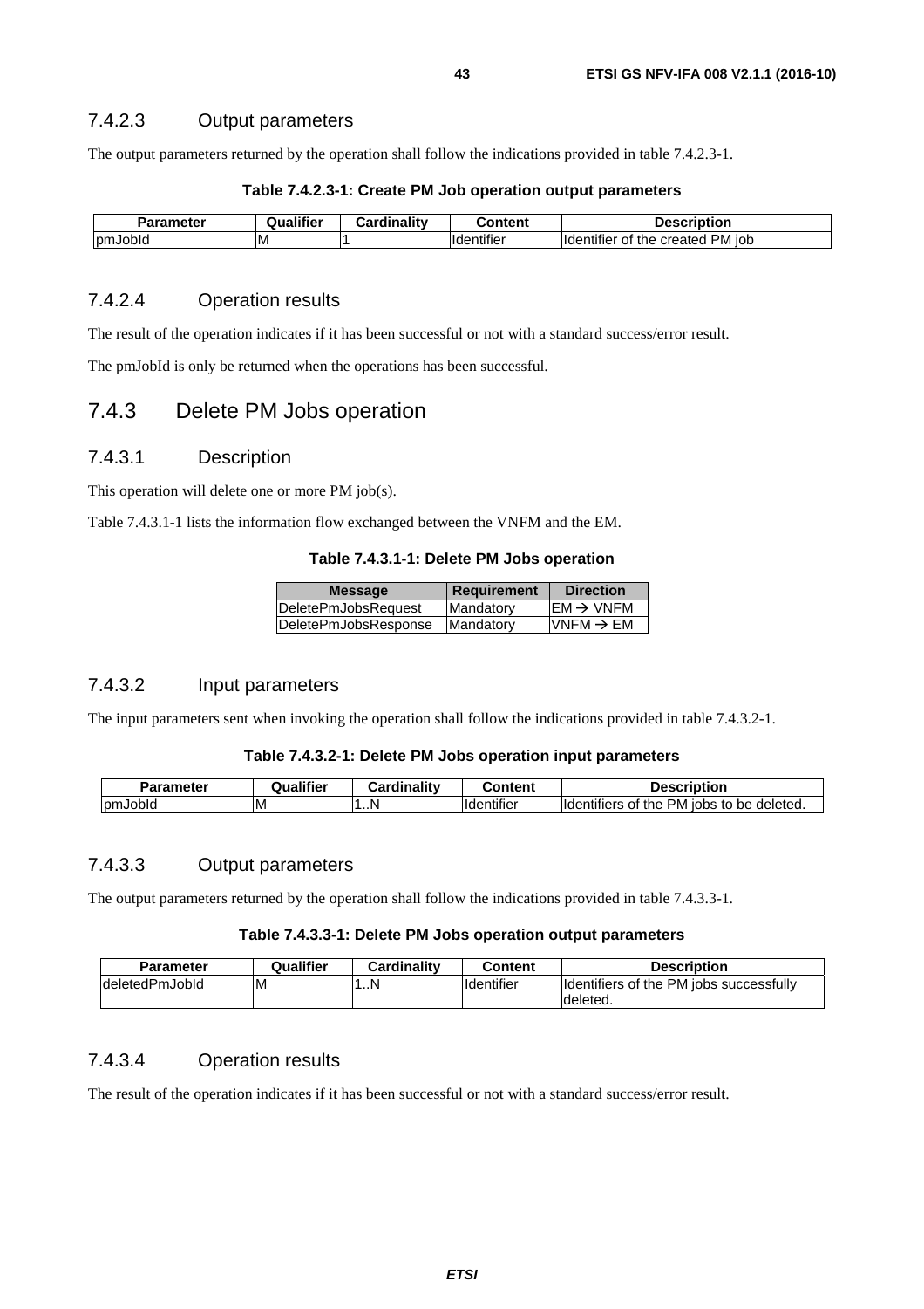#### 7.4.2.3 Output parameters

The output parameters returned by the operation shall follow the indications provided in table 7.4.2.3-1.

**Table 7.4.2.3-1: Create PM Job operation output parameters**

| Parameter | Qualifier | Cardinality | Content | Description |
|---|---|---|---|---|
| pmJobId | M | 1 | Identifier | Identifier of the created PM job |

#### 7.4.2.4 Operation results

The result of the operation indicates if it has been successful or not with a standard success/error result.

The pmJobId is only be returned when the operations has been successful.

### 7.4.3 Delete PM Jobs operation

#### 7.4.3.1 Description

This operation will delete one or more PM job(s).

Table 7.4.3.1-1 lists the information flow exchanged between the VNFM and the EM.

**Table 7.4.3.1-1: Delete PM Jobs operation**

| Message | Requirement | Direction |
|---|---|---|
| DeletePmJobsRequest | Mandatory | EM → VNFM |
| DeletePmJobsResponse | Mandatory | VNFM → EM |

#### 7.4.3.2 Input parameters

The input parameters sent when invoking the operation shall follow the indications provided in table 7.4.3.2-1.

**Table 7.4.3.2-1: Delete PM Jobs operation input parameters**

| Parameter | Qualifier | Cardinality | Content | Description |
|---|---|---|---|---|
| pmJobId | M | 1..N | Identifier | Identifiers of the PM jobs to be deleted. |

#### 7.4.3.3 Output parameters

The output parameters returned by the operation shall follow the indications provided in table 7.4.3.3-1.

**Table 7.4.3.3-1: Delete PM Jobs operation output parameters**

| Parameter | Qualifier | Cardinality | Content | Description |
|---|---|---|---|---|
| deletedPmJobId | M | 1..N | Identifier | Identifiers of the PM jobs successfully deleted. |

#### 7.4.3.4 Operation results

The result of the operation indicates if it has been successful or not with a standard success/error result.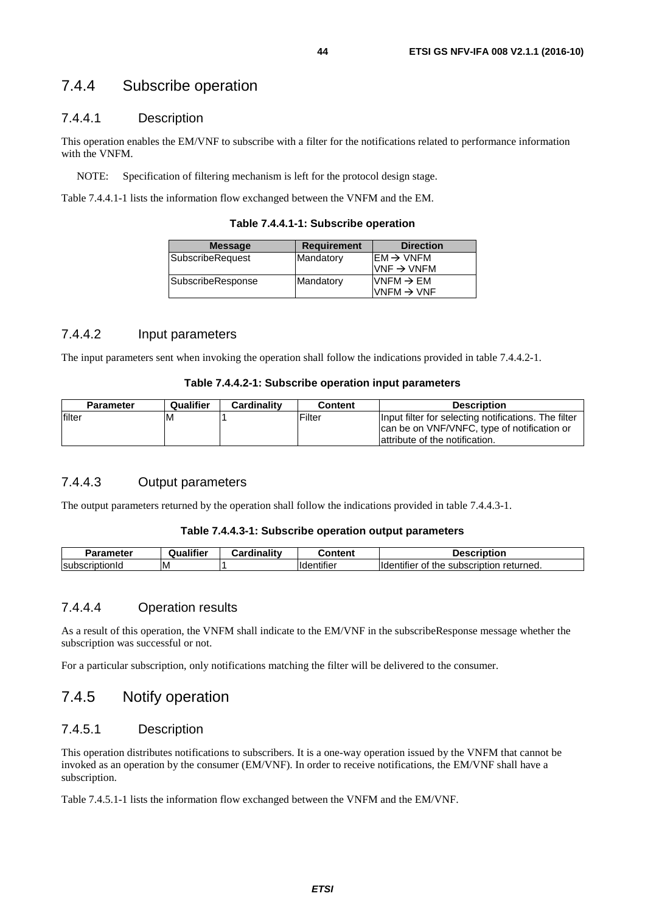### 7.4.4 Subscribe operation

#### 7.4.4.1 Description

This operation enables the EM/VNF to subscribe with a filter for the notifications related to performance information with the VNFM.

NOTE: Specification of filtering mechanism is left for the protocol design stage.

Table 7.4.4.1-1 lists the information flow exchanged between the VNFM and the EM.

**Table 7.4.4.1-1: Subscribe operation**

| Message | Requirement | Direction |
| --- | --- | --- |
| SubscribeRequest | Mandatory | EM → VNFM<br>VNF → VNFM |
| SubscribeResponse | Mandatory | VNFM → EM<br>VNFM → VNF |

#### 7.4.4.2 Input parameters

The input parameters sent when invoking the operation shall follow the indications provided in table 7.4.4.2-1.

**Table 7.4.4.2-1: Subscribe operation input parameters**

| Parameter | Qualifier | Cardinality | Content | Description |
| --- | --- | --- | --- | --- |
| filter | M | 1 | Filter | Input filter for selecting notifications. The filter can be on VNF/VNFC, type of notification or attribute of the notification. |

#### 7.4.4.3 Output parameters

The output parameters returned by the operation shall follow the indications provided in table 7.4.4.3-1.

**Table 7.4.4.3-1: Subscribe operation output parameters**

| Parameter | Qualifier | Cardinality | Content | Description |
| --- | --- | --- | --- | --- |
| subscriptionId | M | 1 | Identifier | Identifier of the subscription returned. |

#### 7.4.4.4 Operation results

As a result of this operation, the VNFM shall indicate to the EM/VNF in the subscribeResponse message whether the subscription was successful or not.

For a particular subscription, only notifications matching the filter will be delivered to the consumer.

### 7.4.5 Notify operation

#### 7.4.5.1 Description

This operation distributes notifications to subscribers. It is a one-way operation issued by the VNFM that cannot be invoked as an operation by the consumer (EM/VNF). In order to receive notifications, the EM/VNF shall have a subscription.

Table 7.4.5.1-1 lists the information flow exchanged between the VNFM and the EM/VNF.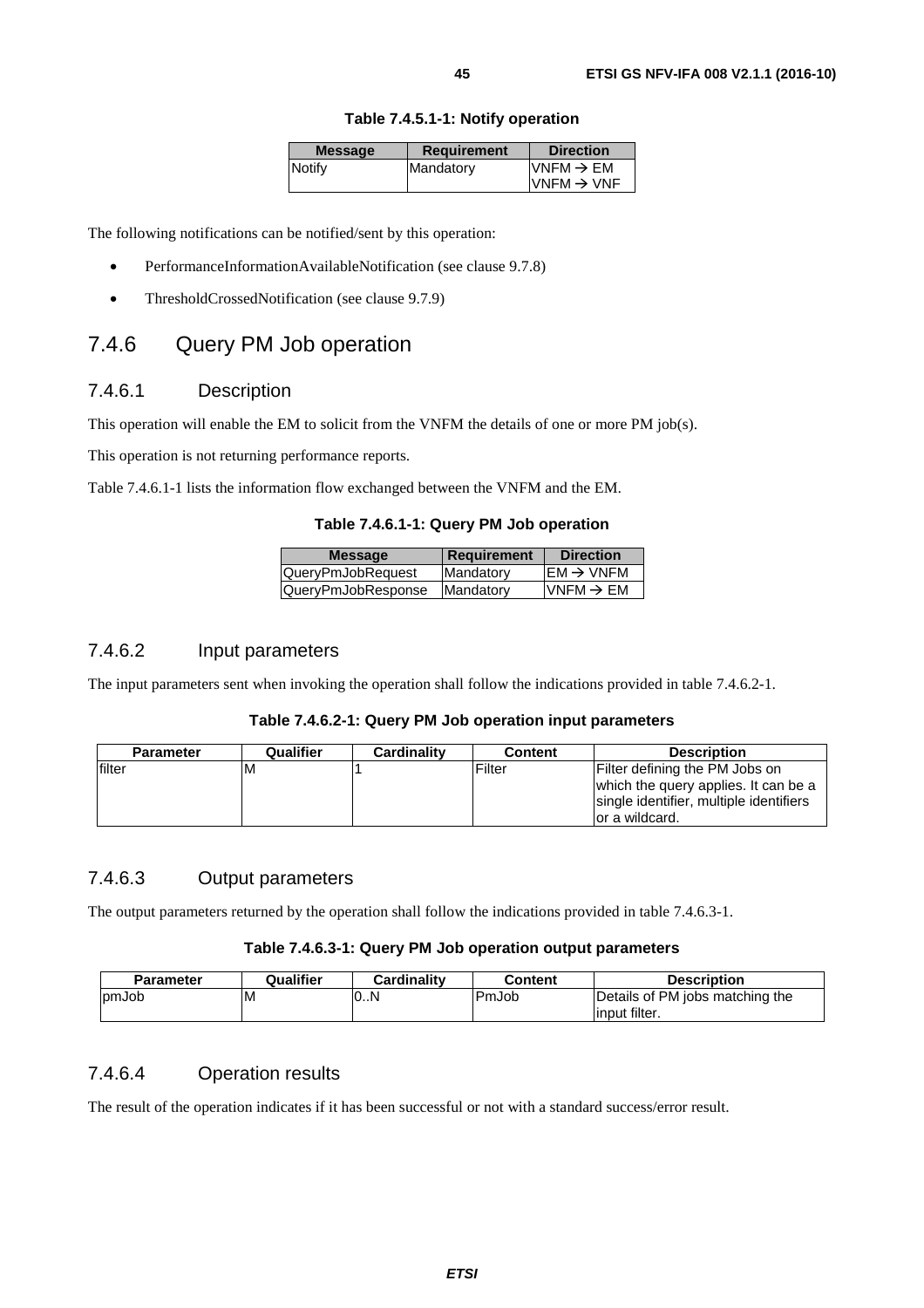**Table 7.4.5.1-1: Notify operation**

| Message | Requirement | Direction |
|---|---|---|
| Notify | Mandatory | VNFM → EM<br>VNFM → VNF |

The following notifications can be notified/sent by this operation:

- PerformanceInformationAvailableNotification (see clause 9.7.8)
- ThresholdCrossedNotification (see clause 9.7.9)

## 7.4.6 Query PM Job operation

### 7.4.6.1 Description

This operation will enable the EM to solicit from the VNFM the details of one or more PM job(s).

This operation is not returning performance reports.

Table 7.4.6.1-1 lists the information flow exchanged between the VNFM and the EM.

**Table 7.4.6.1-1: Query PM Job operation**

| Message | Requirement | Direction |
|---|---|---|
| QueryPmJobRequest | Mandatory | EM → VNFM |
| QueryPmJobResponse | Mandatory | VNFM → EM |

### 7.4.6.2 Input parameters

The input parameters sent when invoking the operation shall follow the indications provided in table 7.4.6.2-1.

**Table 7.4.6.2-1: Query PM Job operation input parameters**

| Parameter | Qualifier | Cardinality | Content | Description |
|---|---|---|---|---|
| filter | M | 1 | Filter | Filter defining the PM Jobs on which the query applies. It can be a single identifier, multiple identifiers or a wildcard. |

### 7.4.6.3 Output parameters

The output parameters returned by the operation shall follow the indications provided in table 7.4.6.3-1.

**Table 7.4.6.3-1: Query PM Job operation output parameters**

| Parameter | Qualifier | Cardinality | Content | Description |
|---|---|---|---|---|
| pmJob | M | 0..N | PmJob | Details of PM jobs matching the input filter. |

### 7.4.6.4 Operation results

The result of the operation indicates if it has been successful or not with a standard success/error result.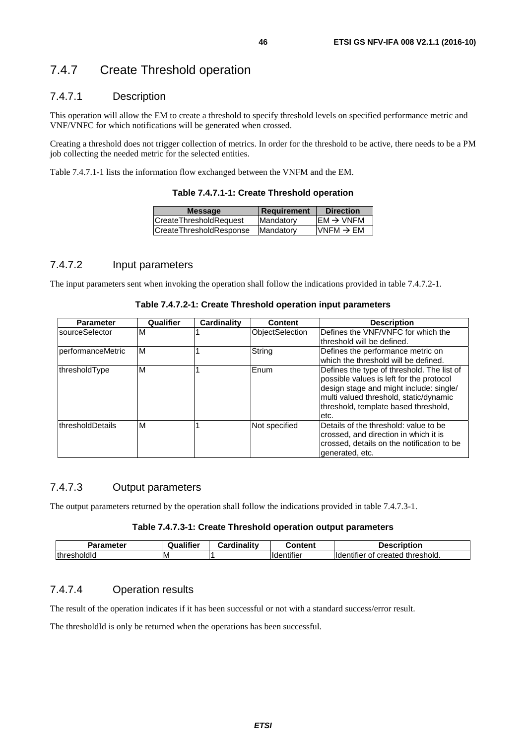### 7.4.7 Create Threshold operation

#### 7.4.7.1 Description

This operation will allow the EM to create a threshold to specify threshold levels on specified performance metric and VNF/VNFC for which notifications will be generated when crossed.

Creating a threshold does not trigger collection of metrics. In order for the threshold to be active, there needs to be a PM job collecting the needed metric for the selected entities.

Table 7.4.7.1-1 lists the information flow exchanged between the VNFM and the EM.

**Table 7.4.7.1-1: Create Threshold operation**

| Message | Requirement | Direction |
|---|---|---|
| CreateThresholdRequest | Mandatory | EM → VNFM |
| CreateThresholdResponse | Mandatory | VNFM → EM |

#### 7.4.7.2 Input parameters

The input parameters sent when invoking the operation shall follow the indications provided in table 7.4.7.2-1.

**Table 7.4.7.2-1: Create Threshold operation input parameters**

| Parameter | Qualifier | Cardinality | Content | Description |
|---|---|---|---|---|
| sourceSelector | M | 1 | ObjectSelection | Defines the VNF/VNFC for which the threshold will be defined. |
| performanceMetric | M | 1 | String | Defines the performance metric on which the threshold will be defined. |
| thresholdType | M | 1 | Enum | Defines the type of threshold. The list of possible values is left for the protocol design stage and might include: single/ multi valued threshold, static/dynamic threshold, template based threshold, etc. |
| thresholdDetails | M | 1 | Not specified | Details of the threshold: value to be crossed, and direction in which it is crossed, details on the notification to be generated, etc. |

#### 7.4.7.3 Output parameters

The output parameters returned by the operation shall follow the indications provided in table 7.4.7.3-1.

**Table 7.4.7.3-1: Create Threshold operation output parameters**

| Parameter | Qualifier | Cardinality | Content | Description |
|---|---|---|---|---|
| thresholdId | M | 1 | Identifier | Identifier of created threshold. |

#### 7.4.7.4 Operation results

The result of the operation indicates if it has been successful or not with a standard success/error result.

The thresholdId is only be returned when the operations has been successful.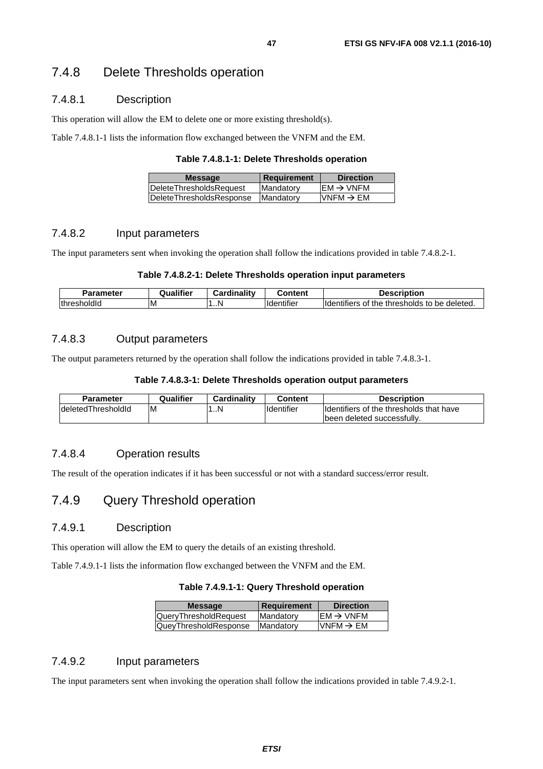### 7.4.8 Delete Thresholds operation

#### 7.4.8.1 Description

This operation will allow the EM to delete one or more existing threshold(s).

Table 7.4.8.1-1 lists the information flow exchanged between the VNFM and the EM.

**Table 7.4.8.1-1: Delete Thresholds operation**

| Message | Requirement | Direction |
|---|---|---|
| DeleteThresholdsRequest | Mandatory | EM → VNFM |
| DeleteThresholdsResponse | Mandatory | VNFM → EM |

#### 7.4.8.2 Input parameters

The input parameters sent when invoking the operation shall follow the indications provided in table 7.4.8.2-1.

**Table 7.4.8.2-1: Delete Thresholds operation input parameters**

| Parameter | Qualifier | Cardinality | Content | Description |
|---|---|---|---|---|
| thresholdId | M | 1..N | Identifier | Identifiers of the thresholds to be deleted. |

#### 7.4.8.3 Output parameters

The output parameters returned by the operation shall follow the indications provided in table 7.4.8.3-1.

**Table 7.4.8.3-1: Delete Thresholds operation output parameters**

| Parameter | Qualifier | Cardinality | Content | Description |
|---|---|---|---|---|
| deletedThresholdId | M | 1..N | Identifier | Identifiers of the thresholds that have been deleted successfully. |

#### 7.4.8.4 Operation results

The result of the operation indicates if it has been successful or not with a standard success/error result.

### 7.4.9 Query Threshold operation

#### 7.4.9.1 Description

This operation will allow the EM to query the details of an existing threshold.

Table 7.4.9.1-1 lists the information flow exchanged between the VNFM and the EM.

**Table 7.4.9.1-1: Query Threshold operation**

| Message | Requirement | Direction |
|---|---|---|
| QueryThresholdRequest | Mandatory | EM → VNFM |
| QueyThresholdResponse | Mandatory | VNFM → EM |

#### 7.4.9.2 Input parameters

The input parameters sent when invoking the operation shall follow the indications provided in table 7.4.9.2-1.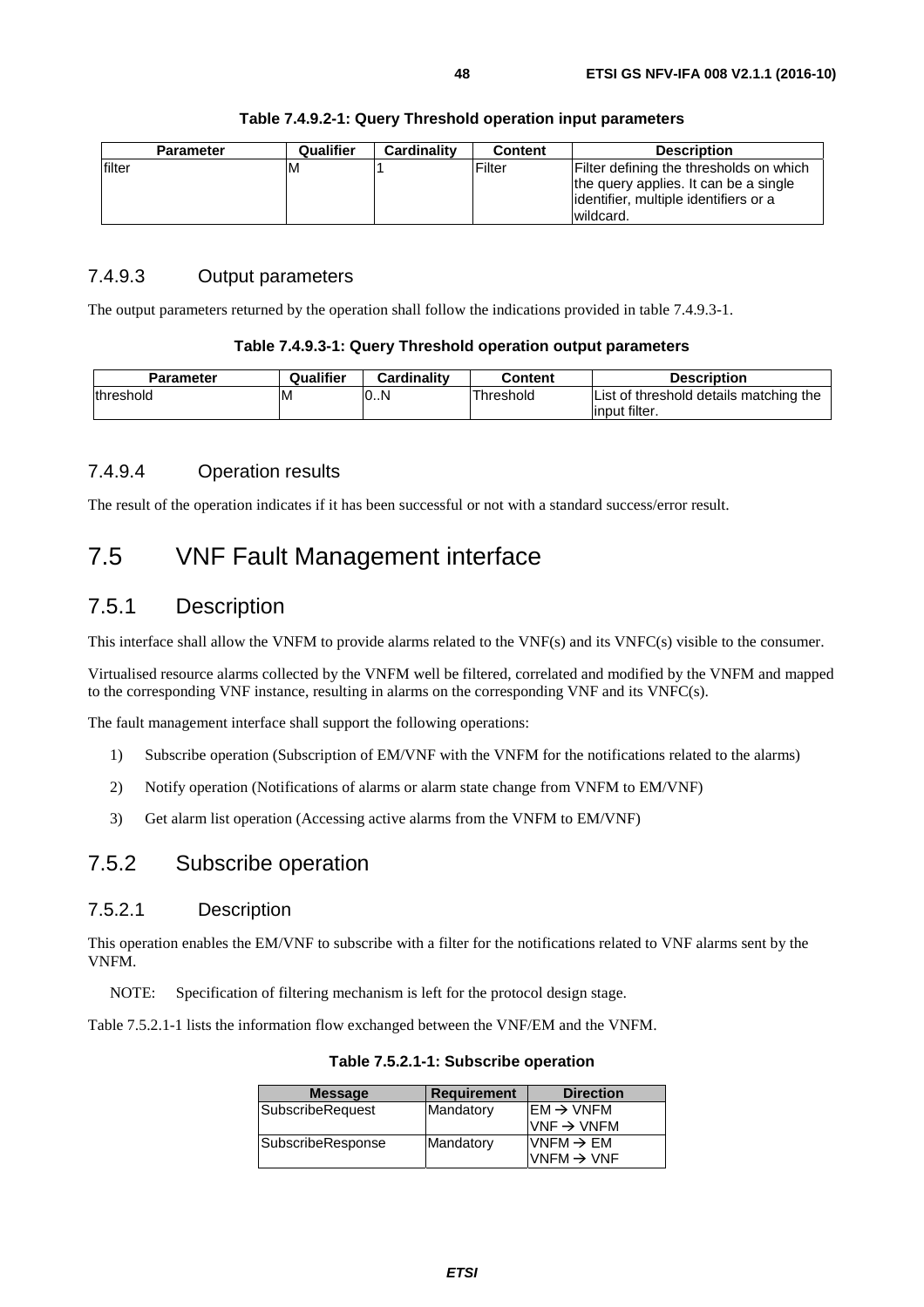**Table 7.4.9.2-1: Query Threshold operation input parameters**

| Parameter | Qualifier | Cardinality | Content | Description |
| --- | --- | --- | --- | --- |
| filter | M | 1 | Filter | Filter defining the thresholds on which the query applies. It can be a single identifier, multiple identifiers or a wildcard. |

### 7.4.9.3 Output parameters

The output parameters returned by the operation shall follow the indications provided in table 7.4.9.3-1.

**Table 7.4.9.3-1: Query Threshold operation output parameters**

| Parameter | Qualifier | Cardinality | Content | Description |
| --- | --- | --- | --- | --- |
| threshold | M | 0..N | Threshold | List of threshold details matching the input filter. |

### 7.4.9.4 Operation results

The result of the operation indicates if it has been successful or not with a standard success/error result.

# 7.5 VNF Fault Management interface

## 7.5.1 Description

This interface shall allow the VNFM to provide alarms related to the VNF(s) and its VNFC(s) visible to the consumer.

Virtualised resource alarms collected by the VNFM well be filtered, correlated and modified by the VNFM and mapped to the corresponding VNF instance, resulting in alarms on the corresponding VNF and its VNFC(s).

The fault management interface shall support the following operations:

1) Subscribe operation (Subscription of EM/VNF with the VNFM for the notifications related to the alarms)
2) Notify operation (Notifications of alarms or alarm state change from VNFM to EM/VNF)
3) Get alarm list operation (Accessing active alarms from the VNFM to EM/VNF)

## 7.5.2 Subscribe operation

### 7.5.2.1 Description

This operation enables the EM/VNF to subscribe with a filter for the notifications related to VNF alarms sent by the VNFM.

NOTE: Specification of filtering mechanism is left for the protocol design stage.

Table 7.5.2.1-1 lists the information flow exchanged between the VNF/EM and the VNFM.

**Table 7.5.2.1-1: Subscribe operation**

| Message | Requirement | Direction |
| --- | --- | --- |
| SubscribeRequest | Mandatory | EM → VNFM<br>VNF → VNFM |
| SubscribeResponse | Mandatory | VNFM → EM<br>VNFM → VNF |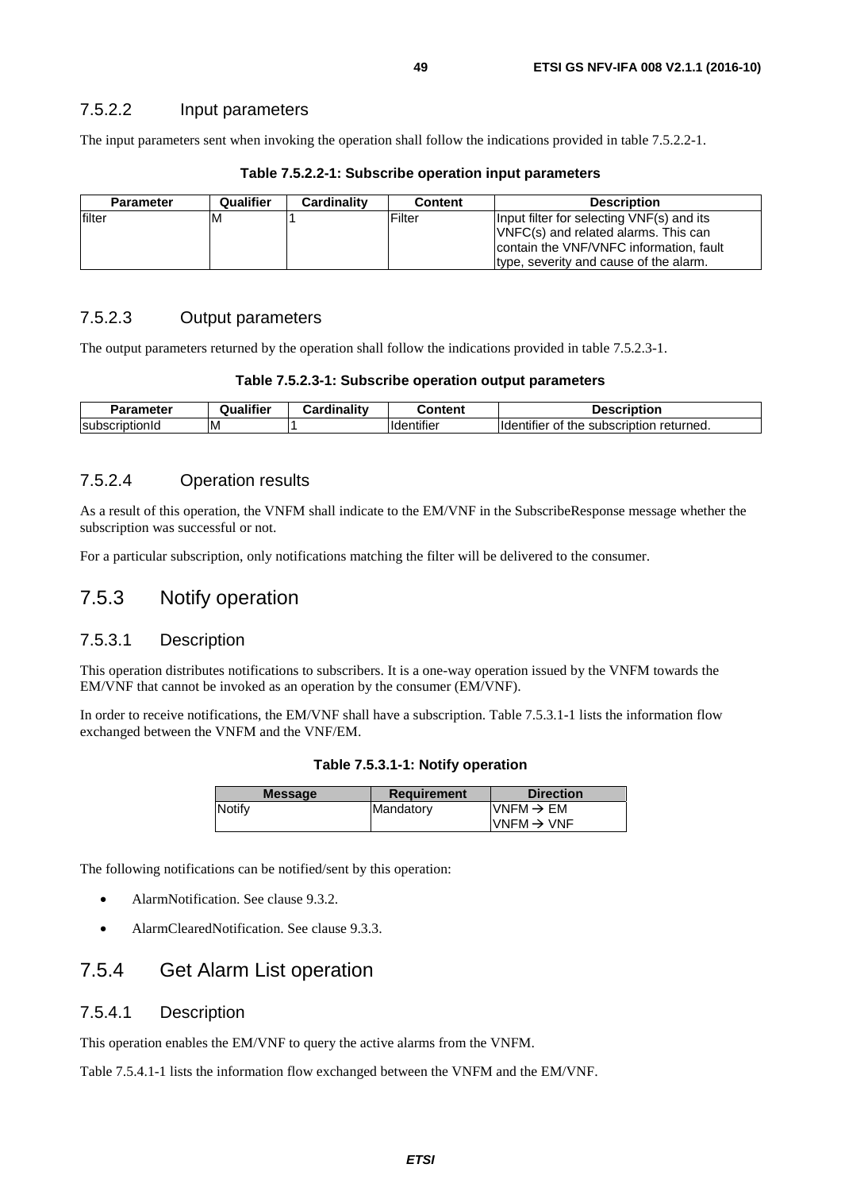### 7.5.2.2 Input parameters

The input parameters sent when invoking the operation shall follow the indications provided in table 7.5.2.2-1.

**Table 7.5.2.2-1: Subscribe operation input parameters**

| Parameter | Qualifier | Cardinality | Content | Description |
|---|---|---|---|---|
| filter | M | 1 | Filter | Input filter for selecting VNF(s) and its VNFC(s) and related alarms. This can contain the VNF/VNFC information, fault type, severity and cause of the alarm. |

### 7.5.2.3 Output parameters

The output parameters returned by the operation shall follow the indications provided in table 7.5.2.3-1.

**Table 7.5.2.3-1: Subscribe operation output parameters**

| Parameter | Qualifier | Cardinality | Content | Description |
|---|---|---|---|---|
| subscriptionId | M | 1 | Identifier | Identifier of the subscription returned. |

### 7.5.2.4 Operation results

As a result of this operation, the VNFM shall indicate to the EM/VNF in the SubscribeResponse message whether the subscription was successful or not.

For a particular subscription, only notifications matching the filter will be delivered to the consumer.

## 7.5.3 Notify operation

### 7.5.3.1 Description

This operation distributes notifications to subscribers. It is a one-way operation issued by the VNFM towards the EM/VNF that cannot be invoked as an operation by the consumer (EM/VNF).

In order to receive notifications, the EM/VNF shall have a subscription. Table 7.5.3.1-1 lists the information flow exchanged between the VNFM and the VNF/EM.

**Table 7.5.3.1-1: Notify operation**

| Message | Requirement | Direction |
|---|---|---|
| Notify | Mandatory | VNFM → EM<br>VNFM → VNF |

The following notifications can be notified/sent by this operation:

- AlarmNotification. See clause 9.3.2.
- AlarmClearedNotification. See clause 9.3.3.

## 7.5.4 Get Alarm List operation

### 7.5.4.1 Description

This operation enables the EM/VNF to query the active alarms from the VNFM.

Table 7.5.4.1-1 lists the information flow exchanged between the VNFM and the EM/VNF.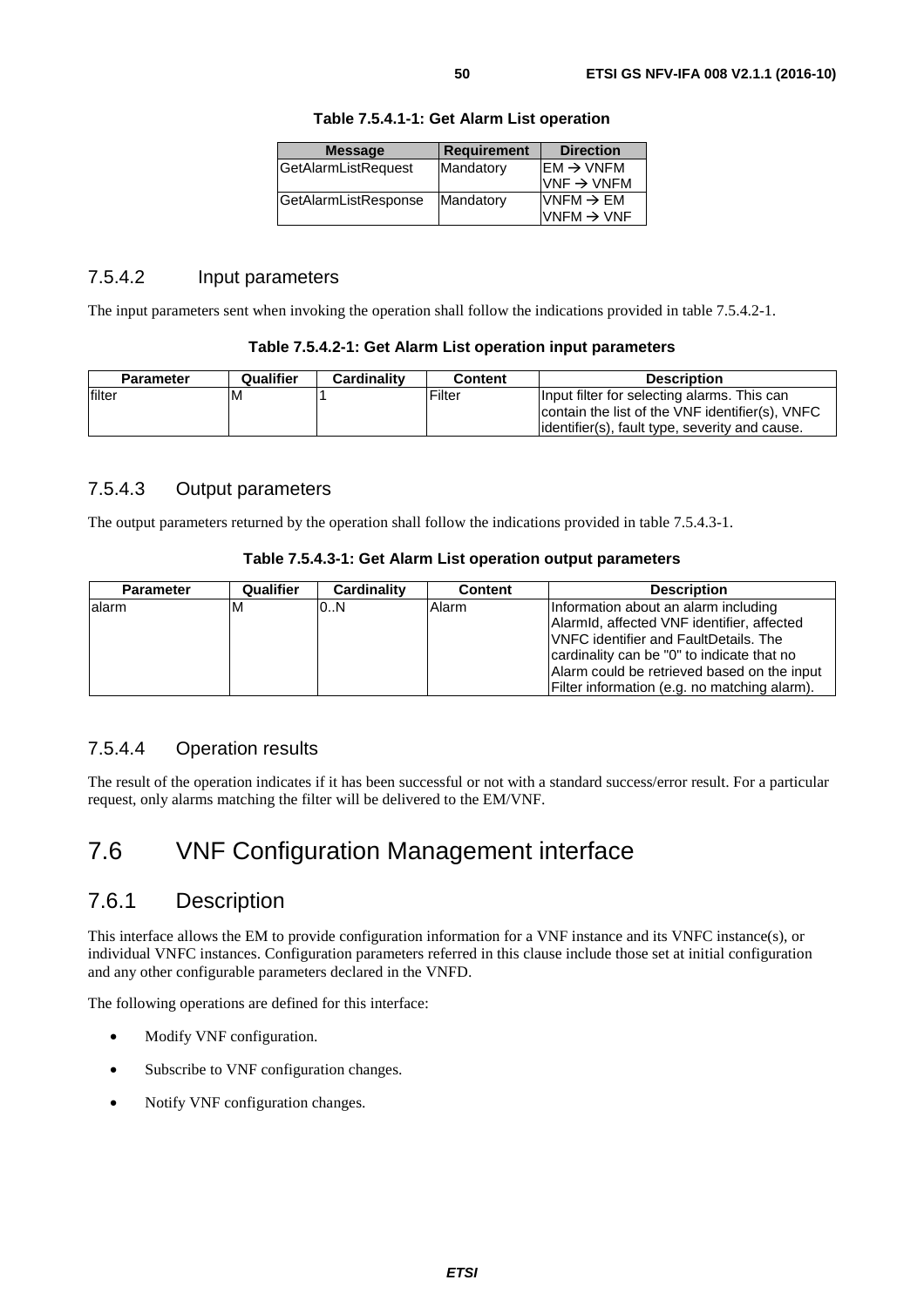**Table 7.5.4.1-1: Get Alarm List operation**

| Message | Requirement | Direction |
| --- | --- | --- |
| GetAlarmListRequest | Mandatory | EM → VNFM<br>VNF → VNFM |
| GetAlarmListResponse | Mandatory | VNFM → EM<br>VNFM → VNF |

### 7.5.4.2 Input parameters

The input parameters sent when invoking the operation shall follow the indications provided in table 7.5.4.2-1.

**Table 7.5.4.2-1: Get Alarm List operation input parameters**

| Parameter | Qualifier | Cardinality | Content | Description |
| --- | --- | --- | --- | --- |
| filter | M | 1 | Filter | Input filter for selecting alarms. This can contain the list of the VNF identifier(s), VNFC identifier(s), fault type, severity and cause. |

### 7.5.4.3 Output parameters

The output parameters returned by the operation shall follow the indications provided in table 7.5.4.3-1.

**Table 7.5.4.3-1: Get Alarm List operation output parameters**

| Parameter | Qualifier | Cardinality | Content | Description |
| --- | --- | --- | --- | --- |
| alarm | M | 0..N | Alarm | Information about an alarm including AlarmId, affected VNF identifier, affected VNFC identifier and FaultDetails. The cardinality can be "0" to indicate that no Alarm could be retrieved based on the input Filter information (e.g. no matching alarm). |

### 7.5.4.4 Operation results

The result of the operation indicates if it has been successful or not with a standard success/error result. For a particular request, only alarms matching the filter will be delivered to the EM/VNF.

# 7.6 VNF Configuration Management interface

## 7.6.1 Description

This interface allows the EM to provide configuration information for a VNF instance and its VNFC instance(s), or individual VNFC instances. Configuration parameters referred in this clause include those set at initial configuration and any other configurable parameters declared in the VNFD.

The following operations are defined for this interface:

- Modify VNF configuration.
- Subscribe to VNF configuration changes.
- Notify VNF configuration changes.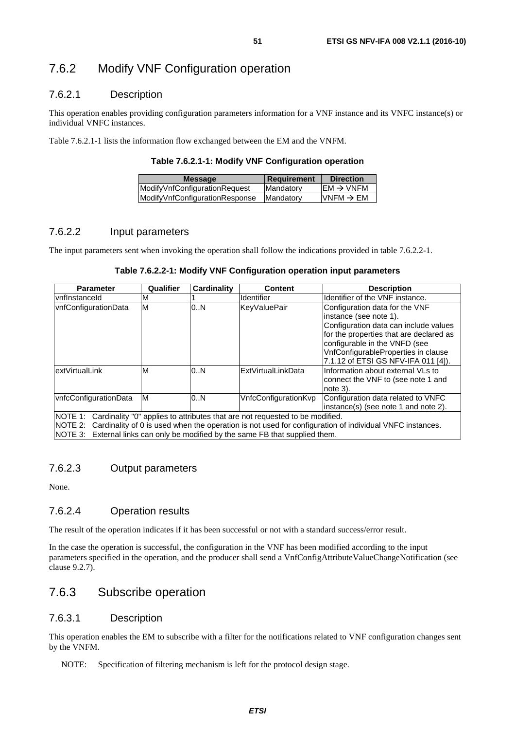## 7.6.2 Modify VNF Configuration operation

### 7.6.2.1 Description

This operation enables providing configuration parameters information for a VNF instance and its VNFC instance(s) or individual VNFC instances.

Table 7.6.2.1-1 lists the information flow exchanged between the EM and the VNFM.

**Table 7.6.2.1-1: Modify VNF Configuration operation**

| Message | Requirement | Direction |
|---|---|---|
| ModifyVnfConfigurationRequest | Mandatory | EM → VNFM |
| ModifyVnfConfigurationResponse | Mandatory | VNFM → EM |

### 7.6.2.2 Input parameters

The input parameters sent when invoking the operation shall follow the indications provided in table 7.6.2.2-1.

**Table 7.6.2.2-1: Modify VNF Configuration operation input parameters**

| Parameter | Qualifier | Cardinality | Content | Description |
|---|---|---|---|---|
| vnfInstanceId | M | 1 | Identifier | Identifier of the VNF instance. |
| vnfConfigurationData | M | 0..N | KeyValuePair | Configuration data for the VNF instance (see note 1). Configuration data can include values for the properties that are declared as configurable in the VNFD (see VnfConfigurableProperties in clause 7.1.12 of ETSI GS NFV-IFA 011 [4]). |
| extVirtualLink | M | 0..N | ExtVirtualLinkData | Information about external VLs to connect the VNF to (see note 1 and note 3). |
| vnfcConfigurationData | M | 0..N | VnfcConfigurationKvp | Configuration data related to VNFC instance(s) (see note 1 and note 2). |
| NOTE 1: Cardinality "0" applies to attributes that are not requested to be modified. NOTE 2: Cardinality of 0 is used when the operation is not used for configuration of individual VNFC instances. NOTE 3: External links can only be modified by the same FB that supplied them. | | | | |

### 7.6.2.3 Output parameters

None.

### 7.6.2.4 Operation results

The result of the operation indicates if it has been successful or not with a standard success/error result.

In the case the operation is successful, the configuration in the VNF has been modified according to the input parameters specified in the operation, and the producer shall send a VnfConfigAttributeValueChangeNotification (see clause 9.2.7).

## 7.6.3 Subscribe operation

### 7.6.3.1 Description

This operation enables the EM to subscribe with a filter for the notifications related to VNF configuration changes sent by the VNFM.

NOTE: Specification of filtering mechanism is left for the protocol design stage.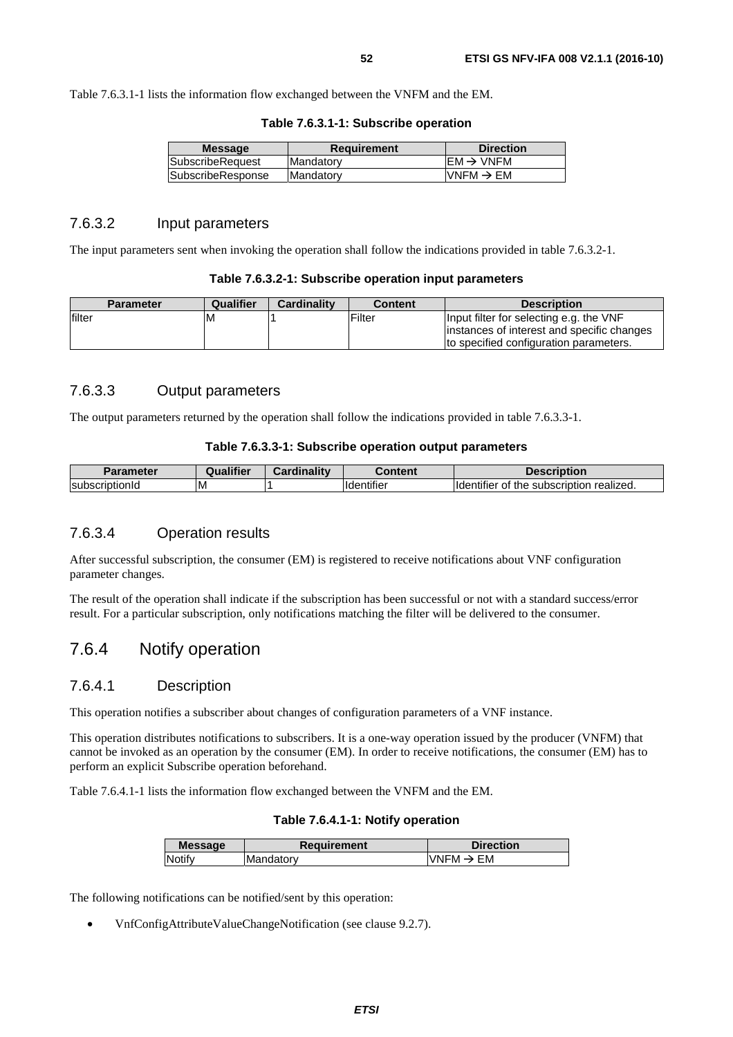Table 7.6.3.1-1 lists the information flow exchanged between the VNFM and the EM.

**Table 7.6.3.1-1: Subscribe operation**

| Message | Requirement | Direction |
|---|---|---|
| SubscribeRequest | Mandatory | EM → VNFM |
| SubscribeResponse | Mandatory | VNFM → EM |

### 7.6.3.2 Input parameters

The input parameters sent when invoking the operation shall follow the indications provided in table 7.6.3.2-1.

**Table 7.6.3.2-1: Subscribe operation input parameters**

| Parameter | Qualifier | Cardinality | Content | Description |
|---|---|---|---|---|
| filter | M | 1 | Filter | Input filter for selecting e.g. the VNF instances of interest and specific changes to specified configuration parameters. |

### 7.6.3.3 Output parameters

The output parameters returned by the operation shall follow the indications provided in table 7.6.3.3-1.

**Table 7.6.3.3-1: Subscribe operation output parameters**

| Parameter | Qualifier | Cardinality | Content | Description |
|---|---|---|---|---|
| subscriptionId | M | 1 | Identifier | Identifier of the subscription realized. |

### 7.6.3.4 Operation results

After successful subscription, the consumer (EM) is registered to receive notifications about VNF configuration parameter changes.

The result of the operation shall indicate if the subscription has been successful or not with a standard success/error result. For a particular subscription, only notifications matching the filter will be delivered to the consumer.

## 7.6.4 Notify operation

### 7.6.4.1 Description

This operation notifies a subscriber about changes of configuration parameters of a VNF instance.

This operation distributes notifications to subscribers. It is a one-way operation issued by the producer (VNFM) that cannot be invoked as an operation by the consumer (EM). In order to receive notifications, the consumer (EM) has to perform an explicit Subscribe operation beforehand.

Table 7.6.4.1-1 lists the information flow exchanged between the VNFM and the EM.

**Table 7.6.4.1-1: Notify operation**

| Message | Requirement | Direction |
|---|---|---|
| Notify | Mandatory | VNFM → EM |

The following notifications can be notified/sent by this operation:

- VnfConfigAttributeValueChangeNotification (see clause 9.2.7).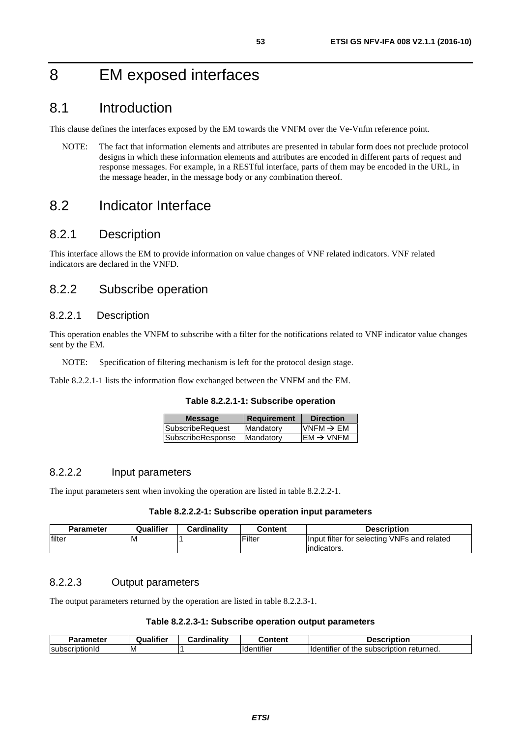# 8 EM exposed interfaces

## 8.1 Introduction

This clause defines the interfaces exposed by the EM towards the VNFM over the Ve-Vnfm reference point.

NOTE: The fact that information elements and attributes are presented in tabular form does not preclude protocol designs in which these information elements and attributes are encoded in different parts of request and response messages. For example, in a RESTful interface, parts of them may be encoded in the URL, in the message header, in the message body or any combination thereof.

## 8.2 Indicator Interface

### 8.2.1 Description

This interface allows the EM to provide information on value changes of VNF related indicators. VNF related indicators are declared in the VNFD.

### 8.2.2 Subscribe operation

#### 8.2.2.1 Description

This operation enables the VNFM to subscribe with a filter for the notifications related to VNF indicator value changes sent by the EM.

NOTE: Specification of filtering mechanism is left for the protocol design stage.

Table 8.2.2.1-1 lists the information flow exchanged between the VNFM and the EM.

**Table 8.2.2.1-1: Subscribe operation**

| Message | Requirement | Direction |
|---|---|---|
| SubscribeRequest | Mandatory | VNFM → EM |
| SubscribeResponse | Mandatory | EM → VNFM |

#### 8.2.2.2 Input parameters

The input parameters sent when invoking the operation are listed in table 8.2.2.2-1.

**Table 8.2.2.2-1: Subscribe operation input parameters**

| Parameter | Qualifier | Cardinality | Content | Description |
|---|---|---|---|---|
| filter | M | 1 | Filter | Input filter for selecting VNFs and related indicators. |

#### 8.2.2.3 Output parameters

The output parameters returned by the operation are listed in table 8.2.2.3-1.

**Table 8.2.2.3-1: Subscribe operation output parameters**

| Parameter | Qualifier | Cardinality | Content | Description |
|---|---|---|---|---|
| subscriptionId | M | 1 | Identifier | Identifier of the subscription returned. |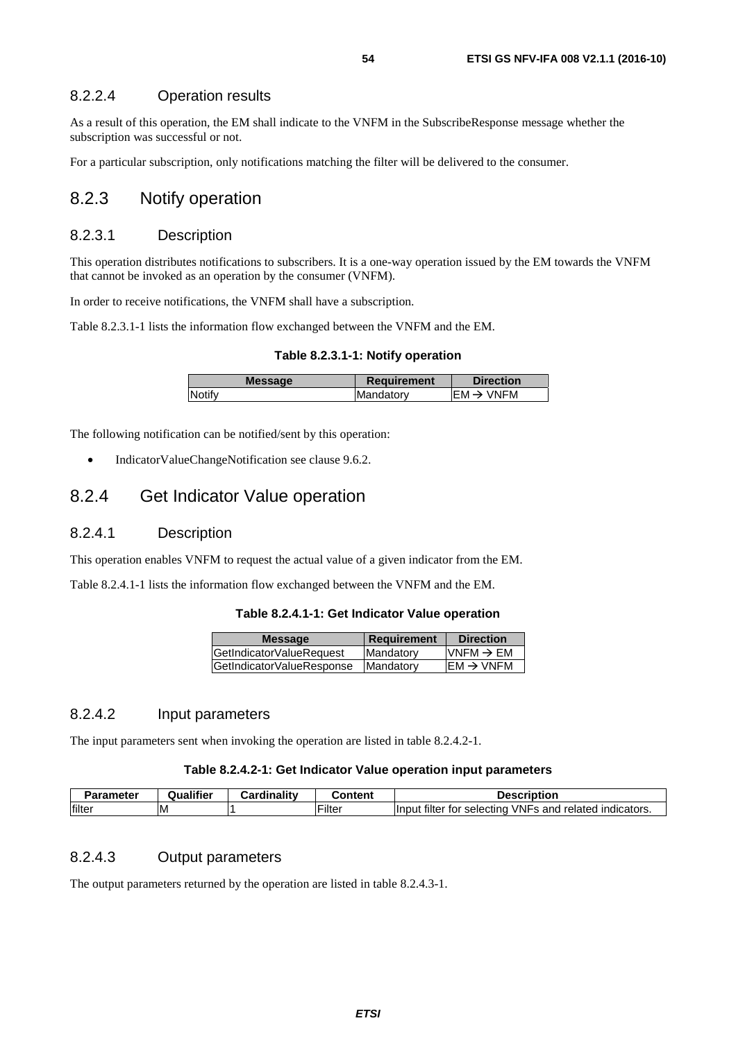### 8.2.2.4 Operation results

As a result of this operation, the EM shall indicate to the VNFM in the SubscribeResponse message whether the subscription was successful or not.

For a particular subscription, only notifications matching the filter will be delivered to the consumer.

## 8.2.3 Notify operation

### 8.2.3.1 Description

This operation distributes notifications to subscribers. It is a one-way operation issued by the EM towards the VNFM that cannot be invoked as an operation by the consumer (VNFM).

In order to receive notifications, the VNFM shall have a subscription.

Table 8.2.3.1-1 lists the information flow exchanged between the VNFM and the EM.

**Table 8.2.3.1-1: Notify operation**

| Message | Requirement | Direction |
| --- | --- | --- |
| Notify | Mandatory | EM → VNFM |

The following notification can be notified/sent by this operation:

- IndicatorValueChangeNotification see clause 9.6.2.

## 8.2.4 Get Indicator Value operation

### 8.2.4.1 Description

This operation enables VNFM to request the actual value of a given indicator from the EM.

Table 8.2.4.1-1 lists the information flow exchanged between the VNFM and the EM.

**Table 8.2.4.1-1: Get Indicator Value operation**

| Message | Requirement | Direction |
| --- | --- | --- |
| GetIndicatorValueRequest | Mandatory | VNFM → EM |
| GetIndicatorValueResponse | Mandatory | EM → VNFM |

### 8.2.4.2 Input parameters

The input parameters sent when invoking the operation are listed in table 8.2.4.2-1.

**Table 8.2.4.2-1: Get Indicator Value operation input parameters**

| Parameter | Qualifier | Cardinality | Content | Description |
| --- | --- | --- | --- | --- |
| filter | M | 1 | Filter | Input filter for selecting VNFs and related indicators. |

### 8.2.4.3 Output parameters

The output parameters returned by the operation are listed in table 8.2.4.3-1.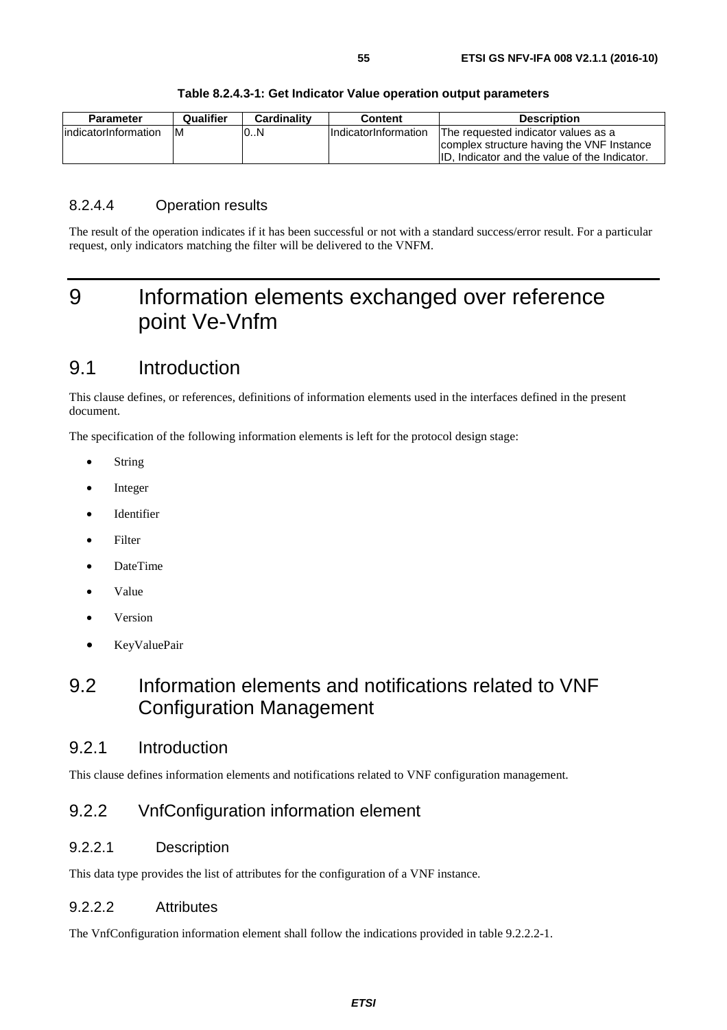**Table 8.2.4.3-1: Get Indicator Value operation output parameters**

| Parameter | Qualifier | Cardinality | Content | Description |
|---|---|---|---|---|
| indicatorInformation | M | 0..N | IndicatorInformation | The requested indicator values as a complex structure having the VNF Instance ID, Indicator and the value of the Indicator. |

#### 8.2.4.4 Operation results

The result of the operation indicates if it has been successful or not with a standard success/error result. For a particular request, only indicators matching the filter will be delivered to the VNFM.

# 9 Information elements exchanged over reference point Ve-Vnfm

## 9.1 Introduction

This clause defines, or references, definitions of information elements used in the interfaces defined in the present document.

The specification of the following information elements is left for the protocol design stage:

- String
- Integer
- Identifier
- Filter
- DateTime
- Value
- Version
- KeyValuePair

## 9.2 Information elements and notifications related to VNF Configuration Management

### 9.2.1 Introduction

This clause defines information elements and notifications related to VNF configuration management.

### 9.2.2 VnfConfiguration information element

#### 9.2.2.1 Description

This data type provides the list of attributes for the configuration of a VNF instance.

#### 9.2.2.2 Attributes

The VnfConfiguration information element shall follow the indications provided in table 9.2.2.2-1.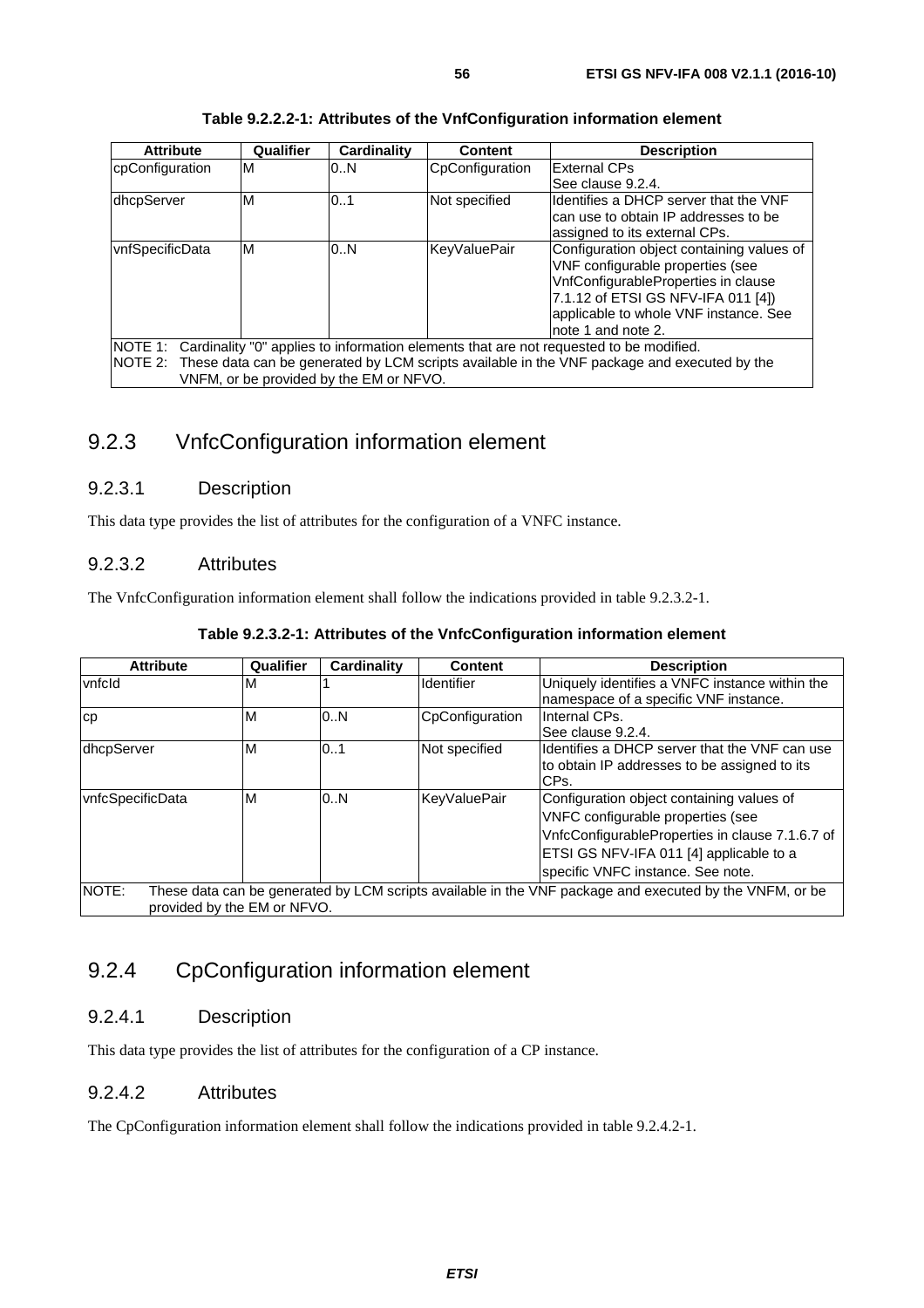**Table 9.2.2.2-1: Attributes of the VnfConfiguration information element**

| Attribute | Qualifier | Cardinality | Content | Description |
|---|---|---|---|---|
| cpConfiguration | M | 0..N | CpConfiguration | External CPs<br>See clause 9.2.4. |
| dhcpServer | M | 0..1 | Not specified | Identifies a DHCP server that the VNF can use to obtain IP addresses to be assigned to its external CPs. |
| vnfSpecificData | M | 0..N | KeyValuePair | Configuration object containing values of VNF configurable properties (see VnfConfigurableProperties in clause 7.1.12 of ETSI GS NFV-IFA 011 [4]) applicable to whole VNF instance. See note 1 and note 2. |
| NOTE 1: Cardinality "0" applies to information elements that are not requested to be modified.<br>NOTE 2: These data can be generated by LCM scripts available in the VNF package and executed by the VNFM, or be provided by the EM or NFVO. | | | | |

## 9.2.3 VnfcConfiguration information element

### 9.2.3.1 Description

This data type provides the list of attributes for the configuration of a VNFC instance.

### 9.2.3.2 Attributes

The VnfcConfiguration information element shall follow the indications provided in table 9.2.3.2-1.

**Table 9.2.3.2-1: Attributes of the VnfcConfiguration information element**

| Attribute | Qualifier | Cardinality | Content | Description |
|---|---|---|---|---|
| vnfcId | M | 1 | Identifier | Uniquely identifies a VNFC instance within the namespace of a specific VNF instance. |
| cp | M | 0..N | CpConfiguration | Internal CPs.<br>See clause 9.2.4. |
| dhcpServer | M | 0..1 | Not specified | Identifies a DHCP server that the VNF can use to obtain IP addresses to be assigned to its CPs. |
| vnfcSpecificData | M | 0..N | KeyValuePair | Configuration object containing values of VNFC configurable properties (see VnfcConfigurableProperties in clause 7.1.6.7 of ETSI GS NFV-IFA 011 [4] applicable to a specific VNFC instance. See note. |
| NOTE: These data can be generated by LCM scripts available in the VNF package and executed by the VNFM, or be provided by the EM or NFVO. | | | | |

## 9.2.4 CpConfiguration information element

### 9.2.4.1 Description

This data type provides the list of attributes for the configuration of a CP instance.

### 9.2.4.2 Attributes

The CpConfiguration information element shall follow the indications provided in table 9.2.4.2-1.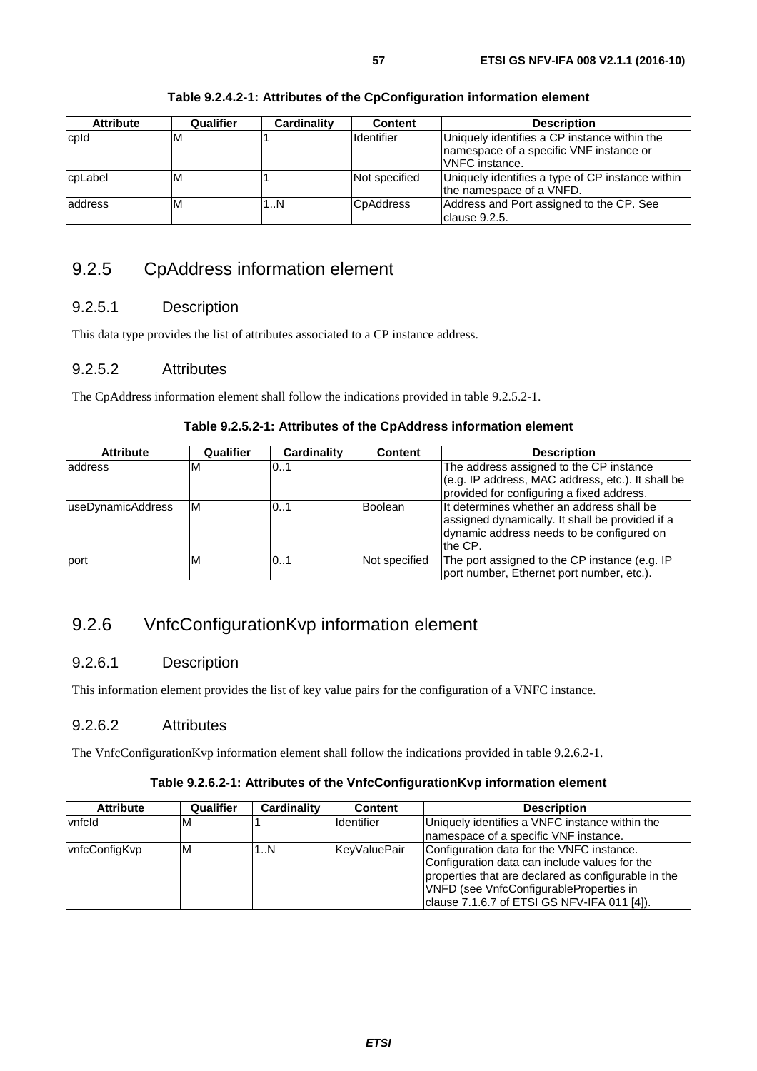**Table 9.2.4.2-1: Attributes of the CpConfiguration information element**

| Attribute | Qualifier | Cardinality | Content | Description |
|---|---|---|---|---|
| cpId | M | 1 | Identifier | Uniquely identifies a CP instance within the namespace of a specific VNF instance or VNFC instance. |
| cpLabel | M | 1 | Not specified | Uniquely identifies a type of CP instance within the namespace of a VNFD. |
| address | M | 1..N | CpAddress | Address and Port assigned to the CP. See clause 9.2.5. |

## 9.2.5 CpAddress information element

### 9.2.5.1 Description

This data type provides the list of attributes associated to a CP instance address.

### 9.2.5.2 Attributes

The CpAddress information element shall follow the indications provided in table 9.2.5.2-1.

**Table 9.2.5.2-1: Attributes of the CpAddress information element**

| Attribute | Qualifier | Cardinality | Content | Description |
|---|---|---|---|---|
| address | M | 0..1 | | The address assigned to the CP instance (e.g. IP address, MAC address, etc.). It shall be provided for configuring a fixed address. |
| useDynamicAddress | M | 0..1 | Boolean | It determines whether an address shall be assigned dynamically. It shall be provided if a dynamic address needs to be configured on the CP. |
| port | M | 0..1 | Not specified | The port assigned to the CP instance (e.g. IP port number, Ethernet port number, etc.). |

## 9.2.6 VnfcConfigurationKvp information element

### 9.2.6.1 Description

This information element provides the list of key value pairs for the configuration of a VNFC instance.

### 9.2.6.2 Attributes

The VnfcConfigurationKvp information element shall follow the indications provided in table 9.2.6.2-1.

**Table 9.2.6.2-1: Attributes of the VnfcConfigurationKvp information element**

| Attribute | Qualifier | Cardinality | Content | Description |
|---|---|---|---|---|
| vnfcId | M | 1 | Identifier | Uniquely identifies a VNFC instance within the namespace of a specific VNF instance. |
| vnfcConfigKvp | M | 1..N | KeyValuePair | Configuration data for the VNFC instance. Configuration data can include values for the properties that are declared as configurable in the VNFD (see VnfcConfigurableProperties in clause 7.1.6.7 of ETSI GS NFV-IFA 011 [4]). |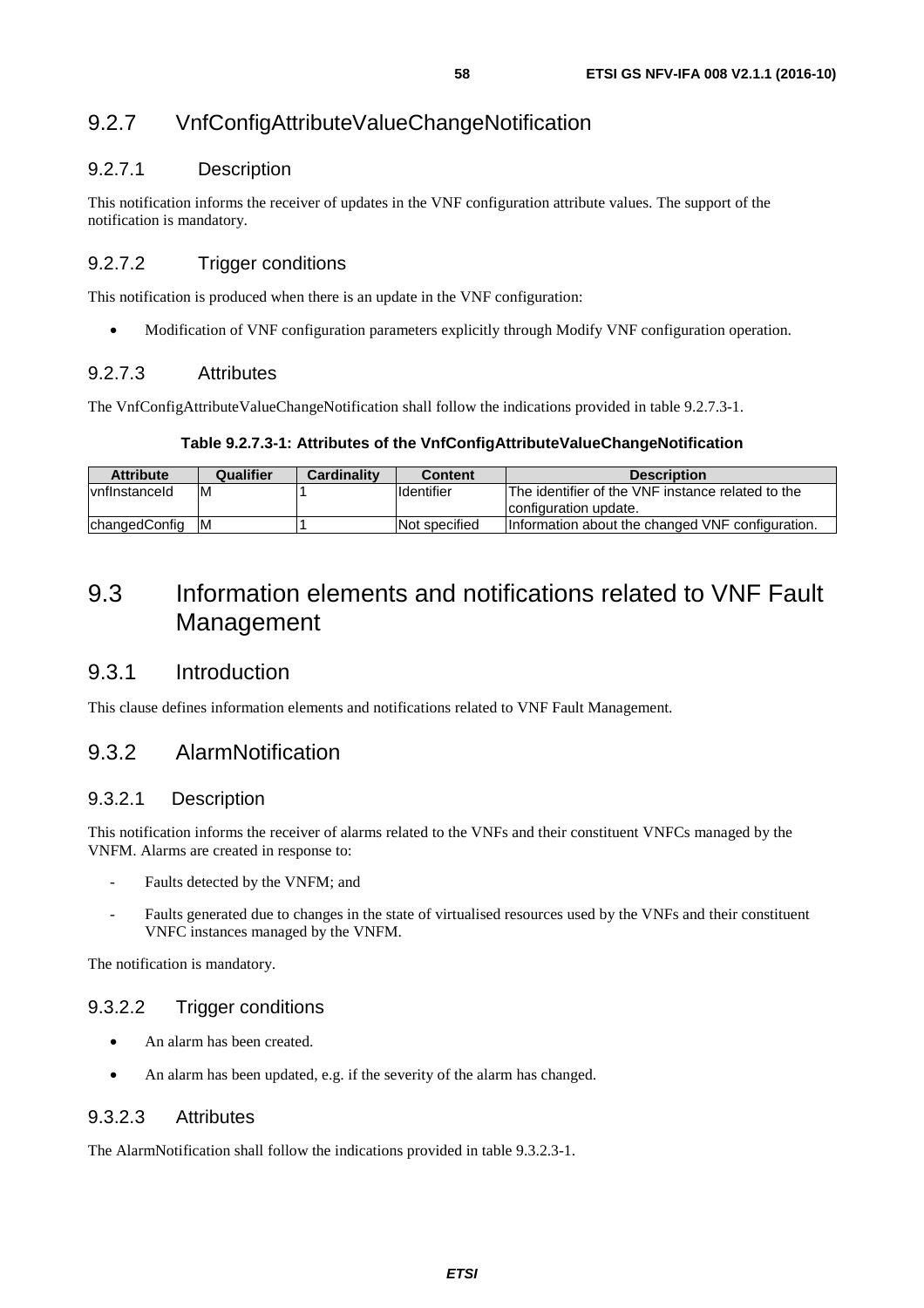### 9.2.7 VnfConfigAttributeValueChangeNotification

#### 9.2.7.1 Description

This notification informs the receiver of updates in the VNF configuration attribute values. The support of the notification is mandatory.

#### 9.2.7.2 Trigger conditions

This notification is produced when there is an update in the VNF configuration:

- Modification of VNF configuration parameters explicitly through Modify VNF configuration operation.

#### 9.2.7.3 Attributes

The VnfConfigAttributeValueChangeNotification shall follow the indications provided in table 9.2.7.3-1.

**Table 9.2.7.3-1: Attributes of the VnfConfigAttributeValueChangeNotification**

| Attribute | Qualifier | Cardinality | Content | Description |
|---|---|---|---|---|
| vnfInstanceId | M | 1 | Identifier | The identifier of the VNF instance related to the configuration update. |
| changedConfig | M | 1 | Not specified | Information about the changed VNF configuration. |

## 9.3 Information elements and notifications related to VNF Fault Management

### 9.3.1 Introduction

This clause defines information elements and notifications related to VNF Fault Management.

### 9.3.2 AlarmNotification

#### 9.3.2.1 Description

This notification informs the receiver of alarms related to the VNFs and their constituent VNFCs managed by the VNFM. Alarms are created in response to:

- Faults detected by the VNFM; and
- Faults generated due to changes in the state of virtualised resources used by the VNFs and their constituent VNFC instances managed by the VNFM.

The notification is mandatory.

#### 9.3.2.2 Trigger conditions

- An alarm has been created.
- An alarm has been updated, e.g. if the severity of the alarm has changed.

#### 9.3.2.3 Attributes

The AlarmNotification shall follow the indications provided in table 9.3.2.3-1.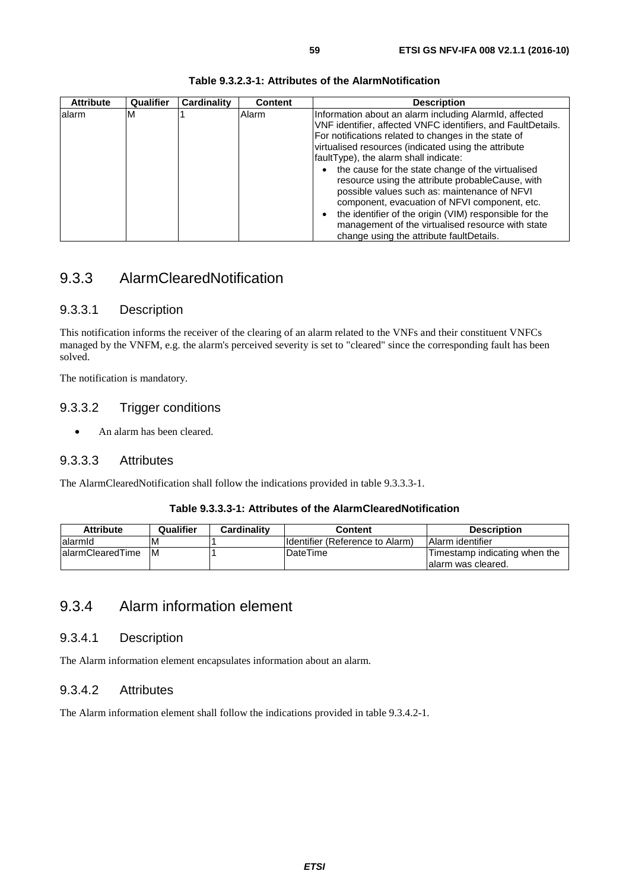**Table 9.3.2.3-1: Attributes of the AlarmNotification**

| Attribute | Qualifier | Cardinality | Content | Description |
|---|---|---|---|---|
| alarm | M | 1 | Alarm | Information about an alarm including AlarmId, affected VNF identifier, affected VNFC identifiers, and FaultDetails. For notifications related to changes in the state of virtualised resources (indicated using the attribute faultType), the alarm shall indicate: • the cause for the state change of the virtualised resource using the attribute probableCause, with possible values such as: maintenance of NFVI component, evacuation of NFVI component, etc. • the identifier of the origin (VIM) responsible for the management of the virtualised resource with state change using the attribute faultDetails. |

## 9.3.3 AlarmClearedNotification

### 9.3.3.1 Description

This notification informs the receiver of the clearing of an alarm related to the VNFs and their constituent VNFCs managed by the VNFM, e.g. the alarm's perceived severity is set to "cleared" since the corresponding fault has been solved.

The notification is mandatory.

### 9.3.3.2 Trigger conditions

- An alarm has been cleared.

### 9.3.3.3 Attributes

The AlarmClearedNotification shall follow the indications provided in table 9.3.3.3-1.

**Table 9.3.3.3-1: Attributes of the AlarmClearedNotification**

| Attribute | Qualifier | Cardinality | Content | Description |
|---|---|---|---|---|
| alarmId | M | 1 | Identifier (Reference to Alarm) | Alarm identifier |
| alarmClearedTime | M | 1 | DateTime | Timestamp indicating when the alarm was cleared. |

## 9.3.4 Alarm information element

### 9.3.4.1 Description

The Alarm information element encapsulates information about an alarm.

### 9.3.4.2 Attributes

The Alarm information element shall follow the indications provided in table 9.3.4.2-1.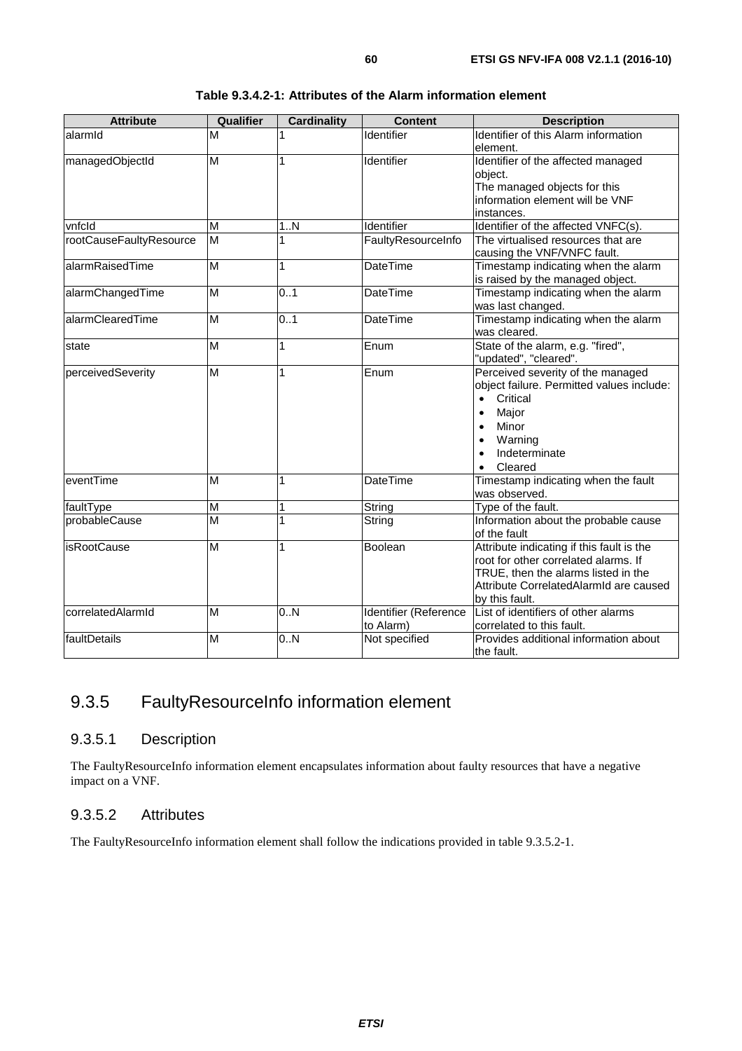**Table 9.3.4.2-1: Attributes of the Alarm information element**

| Attribute | Qualifier | Cardinality | Content | Description |
|---|---|---|---|---|
| alarmId | M | 1 | Identifier | Identifier of this Alarm information element. |
| managedObjectId | M | 1 | Identifier | Identifier of the affected managed object. The managed objects for this information element will be VNF instances. |
| vnfcId | M | 1..N | Identifier | Identifier of the affected VNFC(s). |
| rootCauseFaultyResource | M | 1 | FaultyResourceInfo | The virtualised resources that are causing the VNF/VNFC fault. |
| alarmRaisedTime | M | 1 | DateTime | Timestamp indicating when the alarm is raised by the managed object. |
| alarmChangedTime | M | 0..1 | DateTime | Timestamp indicating when the alarm was last changed. |
| alarmClearedTime | M | 0..1 | DateTime | Timestamp indicating when the alarm was cleared. |
| state | M | 1 | Enum | State of the alarm, e.g. "fired", "updated", "cleared". |
| perceivedSeverity | M | 1 | Enum | Perceived severity of the managed object failure. Permitted values include: <br>• Critical <br>• Major <br>• Minor <br>• Warning <br>• Indeterminate <br>• Cleared |
| eventTime | M | 1 | DateTime | Timestamp indicating when the fault was observed. |
| faultType | M | 1 | String | Type of the fault. |
| probableCause | M | 1 | String | Information about the probable cause of the fault |
| isRootCause | M | 1 | Boolean | Attribute indicating if this fault is the root for other correlated alarms. If TRUE, then the alarms listed in the Attribute CorrelatedAlarmId are caused by this fault. |
| correlatedAlarmId | M | 0..N | Identifier (Reference to Alarm) | List of identifiers of other alarms correlated to this fault. |
| faultDetails | M | 0..N | Not specified | Provides additional information about the fault. |

## 9.3.5 FaultyResourceInfo information element

### 9.3.5.1 Description

The FaultyResourceInfo information element encapsulates information about faulty resources that have a negative impact on a VNF.

### 9.3.5.2 Attributes

The FaultyResourceInfo information element shall follow the indications provided in table 9.3.5.2-1.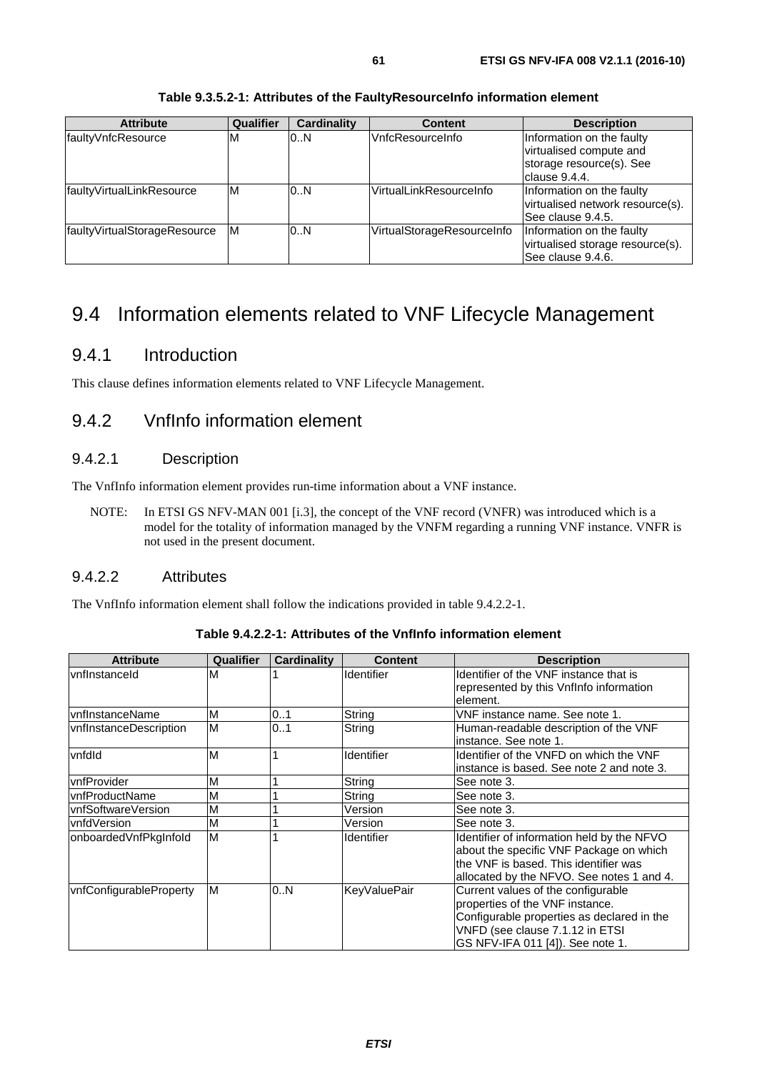**Table 9.3.5.2-1: Attributes of the FaultyResourceInfo information element**

| Attribute | Qualifier | Cardinality | Content | Description |
| --- | --- | --- | --- | --- |
| faultyVnfcResource | M | 0..N | VnfcResourceInfo | Information on the faulty virtualised compute and storage resource(s). See clause 9.4.4. |
| faultyVirtualLinkResource | M | 0..N | VirtualLinkResourceInfo | Information on the faulty virtualised network resource(s). See clause 9.4.5. |
| faultyVirtualStorageResource | M | 0..N | VirtualStorageResourceInfo | Information on the faulty virtualised storage resource(s). See clause 9.4.6. |

# 9.4 Information elements related to VNF Lifecycle Management

## 9.4.1 Introduction

This clause defines information elements related to VNF Lifecycle Management.

## 9.4.2 VnfInfo information element

### 9.4.2.1 Description

The VnfInfo information element provides run-time information about a VNF instance.

NOTE: In ETSI GS NFV-MAN 001 [i.3], the concept of the VNF record (VNFR) was introduced which is a model for the totality of information managed by the VNFM regarding a running VNF instance. VNFR is not used in the present document.

### 9.4.2.2 Attributes

The VnfInfo information element shall follow the indications provided in table 9.4.2.2-1.

**Table 9.4.2.2-1: Attributes of the VnfInfo information element**

| Attribute | Qualifier | Cardinality | Content | Description |
| --- | --- | --- | --- | --- |
| vnfInstanceId | M | 1 | Identifier | Identifier of the VNF instance that is represented by this VnfInfo information element. |
| vnfInstanceName | M | 0..1 | String | VNF instance name. See note 1. |
| vnfInstanceDescription | M | 0..1 | String | Human-readable description of the VNF instance. See note 1. |
| vnfdId | M | 1 | Identifier | Identifier of the VNFD on which the VNF instance is based. See note 2 and note 3. |
| vnfProvider | M | 1 | String | See note 3. |
| vnfProductName | M | 1 | String | See note 3. |
| vnfSoftwareVersion | M | 1 | Version | See note 3. |
| vnfdVersion | M | 1 | Version | See note 3. |
| onboardedVnfPkgInfoId | M | 1 | Identifier | Identifier of information held by the NFVO about the specific VNF Package on which the VNF is based. This identifier was allocated by the NFVO. See notes 1 and 4. |
| vnfConfigurableProperty | M | 0..N | KeyValuePair | Current values of the configurable properties of the VNF instance. Configurable properties as declared in the VNFD (see clause 7.1.12 in ETSI GS NFV-IFA 011 [4]). See note 1. |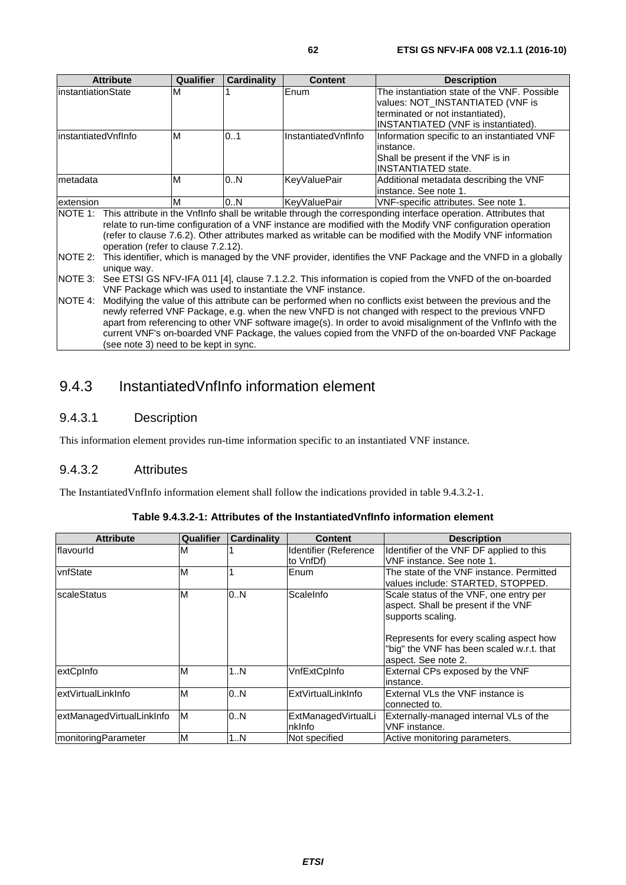| Attribute | Qualifier | Cardinality | Content | Description |
|---|---|---|---|---|
| instantiationState | M | 1 | Enum | The instantiation state of the VNF. Possible values: NOT_INSTANTIATED (VNF is terminated or not instantiated), INSTANTIATED (VNF is instantiated). |
| instantiatedVnfInfo | M | 0..1 | InstantiatedVnfInfo | Information specific to an instantiated VNF instance. Shall be present if the VNF is in INSTANTIATED state. |
| metadata | M | 0..N | KeyValuePair | Additional metadata describing the VNF instance. See note 1. |
| extension | M | 0..N | KeyValuePair | VNF-specific attributes. See note 1. |
| NOTE 1: This attribute in the VnfInfo shall be writable through the corresponding interface operation. Attributes that relate to run-time configuration of a VNF instance are modified with the Modify VNF configuration operation (refer to clause 7.6.2). Other attributes marked as writable can be modified with the Modify VNF information operation (refer to clause 7.2.12). | | | | |
| NOTE 2: This identifier, which is managed by the VNF provider, identifies the VNF Package and the VNFD in a globally unique way. | | | | |
| NOTE 3: See ETSI GS NFV-IFA 011 [4], clause 7.1.2.2. This information is copied from the VNFD of the on-boarded VNF Package which was used to instantiate the VNF instance. | | | | |
| NOTE 4: Modifying the value of this attribute can be performed when no conflicts exist between the previous and the newly referred VNF Package, e.g. when the new VNFD is not changed with respect to the previous VNFD apart from referencing to other VNF software image(s). In order to avoid misalignment of the VnfInfo with the current VNF's on-boarded VNF Package, the values copied from the VNFD of the on-boarded VNF Package (see note 3) need to be kept in sync. | | | | |

## 9.4.3 InstantiatedVnfInfo information element

### 9.4.3.1 Description

This information element provides run-time information specific to an instantiated VNF instance.

### 9.4.3.2 Attributes

The InstantiatedVnfInfo information element shall follow the indications provided in table 9.4.3.2-1.

**Table 9.4.3.2-1: Attributes of the InstantiatedVnfInfo information element**

| Attribute | Qualifier | Cardinality | Content | Description |
|---|---|---|---|---|
| flavourId | M | 1 | Identifier (Reference to VnfDf) | Identifier of the VNF DF applied to this VNF instance. See note 1. |
| vnfState | M | 1 | Enum | The state of the VNF instance. Permitted values include: STARTED, STOPPED. |
| scaleStatus | M | 0..N | ScaleInfo | Scale status of the VNF, one entry per aspect. Shall be present if the VNF supports scaling.<br><br>Represents for every scaling aspect how "big" the VNF has been scaled w.r.t. that aspect. See note 2. |
| extCpInfo | M | 1..N | VnfExtCpInfo | External CPs exposed by the VNF instance. |
| extVirtualLinkInfo | M | 0..N | ExtVirtualLinkInfo | External VLs the VNF instance is connected to. |
| extManagedVirtualLinkInfo | M | 0..N | ExtManagedVirtualLinkInfo | Externally-managed internal VLs of the VNF instance. |
| monitoringParameter | M | 1..N | Not specified | Active monitoring parameters. |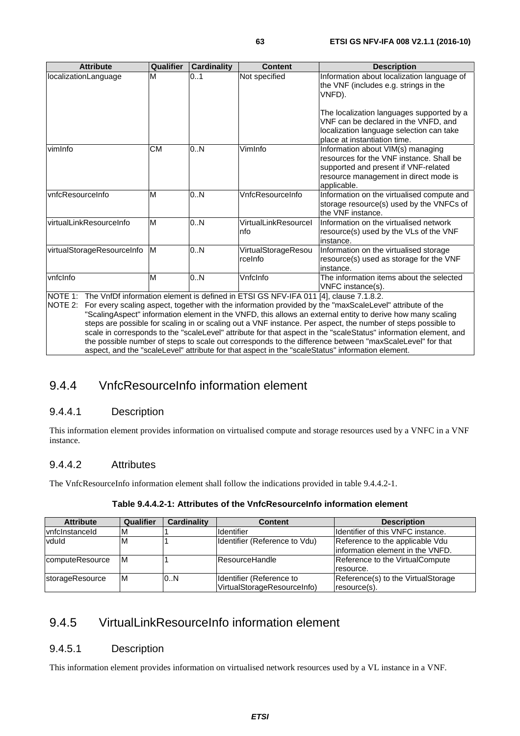| Attribute | Qualifier | Cardinality | Content | Description |
| --- | --- | --- | --- | --- |
| localizationLanguage | M | 0..1 | Not specified | Information about localization language of the VNF (includes e.g. strings in the VNFD).<br><br>The localization languages supported by a VNF can be declared in the VNFD, and localization language selection can take place at instantiation time. |
| vimInfo | CM | 0..N | VimInfo | Information about VIM(s) managing resources for the VNF instance. Shall be supported and present if VNF-related resource management in direct mode is applicable. |
| vnfcResourceInfo | M | 0..N | VnfcResourceInfo | Information on the virtualised compute and storage resource(s) used by the VNFCs of the VNF instance. |
| virtualLinkResourceInfo | M | 0..N | VirtualLinkResourceInfo | Information on the virtualised network resource(s) used by the VLs of the VNF instance. |
| virtualStorageResourceInfo | M | 0..N | VirtualStorageResourceInfo | Information on the virtualised storage resource(s) used as storage for the VNF instance. |
| vnfcInfo | M | 0..N | VnfcInfo | The information items about the selected VNFC instance(s). |
| NOTE 1: The VnfDf information element is defined in ETSI GS NFV-IFA 011 [4], clause 7.1.8.2.<br>NOTE 2: For every scaling aspect, together with the information provided by the "maxScaleLevel" attribute of the "ScalingAspect" information element in the VNFD, this allows an external entity to derive how many scaling steps are possible for scaling in or scaling out a VNF instance. Per aspect, the number of steps possible to scale in corresponds to the "scaleLevel" attribute for that aspect in the "scaleStatus" information element, and the possible number of steps to scale out corresponds to the difference between "maxScaleLevel" for that aspect, and the "scaleLevel" attribute for that aspect in the "scaleStatus" information element. | | | | |

## 9.4.4 VnfcResourceInfo information element

### 9.4.4.1 Description

This information element provides information on virtualised compute and storage resources used by a VNFC in a VNF instance.

### 9.4.4.2 Attributes

The VnfcResourceInfo information element shall follow the indications provided in table 9.4.4.2-1.

**Table 9.4.4.2-1: Attributes of the VnfcResourceInfo information element**

| Attribute | Qualifier | Cardinality | Content | Description |
| --- | --- | --- | --- | --- |
| vnfcInstanceId | M | 1 | Identifier | Identifier of this VNFC instance. |
| vduId | M | 1 | Identifier (Reference to Vdu) | Reference to the applicable Vdu information element in the VNFD. |
| computeResource | M | 1 | ResourceHandle | Reference to the VirtualCompute resource. |
| storageResource | M | 0..N | Identifier (Reference to VirtualStorageResourceInfo) | Reference(s) to the VirtualStorage resource(s). |

## 9.4.5 VirtualLinkResourceInfo information element

### 9.4.5.1 Description

This information element provides information on virtualised network resources used by a VL instance in a VNF.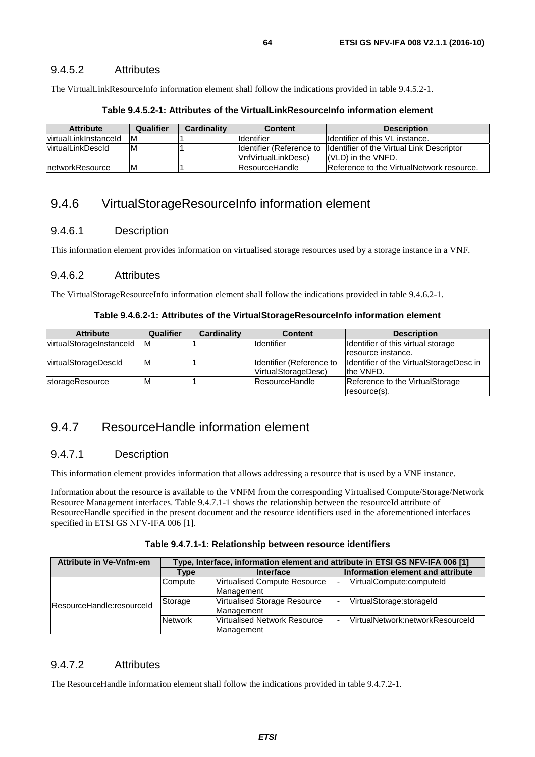### 9.4.5.2 Attributes

The VirtualLinkResourceInfo information element shall follow the indications provided in table 9.4.5.2-1.

**Table 9.4.5.2-1: Attributes of the VirtualLinkResourceInfo information element**

| Attribute | Qualifier | Cardinality | Content | Description |
|---|---|---|---|---|
| virtualLinkInstanceId | M | 1 | Identifier | Identifier of this VL instance. |
| virtualLinkDescId | M | 1 | Identifier (Reference to VnfVirtualLinkDesc) | Identifier of the Virtual Link Descriptor (VLD) in the VNFD. |
| networkResource | M | 1 | ResourceHandle | Reference to the VirtualNetwork resource. |

## 9.4.6 VirtualStorageResourceInfo information element

### 9.4.6.1 Description

This information element provides information on virtualised storage resources used by a storage instance in a VNF.

### 9.4.6.2 Attributes

The VirtualStorageResourceInfo information element shall follow the indications provided in table 9.4.6.2-1.

**Table 9.4.6.2-1: Attributes of the VirtualStorageResourceInfo information element**

| Attribute | Qualifier | Cardinality | Content | Description |
|---|---|---|---|---|
| virtualStorageInstanceId | M | 1 | Identifier | Identifier of this virtual storage resource instance. |
| virtualStorageDescId | M | 1 | Identifier (Reference to VirtualStorageDesc) | Identifier of the VirtualStorageDesc in the VNFD. |
| storageResource | M | 1 | ResourceHandle | Reference to the VirtualStorage resource(s). |

## 9.4.7 ResourceHandle information element

### 9.4.7.1 Description

This information element provides information that allows addressing a resource that is used by a VNF instance.

Information about the resource is available to the VNFM from the corresponding Virtualised Compute/Storage/Network Resource Management interfaces. Table 9.4.7.1-1 shows the relationship between the resourceId attribute of ResourceHandle specified in the present document and the resource identifiers used in the aforementioned interfaces specified in ETSI GS NFV-IFA 006 [1].

**Table 9.4.7.1-1: Relationship between resource identifiers**

| Attribute in Ve-Vnfm-em | Type, Interface, information element and attribute in ETSI GS NFV-IFA 006 [1] | | |
|---|---|---|---|
| | Type | Interface | Information element and attribute |
| ResourceHandle:resourceId | Compute | Virtualised Compute Resource Management | - VirtualCompute:computeId |
| | Storage | Virtualised Storage Resource Management | - VirtualStorage:storageId |
| | Network | Virtualised Network Resource Management | - VirtualNetwork:networkResourceId |

### 9.4.7.2 Attributes

The ResourceHandle information element shall follow the indications provided in table 9.4.7.2-1.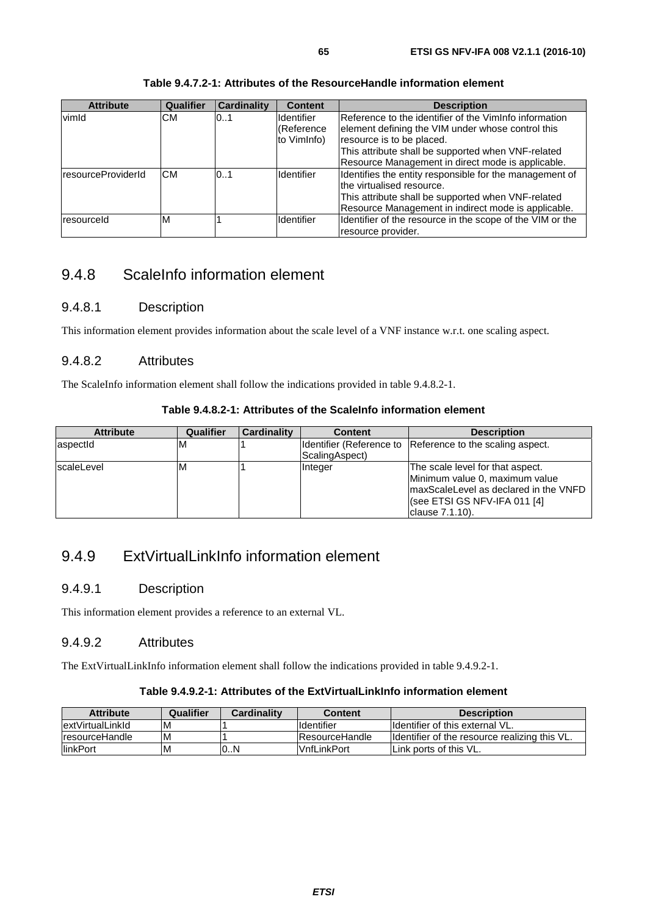**Table 9.4.7.2-1: Attributes of the ResourceHandle information element**

| Attribute | Qualifier | Cardinality | Content | Description |
| --- | --- | --- | --- | --- |
| vimId | CM | 0..1 | Identifier (Reference to VimInfo) | Reference to the identifier of the VimInfo information element defining the VIM under whose control this resource is to be placed. This attribute shall be supported when VNF-related Resource Management in direct mode is applicable. |
| resourceProviderId | CM | 0..1 | Identifier | Identifies the entity responsible for the management of the virtualised resource. This attribute shall be supported when VNF-related Resource Management in indirect mode is applicable. |
| resourceId | M | 1 | Identifier | Identifier of the resource in the scope of the VIM or the resource provider. |

## 9.4.8 ScaleInfo information element

### 9.4.8.1 Description

This information element provides information about the scale level of a VNF instance w.r.t. one scaling aspect.

### 9.4.8.2 Attributes

The ScaleInfo information element shall follow the indications provided in table 9.4.8.2-1.

**Table 9.4.8.2-1: Attributes of the ScaleInfo information element**

| Attribute | Qualifier | Cardinality | Content | Description |
| --- | --- | --- | --- | --- |
| aspectId | M | 1 | Identifier (Reference to ScalingAspect) | Reference to the scaling aspect. |
| scaleLevel | M | 1 | Integer | The scale level for that aspect. Minimum value 0, maximum value maxScaleLevel as declared in the VNFD (see ETSI GS NFV-IFA 011 [4] clause 7.1.10). |

## 9.4.9 ExtVirtualLinkInfo information element

### 9.4.9.1 Description

This information element provides a reference to an external VL.

### 9.4.9.2 Attributes

The ExtVirtualLinkInfo information element shall follow the indications provided in table 9.4.9.2-1.

**Table 9.4.9.2-1: Attributes of the ExtVirtualLinkInfo information element**

| Attribute | Qualifier | Cardinality | Content | Description |
| --- | --- | --- | --- | --- |
| extVirtualLinkId | M | 1 | Identifier | Identifier of this external VL. |
| resourceHandle | M | 1 | ResourceHandle | Identifier of the resource realizing this VL. |
| linkPort | M | 0..N | VnfLinkPort | Link ports of this VL. |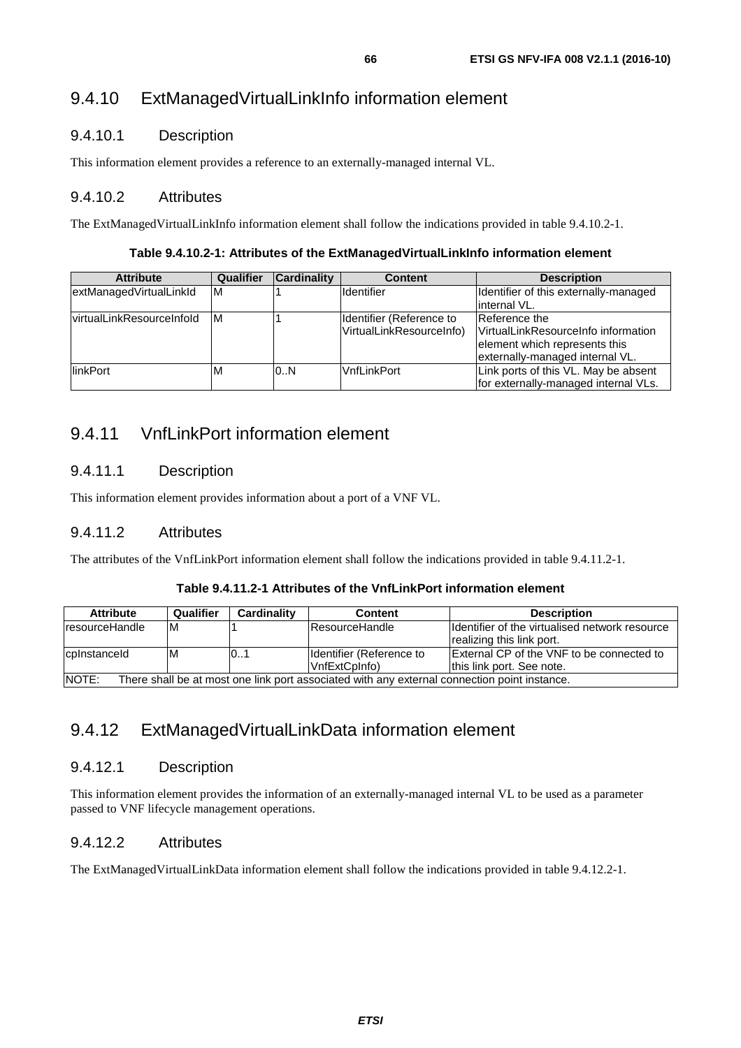## 9.4.10 ExtManagedVirtualLinkInfo information element

### 9.4.10.1 Description

This information element provides a reference to an externally-managed internal VL.

### 9.4.10.2 Attributes

The ExtManagedVirtualLinkInfo information element shall follow the indications provided in table 9.4.10.2-1.

**Table 9.4.10.2-1: Attributes of the ExtManagedVirtualLinkInfo information element**

| Attribute | Qualifier | Cardinality | Content | Description |
|---|---|---|---|---|
| extManagedVirtualLinkId | M | 1 | Identifier | Identifier of this externally-managed internal VL. |
| virtualLinkResourceInfoId | M | 1 | Identifier (Reference to VirtualLinkResourceInfo) | Reference the VirtualLinkResourceInfo information element which represents this externally-managed internal VL. |
| linkPort | M | 0..N | VnfLinkPort | Link ports of this VL. May be absent for externally-managed internal VLs. |

## 9.4.11 VnfLinkPort information element

### 9.4.11.1 Description

This information element provides information about a port of a VNF VL.

### 9.4.11.2 Attributes

The attributes of the VnfLinkPort information element shall follow the indications provided in table 9.4.11.2-1.

**Table 9.4.11.2-1 Attributes of the VnfLinkPort information element**

| Attribute | Qualifier | Cardinality | Content | Description |
|---|---|---|---|---|
| resourceHandle | M | 1 | ResourceHandle | Identifier of the virtualised network resource realizing this link port. |
| cpInstanceId | M | 0..1 | Identifier (Reference to VnfExtCpInfo) | External CP of the VNF to be connected to this link port. See note. |
| NOTE: There shall be at most one link port associated with any external connection point instance. | | | | |

## 9.4.12 ExtManagedVirtualLinkData information element

### 9.4.12.1 Description

This information element provides the information of an externally-managed internal VL to be used as a parameter passed to VNF lifecycle management operations.

### 9.4.12.2 Attributes

The ExtManagedVirtualLinkData information element shall follow the indications provided in table 9.4.12.2-1.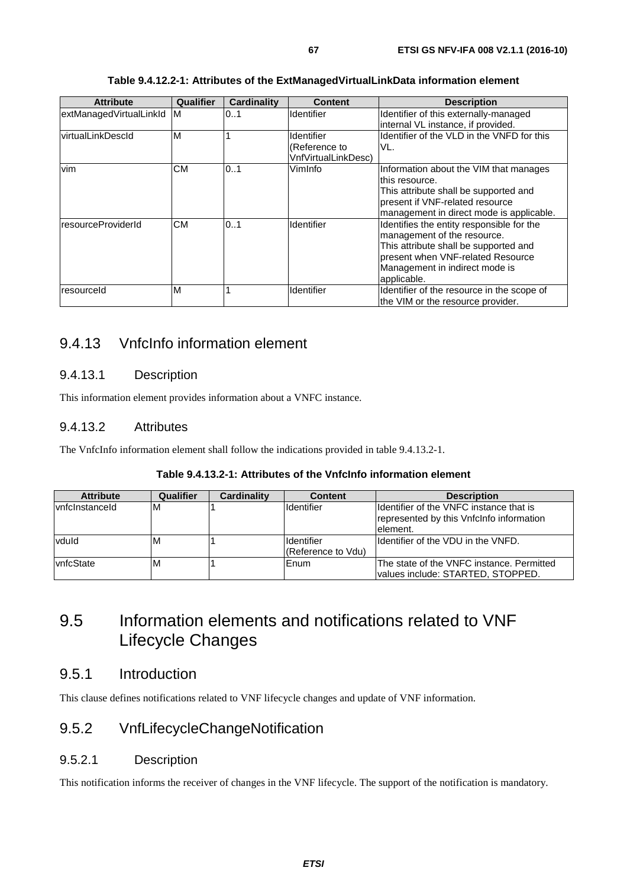**Table 9.4.12.2-1: Attributes of the ExtManagedVirtualLinkData information element**

| Attribute | Qualifier | Cardinality | Content | Description |
|---|---|---|---|---|
| extManagedVirtualLinkId | M | 0..1 | Identifier | Identifier of this externally-managed internal VL instance, if provided. |
| virtualLinkDescId | M | 1 | Identifier (Reference to VnfVirtualLinkDesc) | Identifier of the VLD in the VNFD for this VL. |
| vim | CM | 0..1 | VimInfo | Information about the VIM that manages this resource. This attribute shall be supported and present if VNF-related resource management in direct mode is applicable. |
| resourceProviderId | CM | 0..1 | Identifier | Identifies the entity responsible for the management of the resource. This attribute shall be supported and present when VNF-related Resource Management in indirect mode is applicable. |
| resourceId | M | 1 | Identifier | Identifier of the resource in the scope of the VIM or the resource provider. |

## 9.4.13 VnfcInfo information element

### 9.4.13.1 Description

This information element provides information about a VNFC instance.

### 9.4.13.2 Attributes

The VnfcInfo information element shall follow the indications provided in table 9.4.13.2-1.

**Table 9.4.13.2-1: Attributes of the VnfcInfo information element**

| Attribute | Qualifier | Cardinality | Content | Description |
|---|---|---|---|---|
| vnfcInstanceId | M | 1 | Identifier | Identifier of the VNFC instance that is represented by this VnfcInfo information element. |
| vduId | M | 1 | Identifier (Reference to Vdu) | Identifier of the VDU in the VNFD. |
| vnfcState | M | 1 | Enum | The state of the VNFC instance. Permitted values include: STARTED, STOPPED. |

# 9.5 Information elements and notifications related to VNF Lifecycle Changes

## 9.5.1 Introduction

This clause defines notifications related to VNF lifecycle changes and update of VNF information.

## 9.5.2 VnfLifecycleChangeNotification

### 9.5.2.1 Description

This notification informs the receiver of changes in the VNF lifecycle. The support of the notification is mandatory.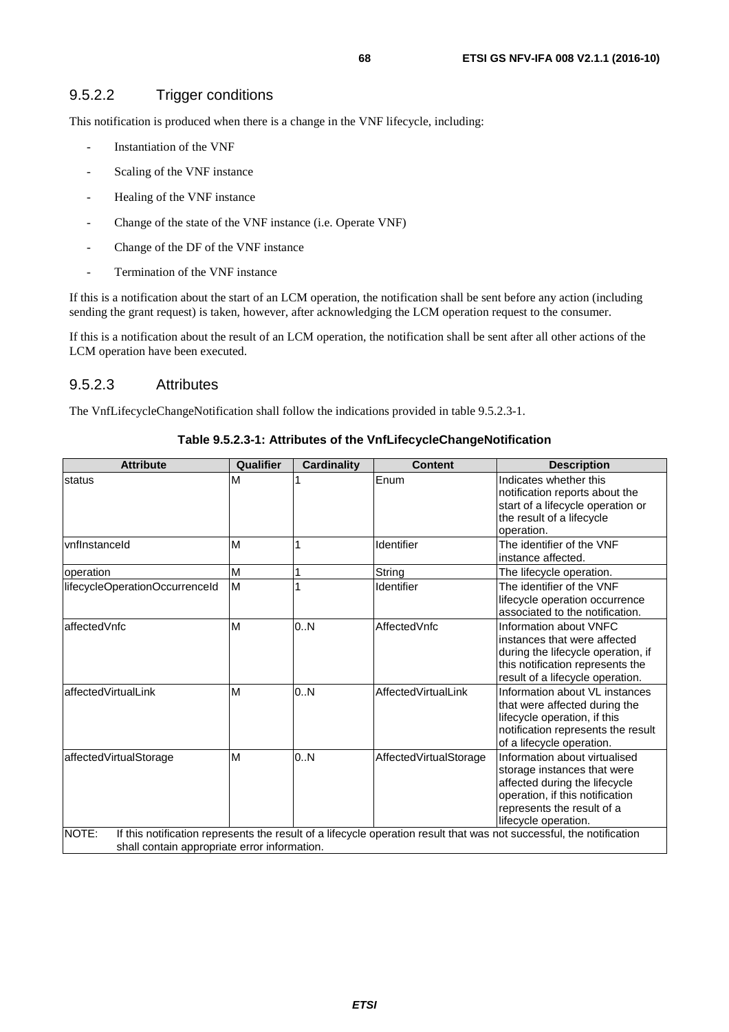### 9.5.2.2 Trigger conditions

This notification is produced when there is a change in the VNF lifecycle, including:

- Instantiation of the VNF
- Scaling of the VNF instance
- Healing of the VNF instance
- Change of the state of the VNF instance (i.e. Operate VNF)
- Change of the DF of the VNF instance
- Termination of the VNF instance

If this is a notification about the start of an LCM operation, the notification shall be sent before any action (including sending the grant request) is taken, however, after acknowledging the LCM operation request to the consumer.

If this is a notification about the result of an LCM operation, the notification shall be sent after all other actions of the LCM operation have been executed.

### 9.5.2.3 Attributes

The VnfLifecycleChangeNotification shall follow the indications provided in table 9.5.2.3-1.

**Table 9.5.2.3-1: Attributes of the VnfLifecycleChangeNotification**

| Attribute | Qualifier | Cardinality | Content | Description |
|---|---|---|---|---|
| status | M | 1 | Enum | Indicates whether this notification reports about the start of a lifecycle operation or the result of a lifecycle operation. |
| vnfInstanceId | M | 1 | Identifier | The identifier of the VNF instance affected. |
| operation | M | 1 | String | The lifecycle operation. |
| lifecycleOperationOccurrenceId | M | 1 | Identifier | The identifier of the VNF lifecycle operation occurrence associated to the notification. |
| affectedVnfc | M | 0..N | AffectedVnfc | Information about VNFC instances that were affected during the lifecycle operation, if this notification represents the result of a lifecycle operation. |
| affectedVirtualLink | M | 0..N | AffectedVirtualLink | Information about VL instances that were affected during the lifecycle operation, if this notification represents the result of a lifecycle operation. |
| affectedVirtualStorage | M | 0..N | AffectedVirtualStorage | Information about virtualised storage instances that were affected during the lifecycle operation, if this notification represents the result of a lifecycle operation. |
| NOTE: If this notification represents the result of a lifecycle operation result that was not successful, the notification shall contain appropriate error information. | | | | |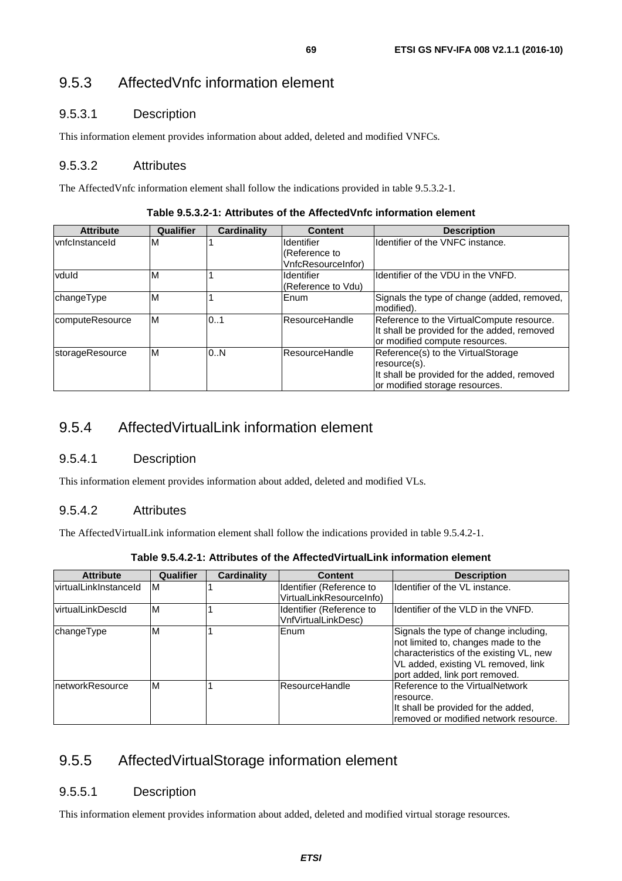## 9.5.3 AffectedVnfc information element

### 9.5.3.1 Description

This information element provides information about added, deleted and modified VNFCs.

### 9.5.3.2 Attributes

The AffectedVnfc information element shall follow the indications provided in table 9.5.3.2-1.

**Table 9.5.3.2-1: Attributes of the AffectedVnfc information element**

| Attribute | Qualifier | Cardinality | Content | Description |
|---|---|---|---|---|
| vnfcInstanceId | M | 1 | Identifier (Reference to VnfcResourceInfor) | Identifier of the VNFC instance. |
| vduId | M | 1 | Identifier (Reference to Vdu) | Identifier of the VDU in the VNFD. |
| changeType | M | 1 | Enum | Signals the type of change (added, removed, modified). |
| computeResource | M | 0..1 | ResourceHandle | Reference to the VirtualCompute resource. It shall be provided for the added, removed or modified compute resources. |
| storageResource | M | 0..N | ResourceHandle | Reference(s) to the VirtualStorage resource(s). It shall be provided for the added, removed or modified storage resources. |

## 9.5.4 AffectedVirtualLink information element

### 9.5.4.1 Description

This information element provides information about added, deleted and modified VLs.

### 9.5.4.2 Attributes

The AffectedVirtualLink information element shall follow the indications provided in table 9.5.4.2-1.

**Table 9.5.4.2-1: Attributes of the AffectedVirtualLink information element**

| Attribute | Qualifier | Cardinality | Content | Description |
|---|---|---|---|---|
| virtualLinkInstanceId | M | 1 | Identifier (Reference to VirtualLinkResourceInfo) | Identifier of the VL instance. |
| virtualLinkDescId | M | 1 | Identifier (Reference to VnfVirtualLinkDesc) | Identifier of the VLD in the VNFD. |
| changeType | M | 1 | Enum | Signals the type of change including, not limited to, changes made to the characteristics of the existing VL, new VL added, existing VL removed, link port added, link port removed. |
| networkResource | M | 1 | ResourceHandle | Reference to the VirtualNetwork resource. It shall be provided for the added, removed or modified network resource. |

## 9.5.5 AffectedVirtualStorage information element

### 9.5.5.1 Description

This information element provides information about added, deleted and modified virtual storage resources.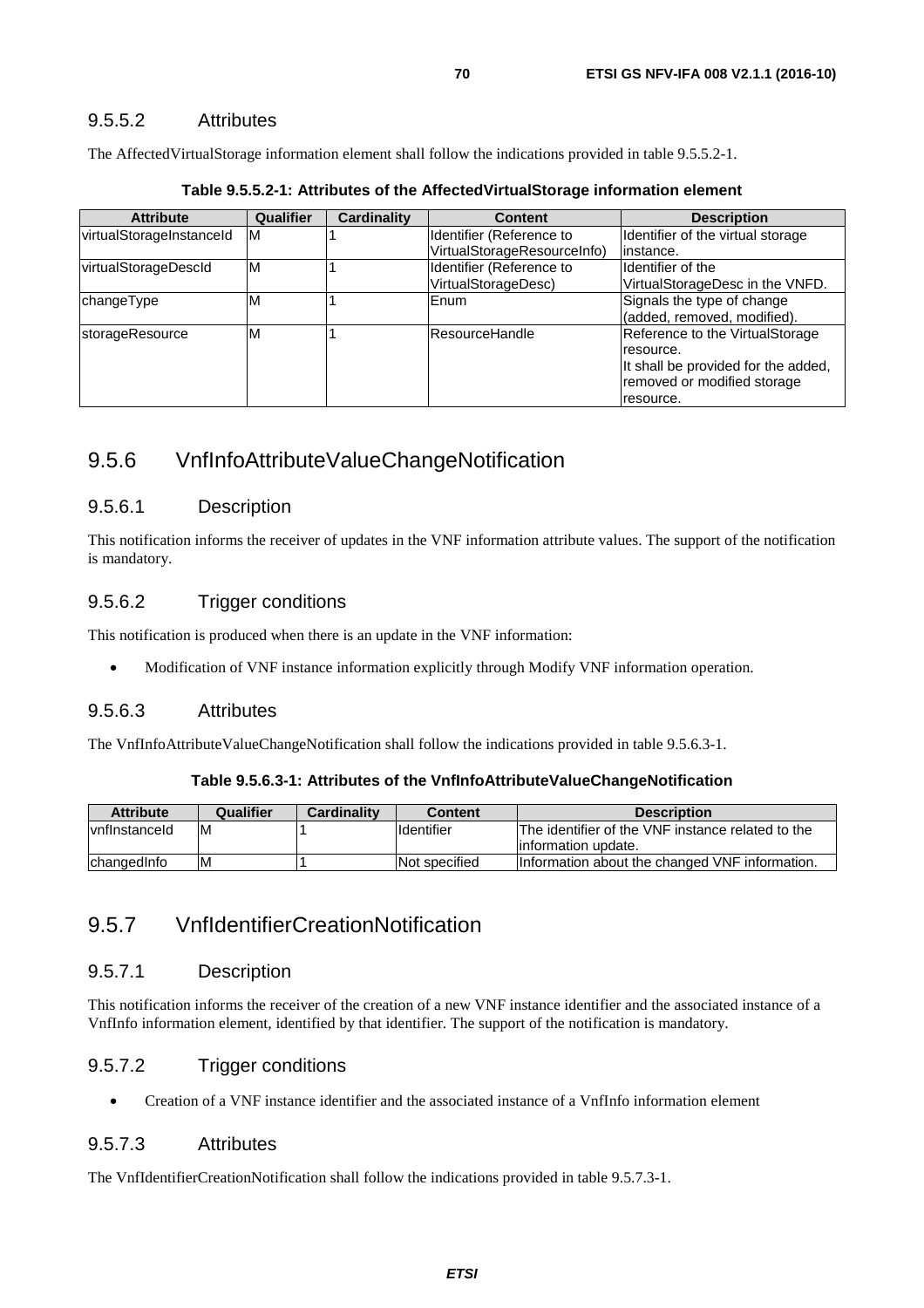#### 9.5.5.2 Attributes

The AffectedVirtualStorage information element shall follow the indications provided in table 9.5.5.2-1.

**Table 9.5.5.2-1: Attributes of the AffectedVirtualStorage information element**

| Attribute | Qualifier | Cardinality | Content | Description |
|---|---|---|---|---|
| virtualStorageInstanceId | M | 1 | Identifier (Reference to VirtualStorageResourceInfo) | Identifier of the virtual storage instance. |
| virtualStorageDescId | M | 1 | Identifier (Reference to VirtualStorageDesc) | Identifier of the VirtualStorageDesc in the VNFD. |
| changeType | M | 1 | Enum | Signals the type of change (added, removed, modified). |
| storageResource | M | 1 | ResourceHandle | Reference to the VirtualStorage resource.<br>It shall be provided for the added, removed or modified storage resource. |

### 9.5.6 VnfInfoAttributeValueChangeNotification

#### 9.5.6.1 Description

This notification informs the receiver of updates in the VNF information attribute values. The support of the notification is mandatory.

#### 9.5.6.2 Trigger conditions

This notification is produced when there is an update in the VNF information:

- Modification of VNF instance information explicitly through Modify VNF information operation.

#### 9.5.6.3 Attributes

The VnfInfoAttributeValueChangeNotification shall follow the indications provided in table 9.5.6.3-1.

**Table 9.5.6.3-1: Attributes of the VnfInfoAttributeValueChangeNotification**

| Attribute | Qualifier | Cardinality | Content | Description |
|---|---|---|---|---|
| vnfInstanceId | M | 1 | Identifier | The identifier of the VNF instance related to the information update. |
| changedInfo | M | 1 | Not specified | Information about the changed VNF information. |

### 9.5.7 VnfIdentifierCreationNotification

#### 9.5.7.1 Description

This notification informs the receiver of the creation of a new VNF instance identifier and the associated instance of a VnfInfo information element, identified by that identifier. The support of the notification is mandatory.

#### 9.5.7.2 Trigger conditions

- Creation of a VNF instance identifier and the associated instance of a VnfInfo information element

#### 9.5.7.3 Attributes

The VnfIdentifierCreationNotification shall follow the indications provided in table 9.5.7.3-1.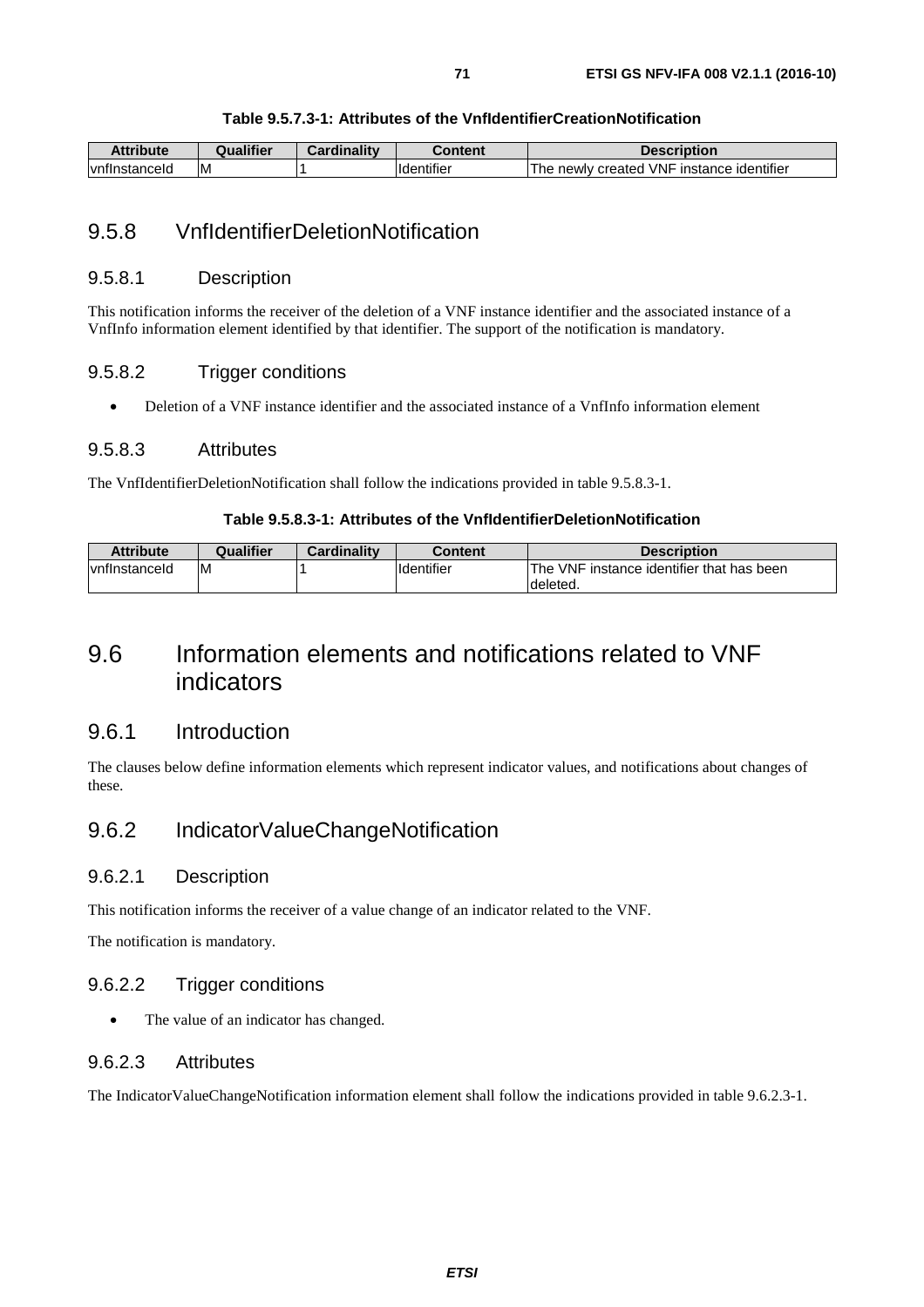**Table 9.5.7.3-1: Attributes of the VnfIdentifierCreationNotification**

| Attribute | Qualifier | Cardinality | Content | Description |
|---|---|---|---|---|
| vnfInstanceId | M | 1 | Identifier | The newly created VNF instance identifier |

## 9.5.8 VnfIdentifierDeletionNotification

### 9.5.8.1 Description

This notification informs the receiver of the deletion of a VNF instance identifier and the associated instance of a VnfInfo information element identified by that identifier. The support of the notification is mandatory.

### 9.5.8.2 Trigger conditions

- Deletion of a VNF instance identifier and the associated instance of a VnfInfo information element

### 9.5.8.3 Attributes

The VnfIdentifierDeletionNotification shall follow the indications provided in table 9.5.8.3-1.

**Table 9.5.8.3-1: Attributes of the VnfIdentifierDeletionNotification**

| Attribute | Qualifier | Cardinality | Content | Description |
|---|---|---|---|---|
| vnfInstanceId | M | 1 | Identifier | The VNF instance identifier that has been deleted. |

# 9.6 Information elements and notifications related to VNF indicators

## 9.6.1 Introduction

The clauses below define information elements which represent indicator values, and notifications about changes of these.

## 9.6.2 IndicatorValueChangeNotification

### 9.6.2.1 Description

This notification informs the receiver of a value change of an indicator related to the VNF.

The notification is mandatory.

### 9.6.2.2 Trigger conditions

- The value of an indicator has changed.

### 9.6.2.3 Attributes

The IndicatorValueChangeNotification information element shall follow the indications provided in table 9.6.2.3-1.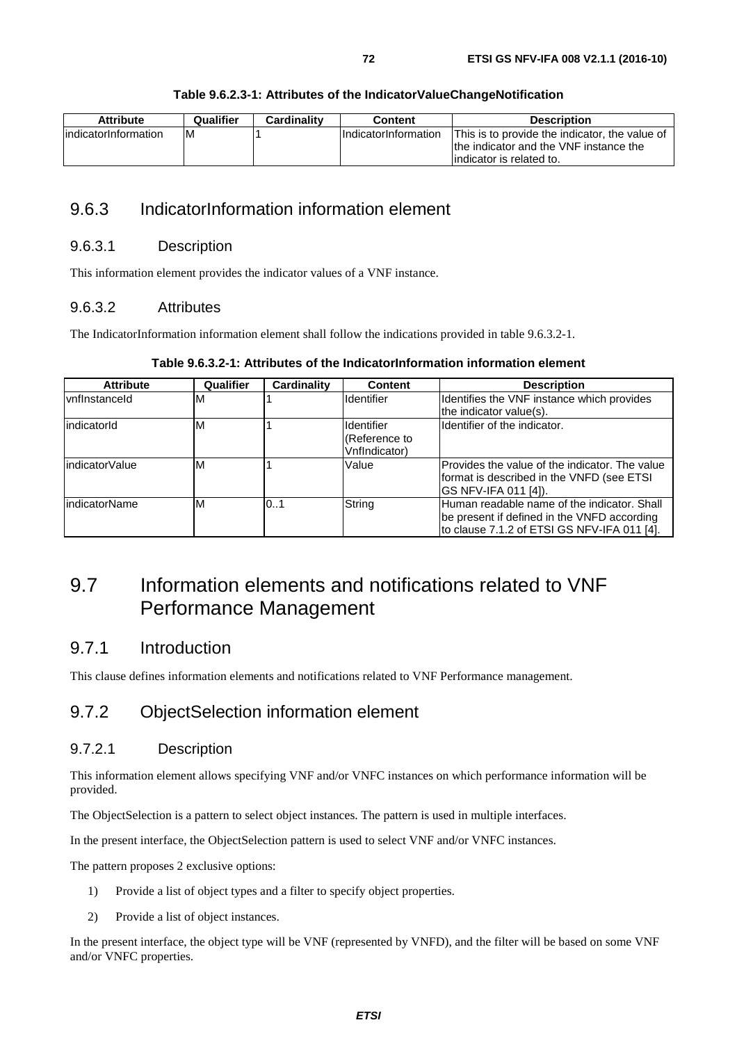**Table 9.6.2.3-1: Attributes of the IndicatorValueChangeNotification**

| Attribute | Qualifier | Cardinality | Content | Description |
|---|---|---|---|---|
| indicatorInformation | M | 1 | IndicatorInformation | This is to provide the indicator, the value of the indicator and the VNF instance the indicator is related to. |

## 9.6.3 IndicatorInformation information element

### 9.6.3.1 Description

This information element provides the indicator values of a VNF instance.

### 9.6.3.2 Attributes

The IndicatorInformation information element shall follow the indications provided in table 9.6.3.2-1.

**Table 9.6.3.2-1: Attributes of the IndicatorInformation information element**

| Attribute | Qualifier | Cardinality | Content | Description |
|---|---|---|---|---|
| vnfInstanceId | M | 1 | Identifier | Identifies the VNF instance which provides the indicator value(s). |
| indicatorId | M | 1 | Identifier (Reference to VnfIndicator) | Identifier of the indicator. |
| indicatorValue | M | 1 | Value | Provides the value of the indicator. The value format is described in the VNFD (see ETSI GS NFV-IFA 011 [4]). |
| indicatorName | M | 0..1 | String | Human readable name of the indicator. Shall be present if defined in the VNFD according to clause 7.1.2 of ETSI GS NFV-IFA 011 [4]. |

# 9.7 Information elements and notifications related to VNF Performance Management

## 9.7.1 Introduction

This clause defines information elements and notifications related to VNF Performance management.

## 9.7.2 ObjectSelection information element

### 9.7.2.1 Description

This information element allows specifying VNF and/or VNFC instances on which performance information will be provided.

The ObjectSelection is a pattern to select object instances. The pattern is used in multiple interfaces.

In the present interface, the ObjectSelection pattern is used to select VNF and/or VNFC instances.

The pattern proposes 2 exclusive options:

1) Provide a list of object types and a filter to specify object properties.

2) Provide a list of object instances.

In the present interface, the object type will be VNF (represented by VNFD), and the filter will be based on some VNF and/or VNFC properties.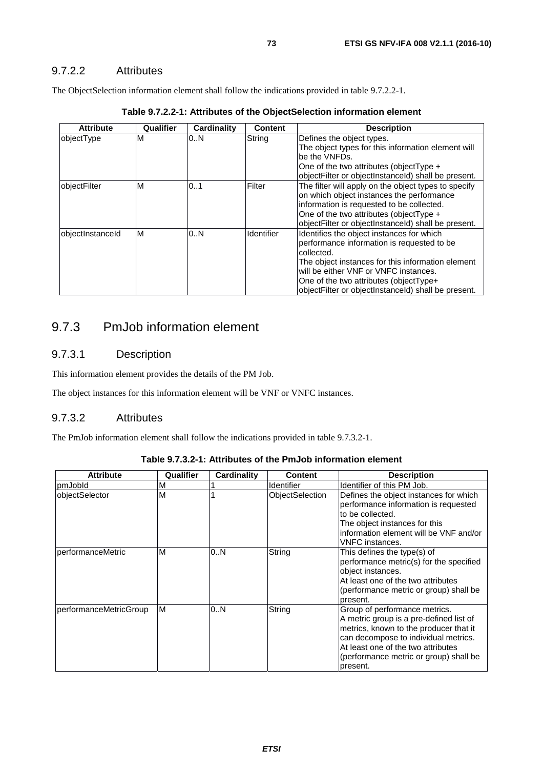### 9.7.2.2 Attributes

The ObjectSelection information element shall follow the indications provided in table 9.7.2.2-1.

**Table 9.7.2.2-1: Attributes of the ObjectSelection information element**

| Attribute | Qualifier | Cardinality | Content | Description |
|---|---|---|---|---|
| objectType | M | 0..N | String | Defines the object types. The object types for this information element will be the VNFDs. One of the two attributes (objectType + objectFilter or objectInstanceId) shall be present. |
| objectFilter | M | 0..1 | Filter | The filter will apply on the object types to specify on which object instances the performance information is requested to be collected. One of the two attributes (objectType + objectFilter or objectInstanceId) shall be present. |
| objectInstanceId | M | 0..N | Identifier | Identifies the object instances for which performance information is requested to be collected. The object instances for this information element will be either VNF or VNFC instances. One of the two attributes (objectType+ objectFilter or objectInstanceId) shall be present. |

## 9.7.3 PmJob information element

### 9.7.3.1 Description

This information element provides the details of the PM Job.

The object instances for this information element will be VNF or VNFC instances.

### 9.7.3.2 Attributes

The PmJob information element shall follow the indications provided in table 9.7.3.2-1.

**Table 9.7.3.2-1: Attributes of the PmJob information element**

| Attribute | Qualifier | Cardinality | Content | Description |
|---|---|---|---|---|
| pmJobId | M | 1 | Identifier | Identifier of this PM Job. |
| objectSelector | M | 1 | ObjectSelection | Defines the object instances for which performance information is requested to be collected. The object instances for this information element will be VNF and/or VNFC instances. |
| performanceMetric | M | 0..N | String | This defines the type(s) of performance metric(s) for the specified object instances. At least one of the two attributes (performance metric or group) shall be present. |
| performanceMetricGroup | M | 0..N | String | Group of performance metrics. A metric group is a pre-defined list of metrics, known to the producer that it can decompose to individual metrics. At least one of the two attributes (performance metric or group) shall be present. |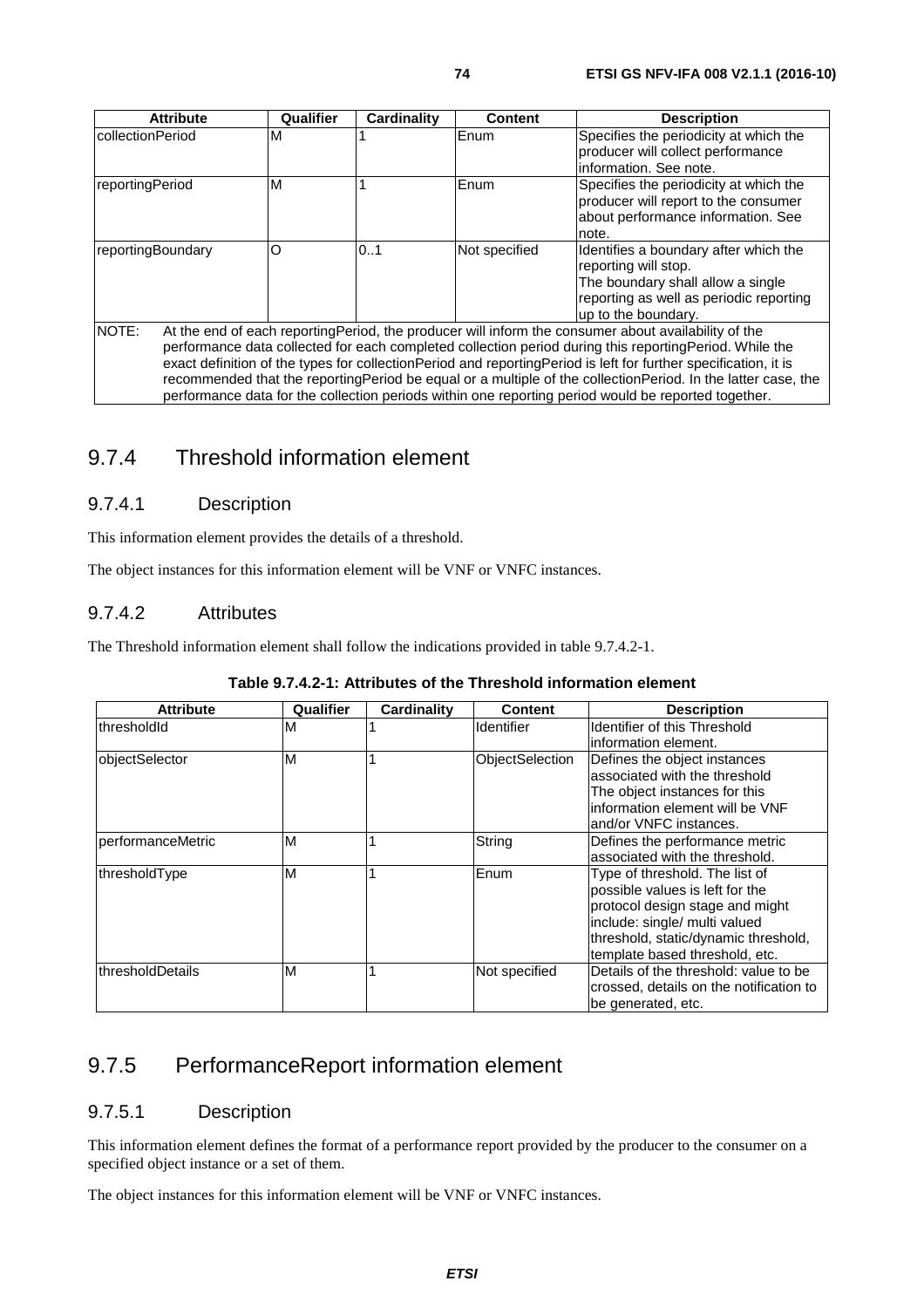| Attribute | Qualifier | Cardinality | Content | Description |
| --- | --- | --- | --- | --- |
| collectionPeriod | M | 1 | Enum | Specifies the periodicity at which the producer will collect performance information. See note. |
| reportingPeriod | M | 1 | Enum | Specifies the periodicity at which the producer will report to the consumer about performance information. See note. |
| reportingBoundary | O | 0..1 | Not specified | Identifies a boundary after which the reporting will stop. The boundary shall allow a single reporting as well as periodic reporting up to the boundary. |
| NOTE: At the end of each reportingPeriod, the producer will inform the consumer about availability of the performance data collected for each completed collection period during this reportingPeriod. While the exact definition of the types for collectionPeriod and reportingPeriod is left for further specification, it is recommended that the reportingPeriod be equal or a multiple of the collectionPeriod. In the latter case, the performance data for the collection periods within one reporting period would be reported together. | | | | |

## 9.7.4 Threshold information element

### 9.7.4.1 Description

This information element provides the details of a threshold.

The object instances for this information element will be VNF or VNFC instances.

### 9.7.4.2 Attributes

The Threshold information element shall follow the indications provided in table 9.7.4.2-1.

**Table 9.7.4.2-1: Attributes of the Threshold information element**

| Attribute | Qualifier | Cardinality | Content | Description |
| --- | --- | --- | --- | --- |
| thresholdId | M | 1 | Identifier | Identifier of this Threshold information element. |
| objectSelector | M | 1 | ObjectSelection | Defines the object instances associated with the threshold The object instances for this information element will be VNF and/or VNFC instances. |
| performanceMetric | M | 1 | String | Defines the performance metric associated with the threshold. |
| thresholdType | M | 1 | Enum | Type of threshold. The list of possible values is left for the protocol design stage and might include: single/ multi valued threshold, static/dynamic threshold, template based threshold, etc. |
| thresholdDetails | M | 1 | Not specified | Details of the threshold: value to be crossed, details on the notification to be generated, etc. |

## 9.7.5 PerformanceReport information element

### 9.7.5.1 Description

This information element defines the format of a performance report provided by the producer to the consumer on a specified object instance or a set of them.

The object instances for this information element will be VNF or VNFC instances.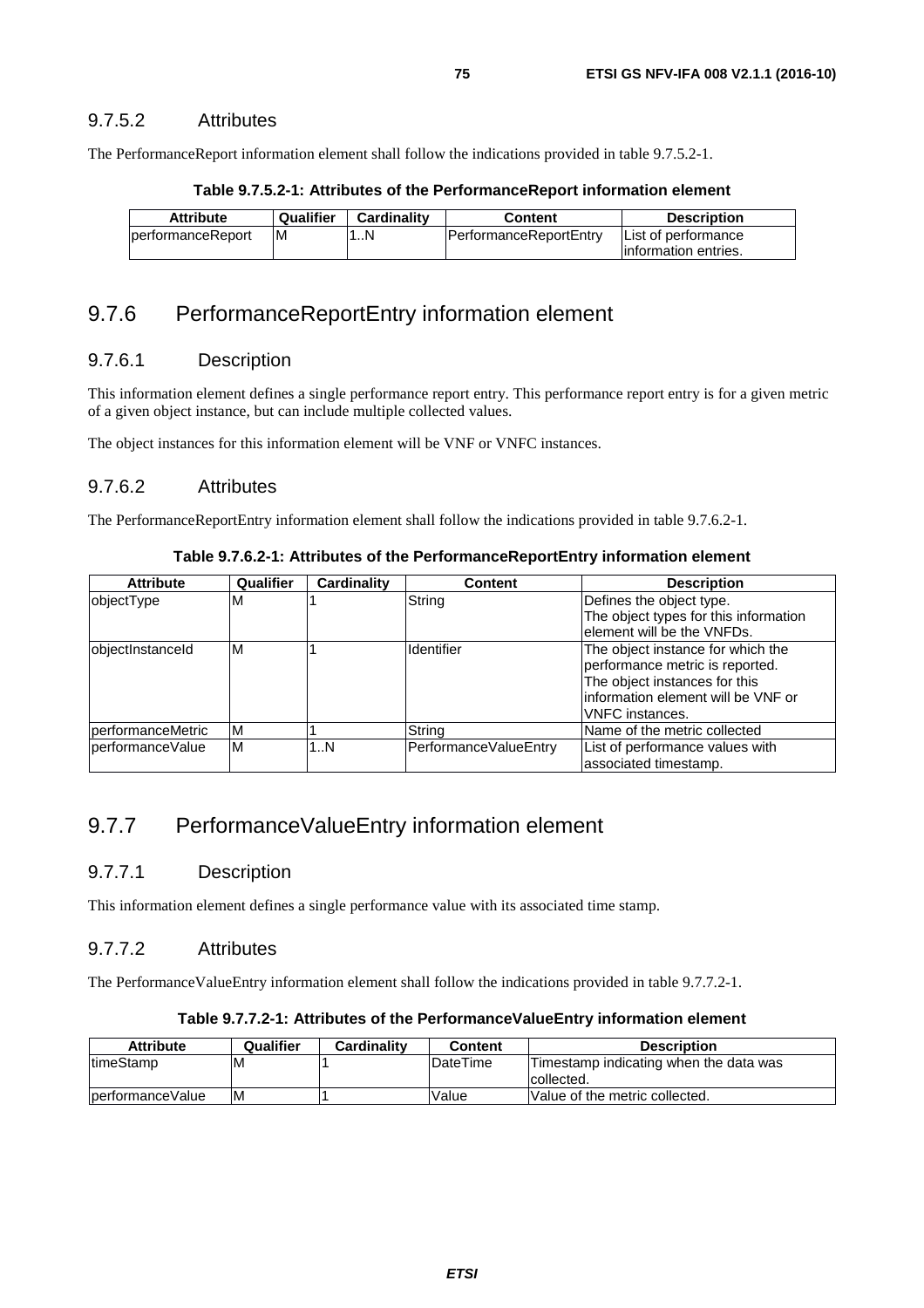### 9.7.5.2 Attributes

The PerformanceReport information element shall follow the indications provided in table 9.7.5.2-1.

**Table 9.7.5.2-1: Attributes of the PerformanceReport information element**

| Attribute | Qualifier | Cardinality | Content | Description |
|---|---|---|---|---|
| performanceReport | M | 1..N | PerformanceReportEntry | List of performance information entries. |

## 9.7.6 PerformanceReportEntry information element

### 9.7.6.1 Description

This information element defines a single performance report entry. This performance report entry is for a given metric of a given object instance, but can include multiple collected values.

The object instances for this information element will be VNF or VNFC instances.

### 9.7.6.2 Attributes

The PerformanceReportEntry information element shall follow the indications provided in table 9.7.6.2-1.

**Table 9.7.6.2-1: Attributes of the PerformanceReportEntry information element**

| Attribute | Qualifier | Cardinality | Content | Description |
|---|---|---|---|---|
| objectType | M | 1 | String | Defines the object type. The object types for this information element will be the VNFDs. |
| objectInstanceId | M | 1 | Identifier | The object instance for which the performance metric is reported. The object instances for this information element will be VNF or VNFC instances. |
| performanceMetric | M | 1 | String | Name of the metric collected |
| performanceValue | M | 1..N | PerformanceValueEntry | List of performance values with associated timestamp. |

## 9.7.7 PerformanceValueEntry information element

### 9.7.7.1 Description

This information element defines a single performance value with its associated time stamp.

### 9.7.7.2 Attributes

The PerformanceValueEntry information element shall follow the indications provided in table 9.7.7.2-1.

**Table 9.7.7.2-1: Attributes of the PerformanceValueEntry information element**

| Attribute | Qualifier | Cardinality | Content | Description |
|---|---|---|---|---|
| timeStamp | M | 1 | DateTime | Timestamp indicating when the data was collected. |
| performanceValue | M | 1 | Value | Value of the metric collected. |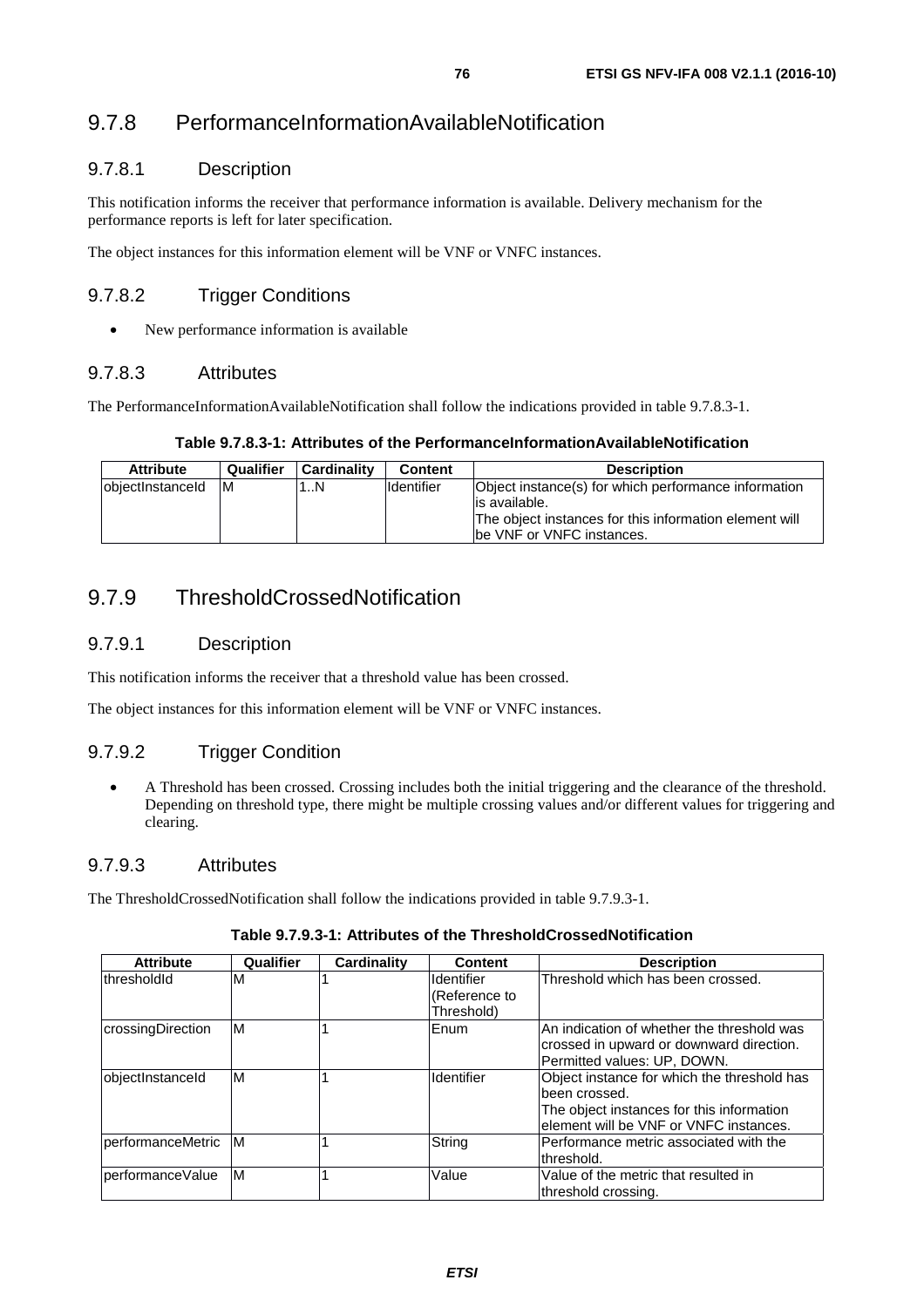### 9.7.8 PerformanceInformationAvailableNotification

#### 9.7.8.1 Description

This notification informs the receiver that performance information is available. Delivery mechanism for the performance reports is left for later specification.

The object instances for this information element will be VNF or VNFC instances.

#### 9.7.8.2 Trigger Conditions

- New performance information is available

#### 9.7.8.3 Attributes

The PerformanceInformationAvailableNotification shall follow the indications provided in table 9.7.8.3-1.

**Table 9.7.8.3-1: Attributes of the PerformanceInformationAvailableNotification**

| Attribute | Qualifier | Cardinality | Content | Description |
|---|---|---|---|---|
| objectInstanceId | M | 1..N | Identifier | Object instance(s) for which performance information is available.<br>The object instances for this information element will be VNF or VNFC instances. |

### 9.7.9 ThresholdCrossedNotification

#### 9.7.9.1 Description

This notification informs the receiver that a threshold value has been crossed.

The object instances for this information element will be VNF or VNFC instances.

#### 9.7.9.2 Trigger Condition

- A Threshold has been crossed. Crossing includes both the initial triggering and the clearance of the threshold. Depending on threshold type, there might be multiple crossing values and/or different values for triggering and clearing.

#### 9.7.9.3 Attributes

The ThresholdCrossedNotification shall follow the indications provided in table 9.7.9.3-1.

**Table 9.7.9.3-1: Attributes of the ThresholdCrossedNotification**

| Attribute | Qualifier | Cardinality | Content | Description |
|---|---|---|---|---|
| thresholdId | M | 1 | Identifier (Reference to Threshold) | Threshold which has been crossed. |
| crossingDirection | M | 1 | Enum | An indication of whether the threshold was crossed in upward or downward direction. Permitted values: UP, DOWN. |
| objectInstanceId | M | 1 | Identifier | Object instance for which the threshold has been crossed.<br>The object instances for this information element will be VNF or VNFC instances. |
| performanceMetric | M | 1 | String | Performance metric associated with the threshold. |
| performanceValue | M | 1 | Value | Value of the metric that resulted in threshold crossing. |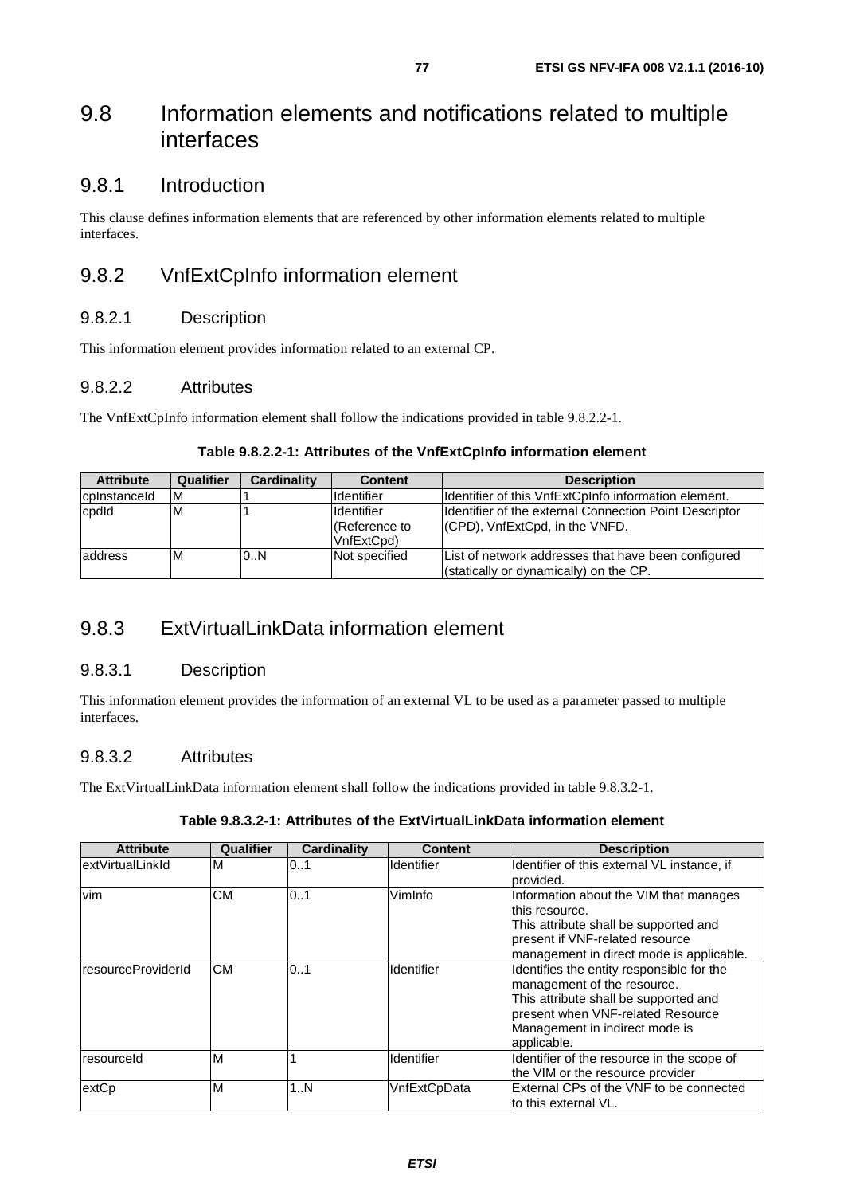# 9.8 Information elements and notifications related to multiple interfaces

## 9.8.1 Introduction

This clause defines information elements that are referenced by other information elements related to multiple interfaces.

## 9.8.2 VnfExtCpInfo information element

### 9.8.2.1 Description

This information element provides information related to an external CP.

### 9.8.2.2 Attributes

The VnfExtCpInfo information element shall follow the indications provided in table 9.8.2.2-1.

**Table 9.8.2.2-1: Attributes of the VnfExtCpInfo information element**

| Attribute | Qualifier | Cardinality | Content | Description |
|---|---|---|---|---|
| cpInstanceId | M | 1 | Identifier | Identifier of this VnfExtCpInfo information element. |
| cpdId | M | 1 | Identifier (Reference to VnfExtCpd) | Identifier of the external Connection Point Descriptor (CPD), VnfExtCpd, in the VNFD. |
| address | M | 0..N | Not specified | List of network addresses that have been configured (statically or dynamically) on the CP. |

## 9.8.3 ExtVirtualLinkData information element

### 9.8.3.1 Description

This information element provides the information of an external VL to be used as a parameter passed to multiple interfaces.

### 9.8.3.2 Attributes

The ExtVirtualLinkData information element shall follow the indications provided in table 9.8.3.2-1.

**Table 9.8.3.2-1: Attributes of the ExtVirtualLinkData information element**

| Attribute | Qualifier | Cardinality | Content | Description |
|---|---|---|---|---|
| extVirtualLinkId | M | 0..1 | Identifier | Identifier of this external VL instance, if provided. |
| vim | CM | 0..1 | VimInfo | Information about the VIM that manages this resource.<br>This attribute shall be supported and present if VNF-related resource management in direct mode is applicable. |
| resourceProviderId | CM | 0..1 | Identifier | Identifies the entity responsible for the management of the resource.<br>This attribute shall be supported and present when VNF-related Resource Management in indirect mode is applicable. |
| resourceId | M | 1 | Identifier | Identifier of the resource in the scope of the VIM or the resource provider |
| extCp | M | 1..N | VnfExtCpData | External CPs of the VNF to be connected to this external VL. |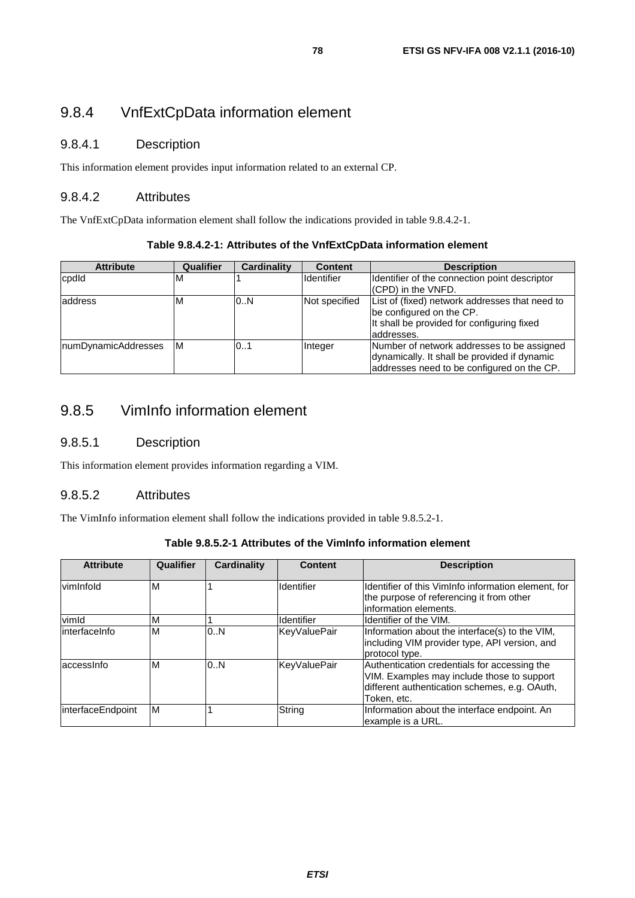## 9.8.4 VnfExtCpData information element

### 9.8.4.1 Description

This information element provides input information related to an external CP.

### 9.8.4.2 Attributes

The VnfExtCpData information element shall follow the indications provided in table 9.8.4.2-1.

**Table 9.8.4.2-1: Attributes of the VnfExtCpData information element**

| Attribute | Qualifier | Cardinality | Content | Description |
|---|---|---|---|---|
| cpdId | M | 1 | Identifier | Identifier of the connection point descriptor (CPD) in the VNFD. |
| address | M | 0..N | Not specified | List of (fixed) network addresses that need to be configured on the CP. It shall be provided for configuring fixed addresses. |
| numDynamicAddresses | M | 0..1 | Integer | Number of network addresses to be assigned dynamically. It shall be provided if dynamic addresses need to be configured on the CP. |

## 9.8.5 VimInfo information element

### 9.8.5.1 Description

This information element provides information regarding a VIM.

### 9.8.5.2 Attributes

The VimInfo information element shall follow the indications provided in table 9.8.5.2-1.

**Table 9.8.5.2-1 Attributes of the VimInfo information element**

| Attribute | Qualifier | Cardinality | Content | Description |
|---|---|---|---|---|
| vimInfoId | M | 1 | Identifier | Identifier of this VimInfo information element, for the purpose of referencing it from other information elements. |
| vimId | M | 1 | Identifier | Identifier of the VIM. |
| interfaceInfo | M | 0..N | KeyValuePair | Information about the interface(s) to the VIM, including VIM provider type, API version, and protocol type. |
| accessInfo | M | 0..N | KeyValuePair | Authentication credentials for accessing the VIM. Examples may include those to support different authentication schemes, e.g. OAuth, Token, etc. |
| interfaceEndpoint | M | 1 | String | Information about the interface endpoint. An example is a URL. |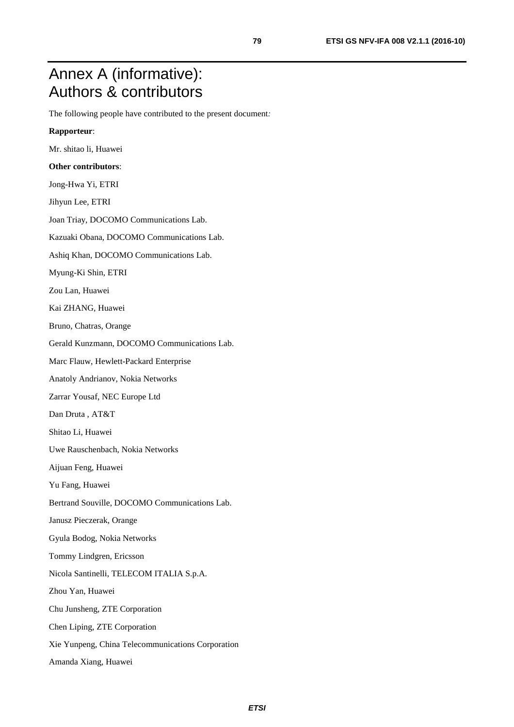# Annex A (informative): Authors & contributors

The following people have contributed to the present document:

**Rapporteur**:

Mr. shitao li, Huawei

**Other contributors**:

Jong-Hwa Yi, ETRI

Jihyun Lee, ETRI

Joan Triay, DOCOMO Communications Lab.

Kazuaki Obana, DOCOMO Communications Lab.

Ashiq Khan, DOCOMO Communications Lab.

Myung-Ki Shin, ETRI

Zou Lan, Huawei

Kai ZHANG, Huawei

Bruno, Chatras, Orange

Gerald Kunzmann, DOCOMO Communications Lab.

Marc Flauw, Hewlett-Packard Enterprise

Anatoly Andrianov, Nokia Networks

Zarrar Yousaf, NEC Europe Ltd

Dan Druta , AT&T

Shitao Li, Huawei

Uwe Rauschenbach, Nokia Networks

Aijuan Feng, Huawei

Yu Fang, Huawei

Bertrand Souville, DOCOMO Communications Lab.

Janusz Pieczerak, Orange

Gyula Bodog, Nokia Networks

Tommy Lindgren, Ericsson

Nicola Santinelli, TELECOM ITALIA S.p.A.

Zhou Yan, Huawei

Chu Junsheng, ZTE Corporation

Chen Liping, ZTE Corporation

Xie Yunpeng, China Telecommunications Corporation

Amanda Xiang, Huawei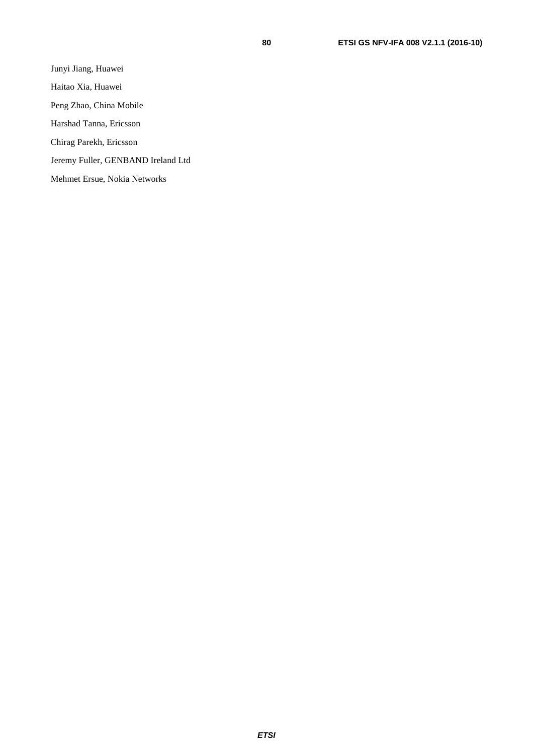Junyi Jiang, Huawei

Haitao Xia, Huawei

Peng Zhao, China Mobile

Harshad Tanna, Ericsson

Chirag Parekh, Ericsson

Jeremy Fuller, GENBAND Ireland Ltd

Mehmet Ersue, Nokia Networks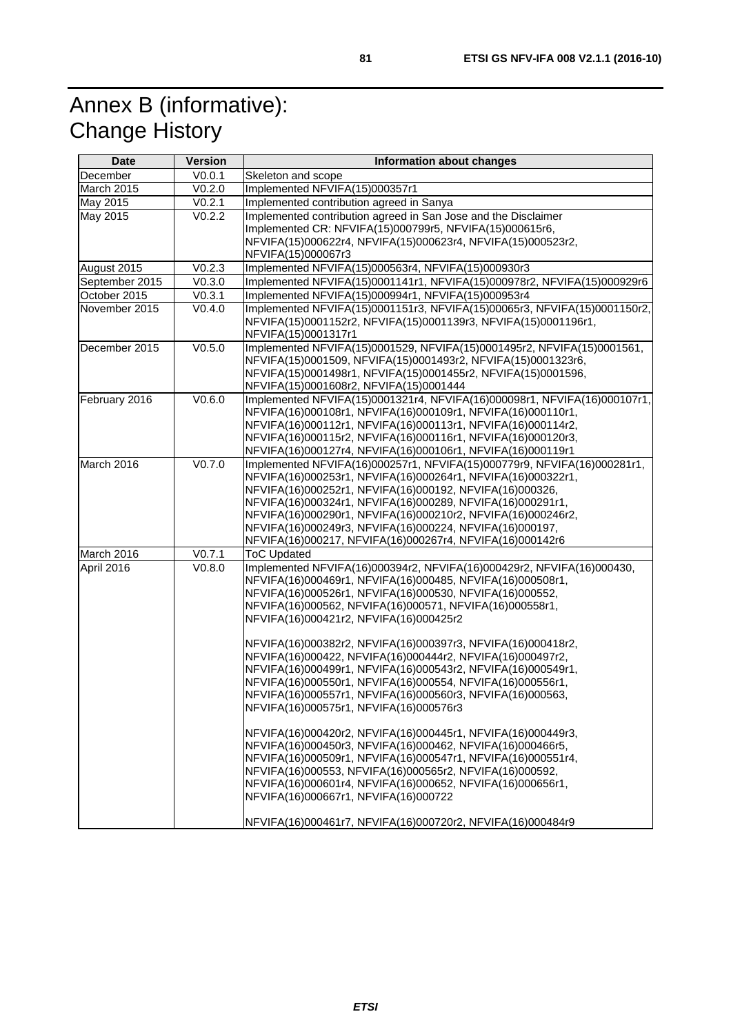# Annex B (informative): Change History

| Date | Version | Information about changes |
|---|---|---|
| December | V0.0.1 | Skeleton and scope |
| March 2015 | V0.2.0 | Implemented NFVIFA(15)000357r1 |
| May 2015 | V0.2.1 | Implemented contribution agreed in Sanya |
| May 2015 | V0.2.2 | Implemented contribution agreed in San Jose and the Disclaimer<br>Implemented CR: NFVIFA(15)000799r5, NFVIFA(15)000615r6, NFVIFA(15)000622r4, NFVIFA(15)000623r4, NFVIFA(15)000523r2, NFVIFA(15)000067r3 |
| August 2015 | V0.2.3 | Implemented NFVIFA(15)000563r4, NFVIFA(15)000930r3 |
| September 2015 | V0.3.0 | Implemented NFVIFA(15)0001141r1, NFVIFA(15)000978r2, NFVIFA(15)000929r6 |
| October 2015 | V0.3.1 | Implemented NFVIFA(15)000994r1, NFVIFA(15)000953r4 |
| November 2015 | V0.4.0 | Implemented NFVIFA(15)0001151r3, NFVIFA(15)00065r3, NFVIFA(15)0001150r2, NFVIFA(15)0001152r2, NFVIFA(15)0001139r3, NFVIFA(15)0001196r1, NFVIFA(15)0001317r1 |
| December 2015 | V0.5.0 | Implemented NFVIFA(15)0001529, NFVIFA(15)0001495r2, NFVIFA(15)0001561, NFVIFA(15)0001509, NFVIFA(15)0001493r2, NFVIFA(15)0001323r6, NFVIFA(15)0001498r1, NFVIFA(15)0001455r2, NFVIFA(15)0001596, NFVIFA(15)0001608r2, NFVIFA(15)0001444 |
| February 2016 | V0.6.0 | Implemented NFVIFA(15)0001321r4, NFVIFA(16)000098r1, NFVIFA(16)000107r1, NFVIFA(16)000108r1, NFVIFA(16)000109r1, NFVIFA(16)000110r1, NFVIFA(16)000112r1, NFVIFA(16)000113r1, NFVIFA(16)000114r2, NFVIFA(16)000115r2, NFVIFA(16)000116r1, NFVIFA(16)000120r3, NFVIFA(16)000127r4, NFVIFA(16)000106r1, NFVIFA(16)000119r1 |
| March 2016 | V0.7.0 | Implemented NFVIFA(16)000257r1, NFVIFA(15)000779r9, NFVIFA(16)000281r1, NFVIFA(16)000253r1, NFVIFA(16)000264r1, NFVIFA(16)000322r1, NFVIFA(16)000252r1, NFVIFA(16)000192, NFVIFA(16)000326, NFVIFA(16)000324r1, NFVIFA(16)000289, NFVIFA(16)000291r1, NFVIFA(16)000290r1, NFVIFA(16)000210r2, NFVIFA(16)000246r2, NFVIFA(16)000249r3, NFVIFA(16)000224, NFVIFA(16)000197, NFVIFA(16)000217, NFVIFA(16)000267r4, NFVIFA(16)000142r6 |
| March 2016 | V0.7.1 | ToC Updated |
| April 2016 | V0.8.0 | Implemented NFVIFA(16)000394r2, NFVIFA(16)000429r2, NFVIFA(16)000430, NFVIFA(16)000469r1, NFVIFA(16)000485, NFVIFA(16)000508r1, NFVIFA(16)000526r1, NFVIFA(16)000530, NFVIFA(16)000552, NFVIFA(16)000562, NFVIFA(16)000571, NFVIFA(16)000558r1, NFVIFA(16)000421r2, NFVIFA(16)000425r2<br><br>NFVIFA(16)000382r2, NFVIFA(16)000397r3, NFVIFA(16)000418r2, NFVIFA(16)000422, NFVIFA(16)000444r2, NFVIFA(16)000497r2, NFVIFA(16)000499r1, NFVIFA(16)000543r2, NFVIFA(16)000549r1, NFVIFA(16)000550r1, NFVIFA(16)000554, NFVIFA(16)000556r1, NFVIFA(16)000557r1, NFVIFA(16)000560r3, NFVIFA(16)000563, NFVIFA(16)000575r1, NFVIFA(16)000576r3<br><br>NFVIFA(16)000420r2, NFVIFA(16)000445r1, NFVIFA(16)000449r3, NFVIFA(16)000450r3, NFVIFA(16)000462, NFVIFA(16)000466r5, NFVIFA(16)000509r1, NFVIFA(16)000547r1, NFVIFA(16)000551r4, NFVIFA(16)000553, NFVIFA(16)000565r2, NFVIFA(16)000592, NFVIFA(16)000601r4, NFVIFA(16)000652, NFVIFA(16)000656r1, NFVIFA(16)000667r1, NFVIFA(16)000722<br><br>NFVIFA(16)000461r7, NFVIFA(16)000720r2, NFVIFA(16)000484r9 |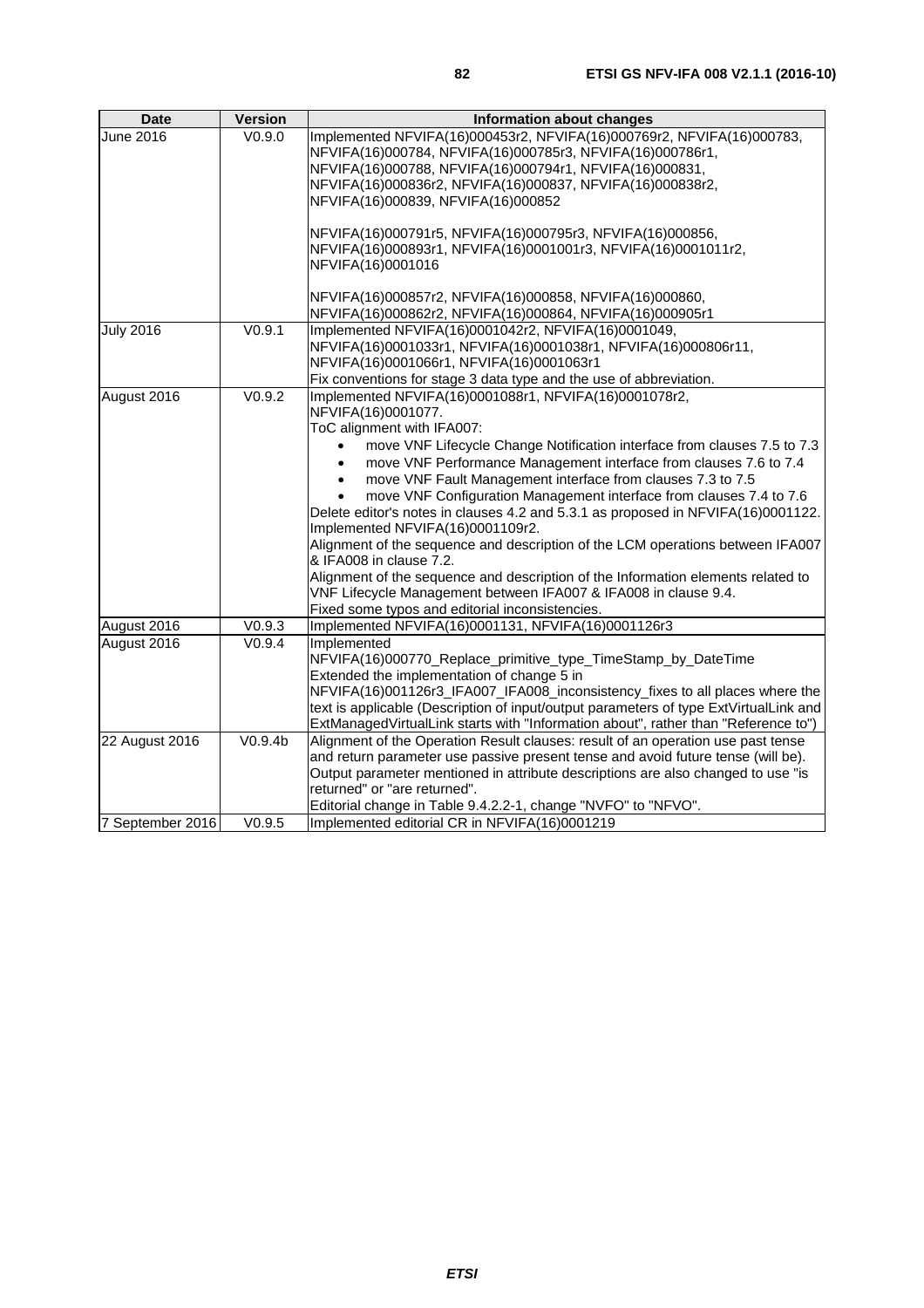| Date | Version | Information about changes |
|---|---|---|
| June 2016 | V0.9.0 | Implemented NFVIFA(16)000453r2, NFVIFA(16)000769r2, NFVIFA(16)000783, NFVIFA(16)000784, NFVIFA(16)000785r3, NFVIFA(16)000786r1, NFVIFA(16)000788, NFVIFA(16)000794r1, NFVIFA(16)000831, NFVIFA(16)000836r2, NFVIFA(16)000837, NFVIFA(16)000838r2, NFVIFA(16)000839, NFVIFA(16)000852<br><br>NFVIFA(16)000791r5, NFVIFA(16)000795r3, NFVIFA(16)000856, NFVIFA(16)000893r1, NFVIFA(16)0001001r3, NFVIFA(16)0001011r2, NFVIFA(16)0001016<br><br>NFVIFA(16)000857r2, NFVIFA(16)000858, NFVIFA(16)000860, NFVIFA(16)000862r2, NFVIFA(16)000864, NFVIFA(16)000905r1 |
| July 2016 | V0.9.1 | Implemented NFVIFA(16)0001042r2, NFVIFA(16)0001049, NFVIFA(16)0001033r1, NFVIFA(16)0001038r1, NFVIFA(16)000806r11, NFVIFA(16)0001066r1, NFVIFA(16)0001063r1<br>Fix conventions for stage 3 data type and the use of abbreviation. |
| August 2016 | V0.9.2 | Implemented NFVIFA(16)0001088r1, NFVIFA(16)0001078r2, NFVIFA(16)0001077.<br>ToC alignment with IFA007:<br>• move VNF Lifecycle Change Notification interface from clauses 7.5 to 7.3<br>• move VNF Performance Management interface from clauses 7.6 to 7.4<br>• move VNF Fault Management interface from clauses 7.3 to 7.5<br>• move VNF Configuration Management interface from clauses 7.4 to 7.6<br>Delete editor's notes in clauses 4.2 and 5.3.1 as proposed in NFVIFA(16)0001122.<br>Implemented NFVIFA(16)0001109r2.<br>Alignment of the sequence and description of the LCM operations between IFA007 & IFA008 in clause 7.2.<br>Alignment of the sequence and description of the Information elements related to VNF Lifecycle Management between IFA007 & IFA008 in clause 9.4.<br>Fixed some typos and editorial inconsistencies. |
| August 2016 | V0.9.3 | Implemented NFVIFA(16)0001131, NFVIFA(16)0001126r3 |
| August 2016 | V0.9.4 | Implemented NFVIFA(16)000770_Replace_primitive_type_TimeStamp_by_DateTime<br>Extended the implementation of change 5 in NFVIFA(16)001126r3_IFA007_IFA008_inconsistency_fixes to all places where the text is applicable (Description of input/output parameters of type ExtVirtualLink and ExtManagedVirtualLink starts with "Information about", rather than "Reference to") |
| 22 August 2016 | V0.9.4b | Alignment of the Operation Result clauses: result of an operation use past tense and return parameter use passive present tense and avoid future tense (will be). Output parameter mentioned in attribute descriptions are also changed to use "is returned" or "are returned".<br>Editorial change in Table 9.4.2.2-1, change "NVFO" to "NFVO". |
| 7 September 2016 | V0.9.5 | Implemented editorial CR in NFVIFA(16)0001219 |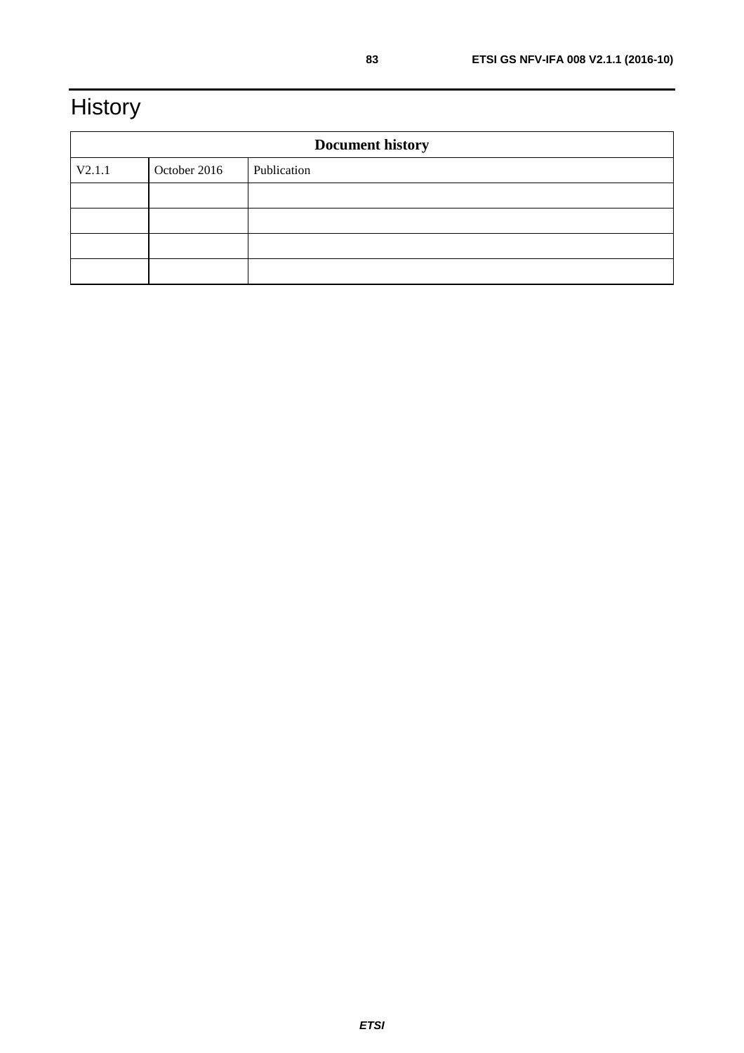# History

| Document history | | |
|---|---|---|
| V2.1.1 | October 2016 | Publication |
| | | |
| | | |
| | | |
| | | |